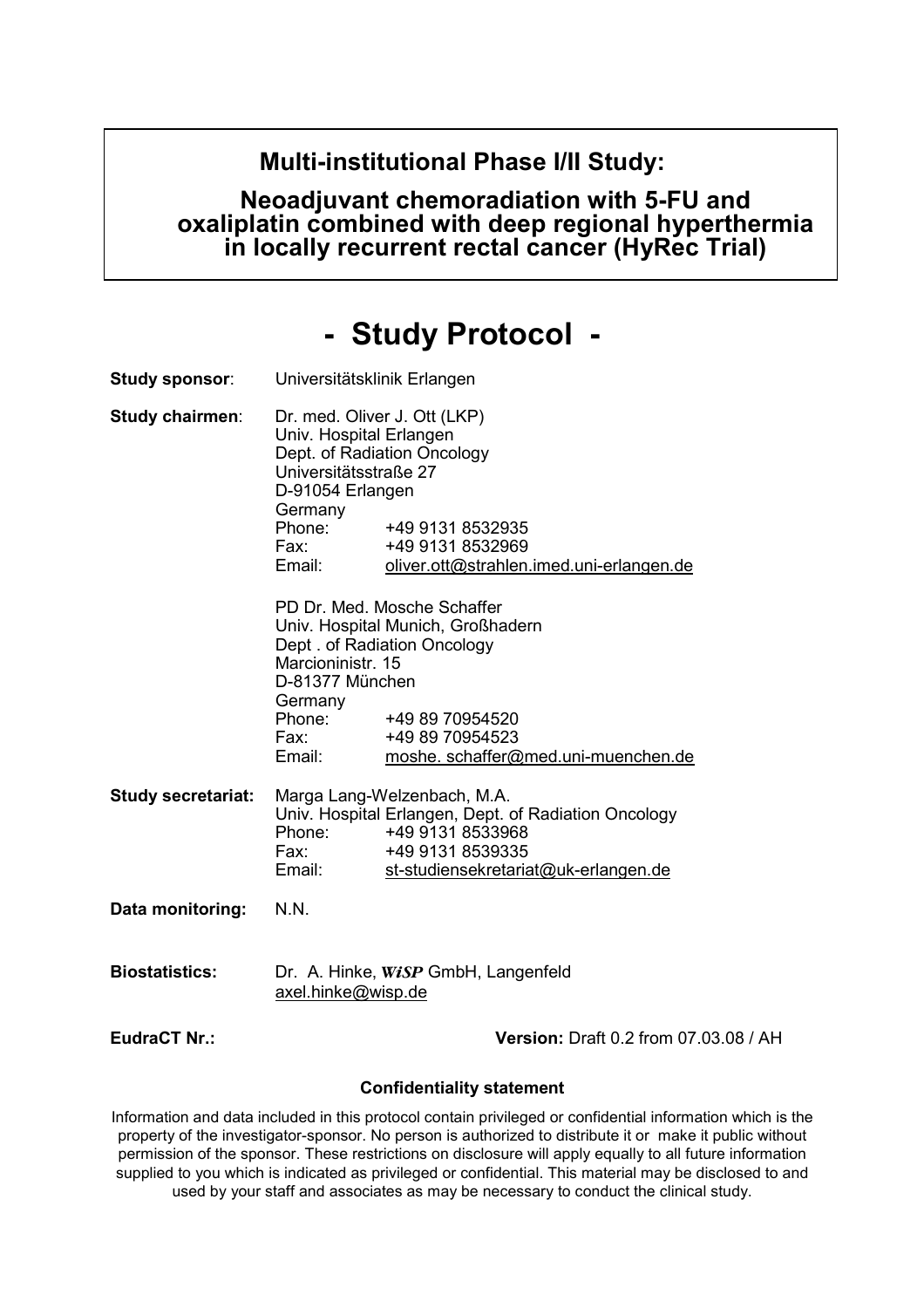**Multi-institutional Phase I/II Study:**

**Neoadjuvant chemoradiation with 5-FU and oxaliplatin combined with deep regional hyperthermia in locally recurrent rectal cancer (HyRec Trial)**

# - Study Protocol -

**Study sponsor**: Universitätsklinik Erlangen

**Study chairmen**: Dr. med. Oliver J. Ott (LKP)
Univ. Hospital Erlangen
Dept. of Radiation Oncology
Universitätsstraße 27
D-91054 Erlangen
Germany
Phone: +49 9131 8532935
Fax: +49 9131 8532969
Email: oliver.ott@strahlen.imed.uni-erlangen.de

PD Dr. Med. Mosche Schaffer
Univ. Hospital Munich, Großhadern
Dept . of Radiation Oncology
Marcioninistr. 15
D-81377 München
Germany
Phone: +49 89 70954520
Fax: +49 89 70954523
Email: moshe. schaffer@med.uni-muenchen.de

**Study secretariat:** Marga Lang-Welzenbach, M.A.
Univ. Hospital Erlangen, Dept. of Radiation Oncology
Phone: +49 9131 8533968
Fax: +49 9131 8539335
Email: st-studiensekretariat@uk-erlangen.de

**Data monitoring:** N.N.

**Biostatistics:** Dr. A. Hinke, ***WiSP*** GmbH, Langenfeld
axel.hinke@wisp.de

**EudraCT Nr.:**

**Version:** Draft 0.2 from 07.03.08 / AH

**Confidentiality statement**

Information and data included in this protocol contain privileged or confidential information which is the property of the investigator-sponsor. No person is authorized to distribute it or make it public without permission of the sponsor. These restrictions on disclosure will apply equally to all future information supplied to you which is indicated as privileged or confidential. This material may be disclosed to and used by your staff and associates as may be necessary to conduct the clinical study.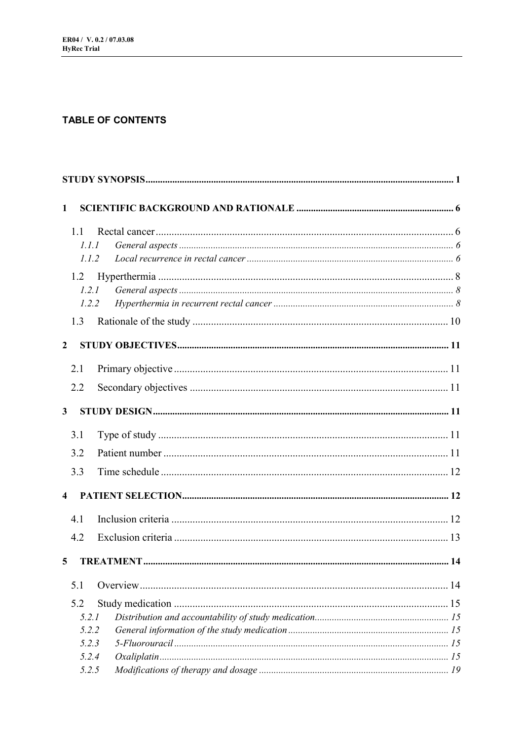## TABLE OF CONTENTS

STUDY SYNOPSIS ........................................................ 1

1 SCIENTIFIC BACKGROUND AND RATIONALE ........................................................ 6

1.1 Rectal cancer ........................................................ 6

*1.1.1 General aspects ........................................................ 6*

*1.1.2 Local recurrence in rectal cancer ........................................................ 6*

1.2 Hyperthermia ........................................................ 8

*1.2.1 General aspects ........................................................ 8*

*1.2.2 Hyperthermia in recurrent rectal cancer ........................................................ 8*

1.3 Rationale of the study ........................................................ 10

2 STUDY OBJECTIVES ........................................................ 11

2.1 Primary objective ........................................................ 11

2.2 Secondary objectives ........................................................ 11

3 STUDY DESIGN ........................................................ 11

3.1 Type of study ........................................................ 11

3.2 Patient number ........................................................ 11

3.3 Time schedule ........................................................ 12

4 PATIENT SELECTION ........................................................ 12

4.1 Inclusion criteria ........................................................ 12

4.2 Exclusion criteria ........................................................ 13

5 TREATMENT ........................................................ 14

5.1 Overview ........................................................ 14

5.2 Study medication ........................................................ 15

*5.2.1 Distribution and accountability of study medication ........................................................ 15*

*5.2.2 General information of the study medication ........................................................ 15*

*5.2.3 5-Fluorouracil ........................................................ 15*

*5.2.4 Oxaliplatin ........................................................ 15*

*5.2.5 Modifications of therapy and dosage ........................................................ 19*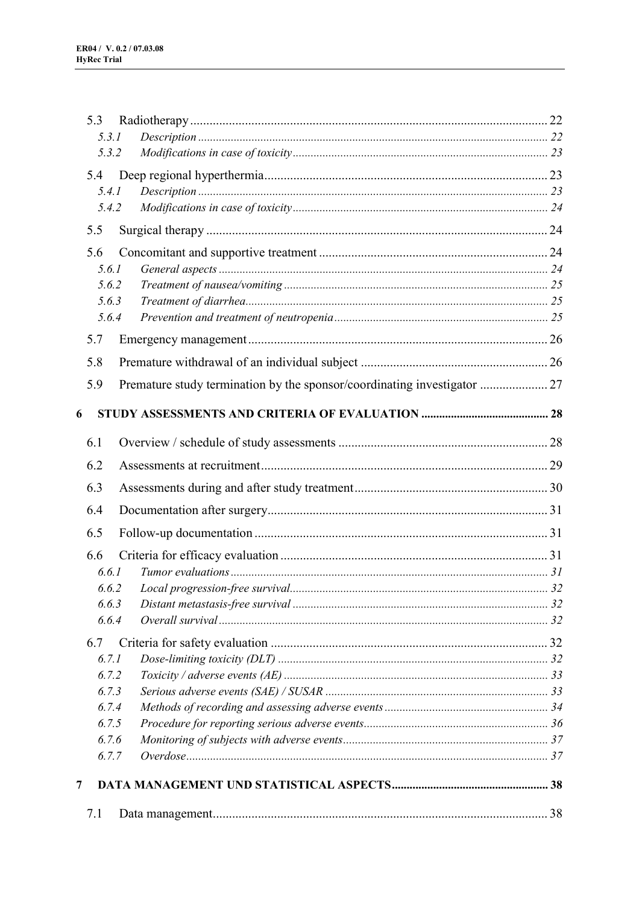5.3 Radiotherapy .......... 22

*5.3.1 Description .......... 22*

*5.3.2 Modifications in case of toxicity .......... 23*

5.4 Deep regional hyperthermia .......... 23

*5.4.1 Description .......... 23*

*5.4.2 Modifications in case of toxicity .......... 24*

5.5 Surgical therapy .......... 24

5.6 Concomitant and supportive treatment .......... 24

*5.6.1 General aspects .......... 24*

*5.6.2 Treatment of nausea/vomiting .......... 25*

*5.6.3 Treatment of diarrhea .......... 25*

*5.6.4 Prevention and treatment of neutropenia .......... 25*

5.7 Emergency management .......... 26

5.8 Premature withdrawal of an individual subject .......... 26

5.9 Premature study termination by the sponsor/coordinating investigator .......... 27

**6 STUDY ASSESSMENTS AND CRITERIA OF EVALUATION .......... 28**

6.1 Overview / schedule of study assessments .......... 28

6.2 Assessments at recruitment .......... 29

6.3 Assessments during and after study treatment .......... 30

6.4 Documentation after surgery .......... 31

6.5 Follow-up documentation .......... 31

6.6 Criteria for efficacy evaluation .......... 31

*6.6.1 Tumor evaluations .......... 31*

*6.6.2 Local progression-free survival .......... 32*

*6.6.3 Distant metastasis-free survival .......... 32*

*6.6.4 Overall survival .......... 32*

6.7 Criteria for safety evaluation .......... 32

*6.7.1 Dose-limiting toxicity (DLT) .......... 32*

*6.7.2 Toxicity / adverse events (AE) .......... 33*

*6.7.3 Serious adverse events (SAE) / SUSAR .......... 33*

*6.7.4 Methods of recording and assessing adverse events .......... 34*

*6.7.5 Procedure for reporting serious adverse events .......... 36*

*6.7.6 Monitoring of subjects with adverse events .......... 37*

*6.7.7 Overdose .......... 37*

**7 DATA MANAGEMENT UND STATISTICAL ASPECTS .......... 38**

7.1 Data management .......... 38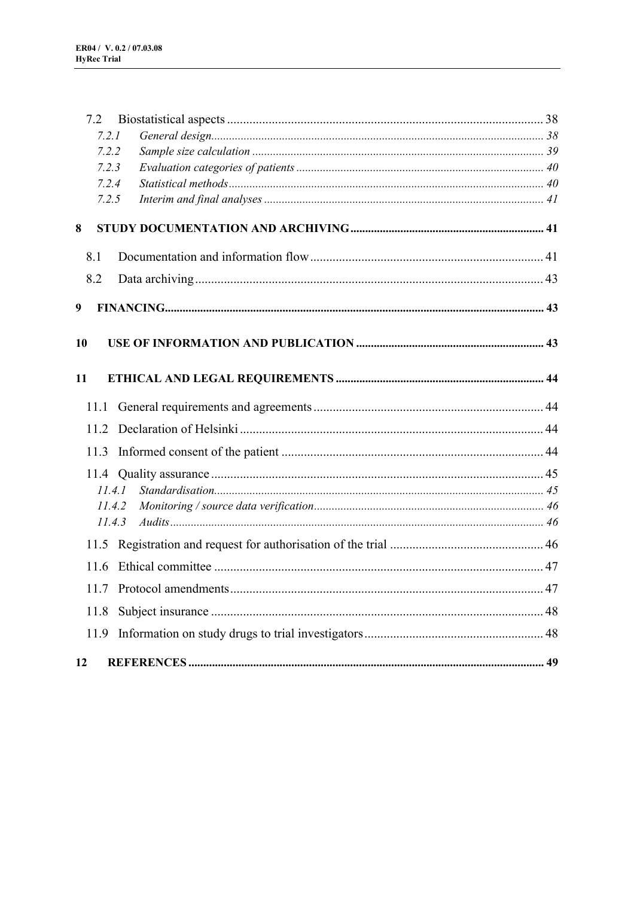7.2 Biostatistical aspects .......... 38

*7.2.1 General design* .......... *38*

*7.2.2 Sample size calculation* .......... *39*

*7.2.3 Evaluation categories of patients* .......... *40*

*7.2.4 Statistical methods* .......... *40*

*7.2.5 Interim and final analyses* .......... *41*

**8 STUDY DOCUMENTATION AND ARCHIVING .......... 41**

8.1 Documentation and information flow .......... 41

8.2 Data archiving .......... 43

**9 FINANCING .......... 43**

**10 USE OF INFORMATION AND PUBLICATION .......... 43**

**11 ETHICAL AND LEGAL REQUIREMENTS .......... 44**

11.1 General requirements and agreements .......... 44

11.2 Declaration of Helsinki .......... 44

11.3 Informed consent of the patient .......... 44

11.4 Quality assurance .......... 45

*11.4.1 Standardisation* .......... *45*

*11.4.2 Monitoring / source data verification* .......... *46*

*11.4.3 Audits* .......... *46*

11.5 Registration and request for authorisation of the trial .......... 46

11.6 Ethical committee .......... 47

11.7 Protocol amendments .......... 47

11.8 Subject insurance .......... 48

11.9 Information on study drugs to trial investigators .......... 48

**12 REFERENCES .......... 49**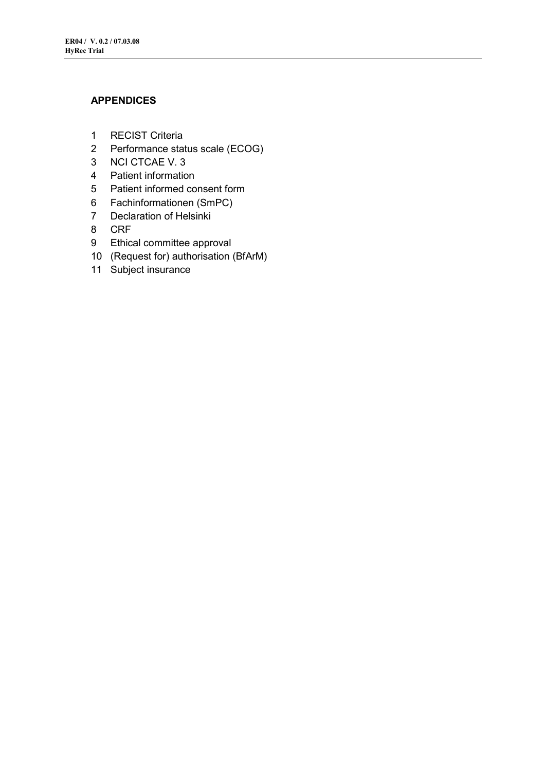## APPENDICES

1. RECIST Criteria
2. Performance status scale (ECOG)
3. NCI CTCAE V. 3
4. Patient information
5. Patient informed consent form
6. Fachinformationen (SmPC)
7. Declaration of Helsinki
8. CRF
9. Ethical committee approval
10. (Request for) authorisation (BfArM)
11. Subject insurance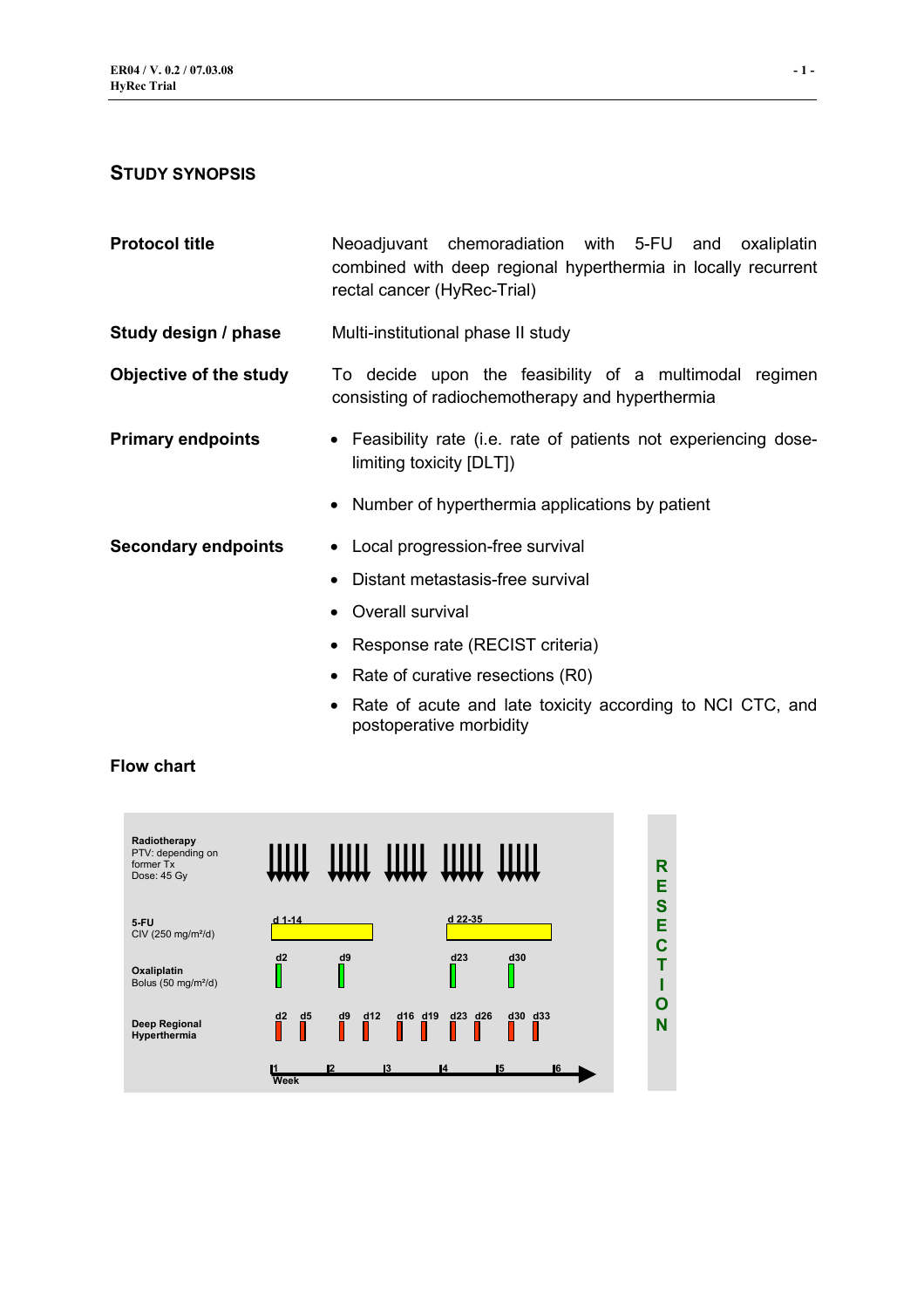## STUDY SYNOPSIS

**Protocol title**

Neoadjuvant chemoradiation with 5-FU and oxaliplatin combined with deep regional hyperthermia in locally recurrent rectal cancer (HyRec-Trial)

**Study design / phase**

Multi-institutional phase II study

**Objective of the study**

To decide upon the feasibility of a multimodal regimen consisting of radiochemotherapy and hyperthermia

**Primary endpoints**

- Feasibility rate (i.e. rate of patients not experiencing dose-limiting toxicity [DLT])
- Number of hyperthermia applications by patient

**Secondary endpoints**

- Local progression-free survival
- Distant metastasis-free survival
- Overall survival
- Response rate (RECIST criteria)
- Rate of curative resections (R0)
- Rate of acute and late toxicity according to NCI CTC, and postoperative morbidity

**Flow chart**

Radiotherapy
PTV: depending on former Tx
Dose: 45 Gy

5-FU
CIV (250 mg/m²/d)
d 1-14
d 22-35

Oxaliplatin
Bolus (50 mg/m²/d)
d2 d9 d23 d30

Deep Regional Hyperthermia
d2 d5 d9 d12 d16 d19 d23 d26 d30 d33

Week
1 2 3 4 5 6

RESECTION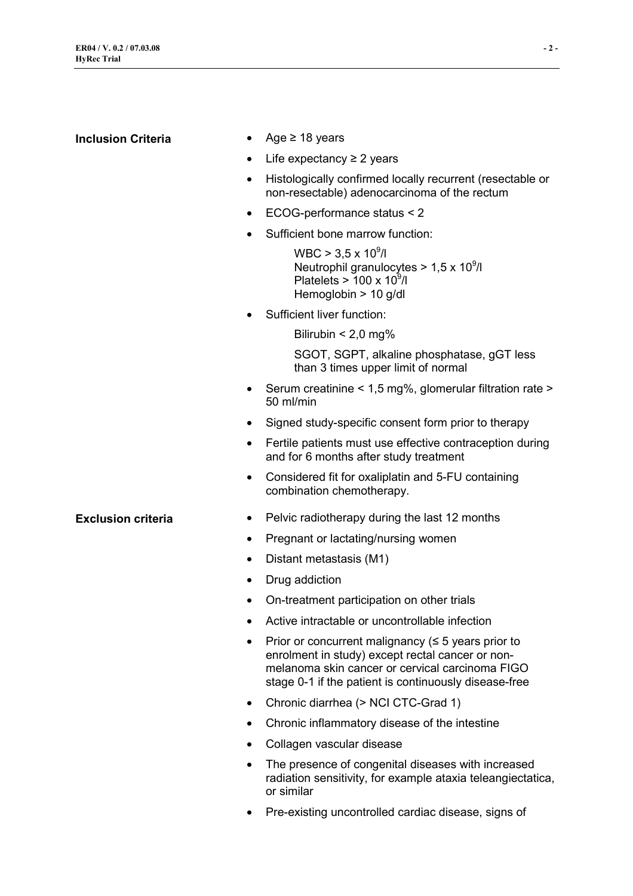**Inclusion Criteria**

- Age ≥ 18 years
- Life expectancy ≥ 2 years
- Histologically confirmed locally recurrent (resectable or non-resectable) adenocarcinoma of the rectum
- ECOG-performance status < 2
- Sufficient bone marrow function:

  WBC > 3,5 x $10^9$/l
  Neutrophil granulocytes > 1,5 x $10^9$/l
  Platelets > 100 x $10^9$/l
  Hemoglobin > 10 g/dl

- Sufficient liver function:

  Bilirubin < 2,0 mg%

  SGOT, SGPT, alkaline phosphatase, gGT less than 3 times upper limit of normal

- Serum creatinine < 1,5 mg%, glomerular filtration rate > 50 ml/min
- Signed study-specific consent form prior to therapy
- Fertile patients must use effective contraception during and for 6 months after study treatment
- Considered fit for oxaliplatin and 5-FU containing combination chemotherapy.

**Exclusion criteria**

- Pelvic radiotherapy during the last 12 months
- Pregnant or lactating/nursing women
- Distant metastasis (M1)
- Drug addiction
- On-treatment participation on other trials
- Active intractable or uncontrollable infection
- Prior or concurrent malignancy (≤ 5 years prior to enrolment in study) except rectal cancer or non-melanoma skin cancer or cervical carcinoma FIGO stage 0-1 if the patient is continuously disease-free
- Chronic diarrhea (> NCI CTC-Grad 1)
- Chronic inflammatory disease of the intestine
- Collagen vascular disease
- The presence of congenital diseases with increased radiation sensitivity, for example ataxia teleangiectatica, or similar
- Pre-existing uncontrolled cardiac disease, signs of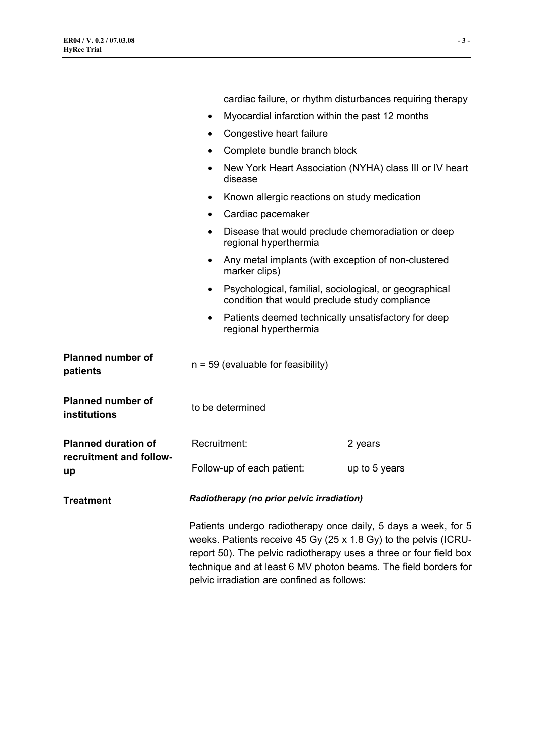cardiac failure, or rhythm disturbances requiring therapy

- Myocardial infarction within the past 12 months
- Congestive heart failure
- Complete bundle branch block
- New York Heart Association (NYHA) class III or IV heart disease
- Known allergic reactions on study medication
- Cardiac pacemaker
- Disease that would preclude chemoradiation or deep regional hyperthermia
- Any metal implants (with exception of non-clustered marker clips)
- Psychological, familial, sociological, or geographical condition that would preclude study compliance
- Patients deemed technically unsatisfactory for deep regional hyperthermia

| | | |
|---|---|---|
| **Planned number of patients** | n = 59 (evaluable for feasibility) | |
| **Planned number of institutions** | to be determined | |
| **Planned duration of recruitment and follow-up** | Recruitment: | 2 years |
| | Follow-up of each patient: | up to 5 years |

**Treatment**

***Radiotherapy (no prior pelvic irradiation)***

Patients undergo radiotherapy once daily, 5 days a week, for 5 weeks. Patients receive 45 Gy (25 x 1.8 Gy) to the pelvis (ICRU-report 50). The pelvic radiotherapy uses a three or four field box technique and at least 6 MV photon beams. The field borders for pelvic irradiation are confined as follows: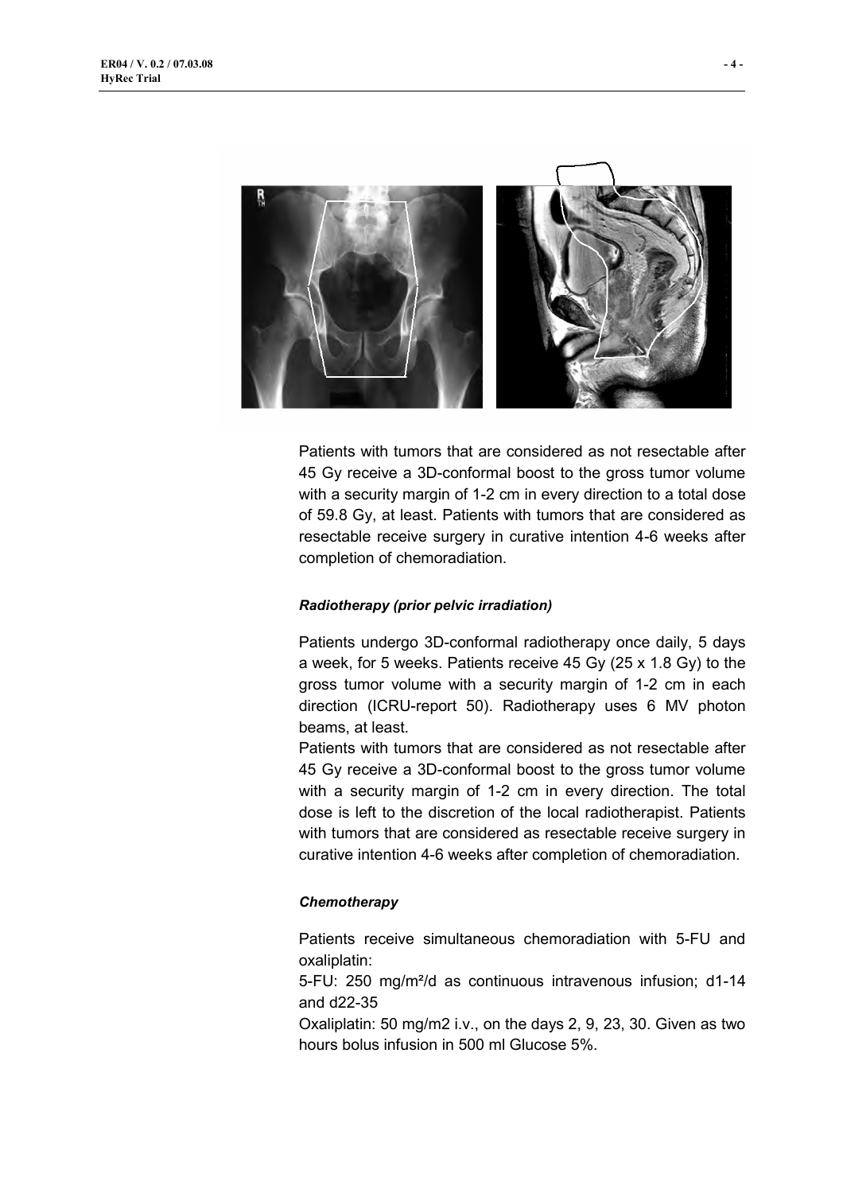Patients with tumors that are considered as not resectable after 45 Gy receive a 3D-conformal boost to the gross tumor volume with a security margin of 1-2 cm in every direction to a total dose of 59.8 Gy, at least. Patients with tumors that are considered as resectable receive surgery in curative intention 4-6 weeks after completion of chemoradiation.

***Radiotherapy (prior pelvic irradiation)***

Patients undergo 3D-conformal radiotherapy once daily, 5 days a week, for 5 weeks. Patients receive 45 Gy (25 x 1.8 Gy) to the gross tumor volume with a security margin of 1-2 cm in each direction (ICRU-report 50). Radiotherapy uses 6 MV photon beams, at least.

Patients with tumors that are considered as not resectable after 45 Gy receive a 3D-conformal boost to the gross tumor volume with a security margin of 1-2 cm in every direction. The total dose is left to the discretion of the local radiotherapist. Patients with tumors that are considered as resectable receive surgery in curative intention 4-6 weeks after completion of chemoradiation.

***Chemotherapy***

Patients receive simultaneous chemoradiation with 5-FU and oxaliplatin:

5-FU: 250 mg/m²/d as continuous intravenous infusion; d1-14 and d22-35

Oxaliplatin: 50 mg/m2 i.v., on the days 2, 9, 23, 30. Given as two hours bolus infusion in 500 ml Glucose 5%.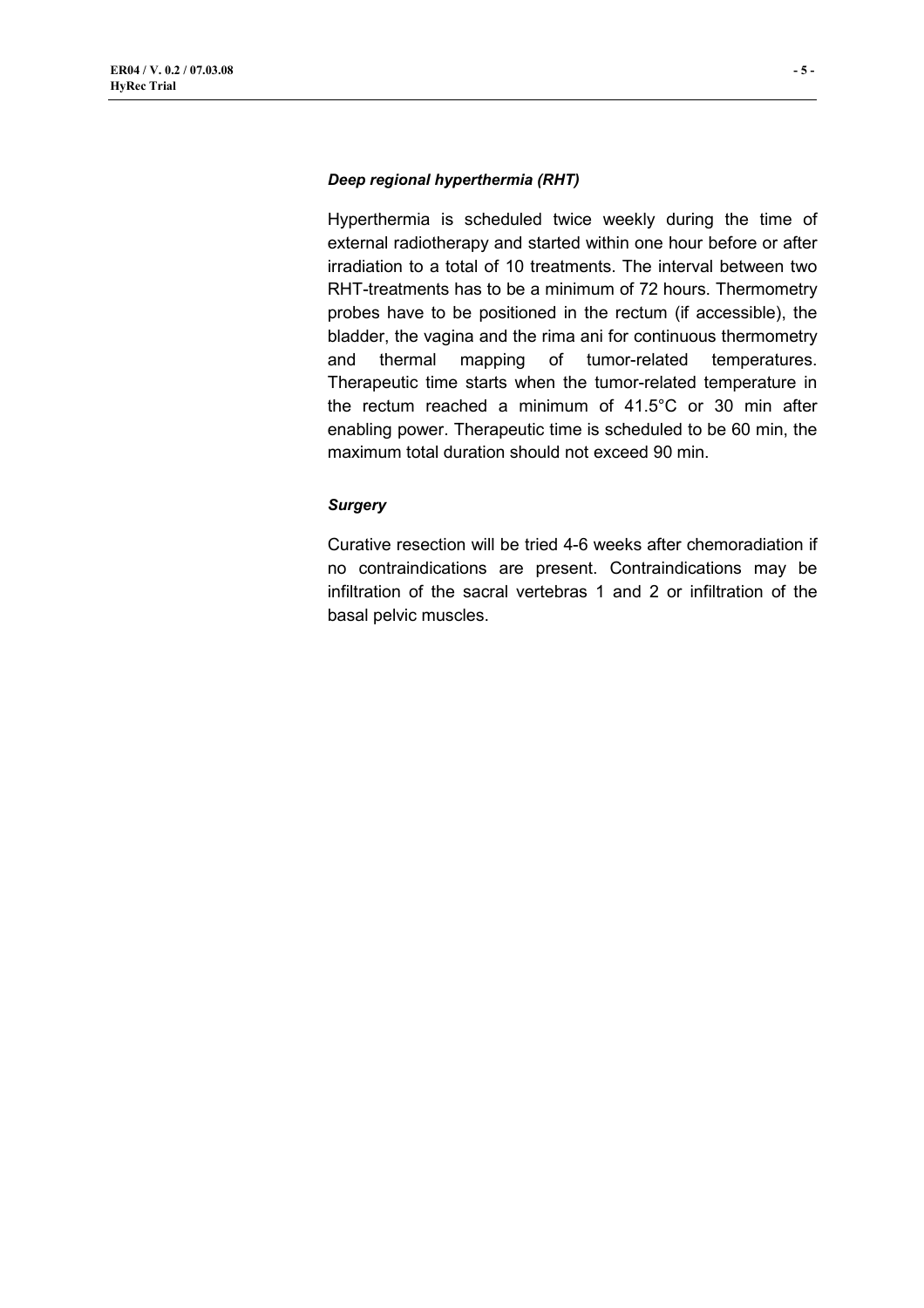*Deep regional hyperthermia (RHT)*

Hyperthermia is scheduled twice weekly during the time of external radiotherapy and started within one hour before or after irradiation to a total of 10 treatments. The interval between two RHT-treatments has to be a minimum of 72 hours. Thermometry probes have to be positioned in the rectum (if accessible), the bladder, the vagina and the rima ani for continuous thermometry and thermal mapping of tumor-related temperatures. Therapeutic time starts when the tumor-related temperature in the rectum reached a minimum of 41.5°C or 30 min after enabling power. Therapeutic time is scheduled to be 60 min, the maximum total duration should not exceed 90 min.

*Surgery*

Curative resection will be tried 4-6 weeks after chemoradiation if no contraindications are present. Contraindications may be infiltration of the sacral vertebras 1 and 2 or infiltration of the basal pelvic muscles.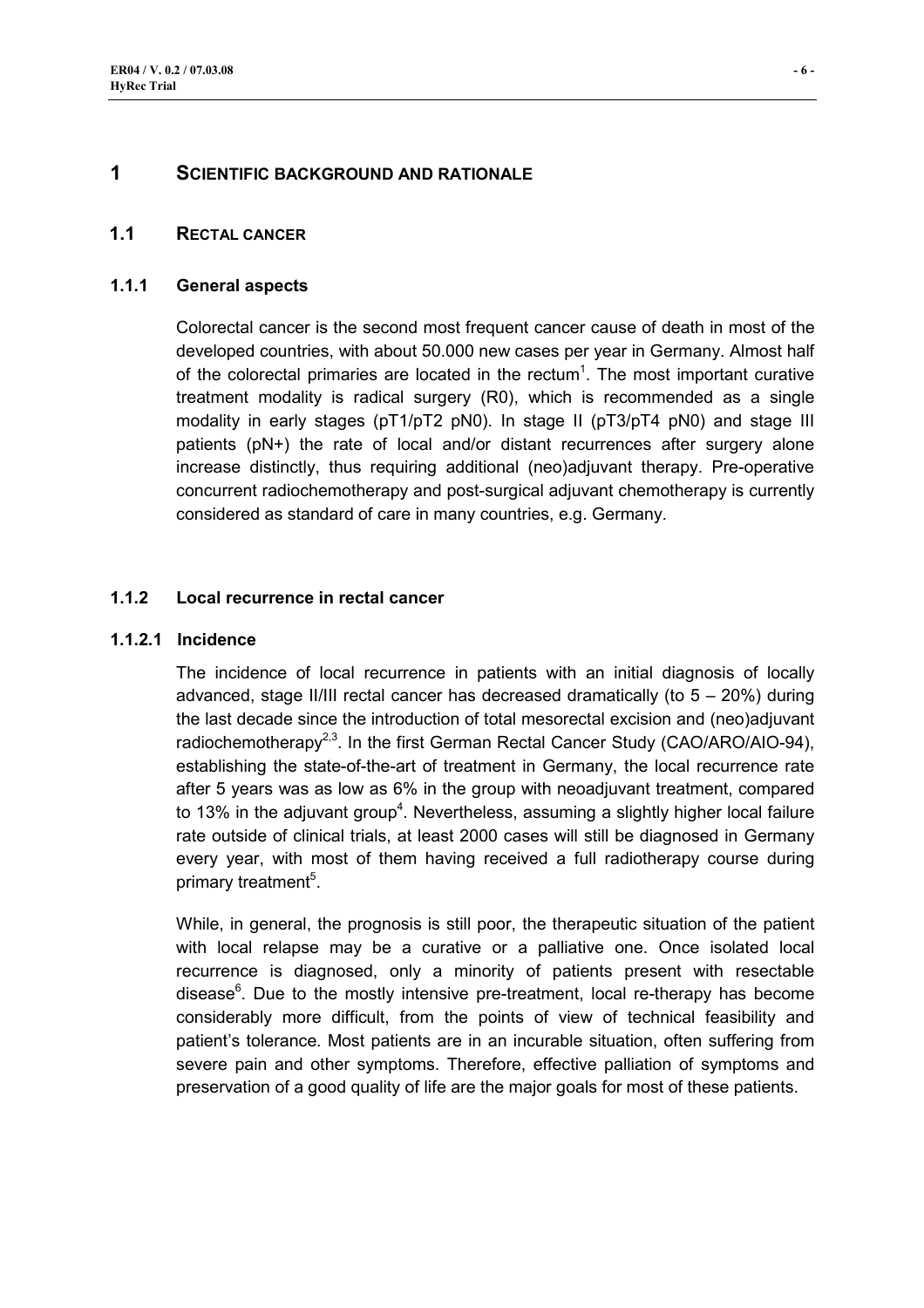# 1 SCIENTIFIC BACKGROUND AND RATIONALE

## 1.1 RECTAL CANCER

### 1.1.1 General aspects

Colorectal cancer is the second most frequent cancer cause of death in most of the developed countries, with about 50.000 new cases per year in Germany. Almost half of the colorectal primaries are located in the rectum[1]. The most important curative treatment modality is radical surgery (R0), which is recommended as a single modality in early stages (pT1/pT2 pN0). In stage II (pT3/pT4 pN0) and stage III patients (pN+) the rate of local and/or distant recurrences after surgery alone increase distinctly, thus requiring additional (neo)adjuvant therapy. Pre-operative concurrent radiochemotherapy and post-surgical adjuvant chemotherapy is currently considered as standard of care in many countries, e.g. Germany.

### 1.1.2 Local recurrence in rectal cancer

#### 1.1.2.1 Incidence

The incidence of local recurrence in patients with an initial diagnosis of locally advanced, stage II/III rectal cancer has decreased dramatically (to 5 – 20%) during the last decade since the introduction of total mesorectal excision and (neo)adjuvant radiochemotherapy[2,3]. In the first German Rectal Cancer Study (CAO/ARO/AIO-94), establishing the state-of-the-art of treatment in Germany, the local recurrence rate after 5 years was as low as 6% in the group with neoadjuvant treatment, compared to 13% in the adjuvant group[4]. Nevertheless, assuming a slightly higher local failure rate outside of clinical trials, at least 2000 cases will still be diagnosed in Germany every year, with most of them having received a full radiotherapy course during primary treatment[5].

While, in general, the prognosis is still poor, the therapeutic situation of the patient with local relapse may be a curative or a palliative one. Once isolated local recurrence is diagnosed, only a minority of patients present with resectable disease[6]. Due to the mostly intensive pre-treatment, local re-therapy has become considerably more difficult, from the points of view of technical feasibility and patient's tolerance. Most patients are in an incurable situation, often suffering from severe pain and other symptoms. Therefore, effective palliation of symptoms and preservation of a good quality of life are the major goals for most of these patients.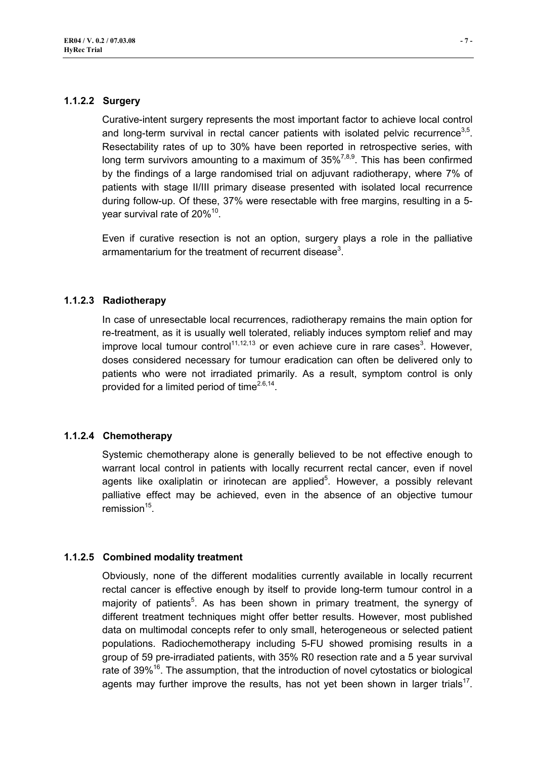#### 1.1.2.2 Surgery

Curative-intent surgery represents the most important factor to achieve local control and long-term survival in rectal cancer patients with isolated pelvic recurrence[3,5]. Resectability rates of up to 30% have been reported in retrospective series, with long term survivors amounting to a maximum of 35%[7,8,9]. This has been confirmed by the findings of a large randomised trial on adjuvant radiotherapy, where 7% of patients with stage II/III primary disease presented with isolated local recurrence during follow-up. Of these, 37% were resectable with free margins, resulting in a 5-year survival rate of 20%[10].

Even if curative resection is not an option, surgery plays a role in the palliative armamentarium for the treatment of recurrent disease[3].

#### 1.1.2.3 Radiotherapy

In case of unresectable local recurrences, radiotherapy remains the main option for re-treatment, as it is usually well tolerated, reliably induces symptom relief and may improve local tumour control[11,12,13] or even achieve cure in rare cases[3]. However, doses considered necessary for tumour eradication can often be delivered only to patients who were not irradiated primarily. As a result, symptom control is only provided for a limited period of time[2.6,14].

#### 1.1.2.4 Chemotherapy

Systemic chemotherapy alone is generally believed to be not effective enough to warrant local control in patients with locally recurrent rectal cancer, even if novel agents like oxaliplatin or irinotecan are applied[5]. However, a possibly relevant palliative effect may be achieved, even in the absence of an objective tumour remission[15].

#### 1.1.2.5 Combined modality treatment

Obviously, none of the different modalities currently available in locally recurrent rectal cancer is effective enough by itself to provide long-term tumour control in a majority of patients[5]. As has been shown in primary treatment, the synergy of different treatment techniques might offer better results. However, most published data on multimodal concepts refer to only small, heterogeneous or selected patient populations. Radiochemotherapy including 5-FU showed promising results in a group of 59 pre-irradiated patients, with 35% R0 resection rate and a 5 year survival rate of 39%[16]. The assumption, that the introduction of novel cytostatics or biological agents may further improve the results, has not yet been shown in larger trials[17].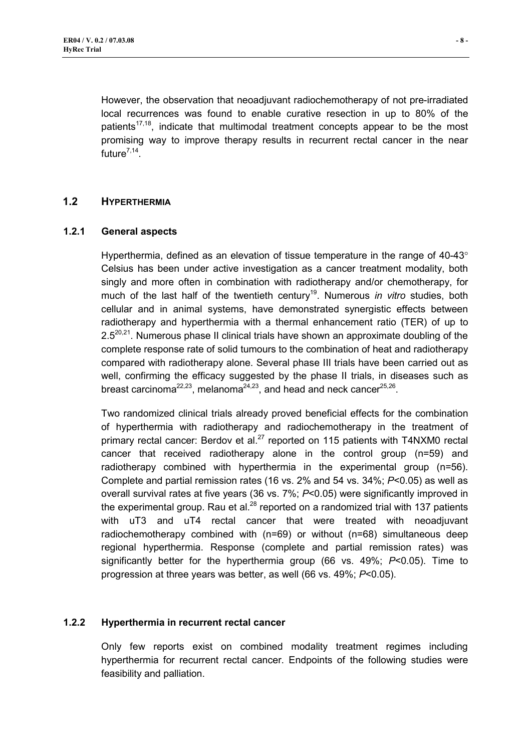However, the observation that neoadjuvant radiochemotherapy of not pre-irradiated local recurrences was found to enable curative resection in up to 80% of the patients[17,18], indicate that multimodal treatment concepts appear to be the most promising way to improve therapy results in recurrent rectal cancer in the near future[7,14].

## 1.2 HYPERTHERMIA

### 1.2.1 General aspects

Hyperthermia, defined as an elevation of tissue temperature in the range of 40-43° Celsius has been under active investigation as a cancer treatment modality, both singly and more often in combination with radiotherapy and/or chemotherapy, for much of the last half of the twentieth century[19]. Numerous *in vitro* studies, both cellular and in animal systems, have demonstrated synergistic effects between radiotherapy and hyperthermia with a thermal enhancement ratio (TER) of up to 2.5[20,21]. Numerous phase II clinical trials have shown an approximate doubling of the complete response rate of solid tumours to the combination of heat and radiotherapy compared with radiotherapy alone. Several phase III trials have been carried out as well, confirming the efficacy suggested by the phase II trials, in diseases such as breast carcinoma[22,23], melanoma[24,23], and head and neck cancer[25,26].

Two randomized clinical trials already proved beneficial effects for the combination of hyperthermia with radiotherapy and radiochemotherapy in the treatment of primary rectal cancer: Berdov et al.[27] reported on 115 patients with T4NXM0 rectal cancer that received radiotherapy alone in the control group (n=59) and radiotherapy combined with hyperthermia in the experimental group (n=56). Complete and partial remission rates (16 vs. 2% and 54 vs. 34%; $P<0.05$) as well as overall survival rates at five years (36 vs. 7%; $P<0.05$) were significantly improved in the experimental group. Rau et al.[28] reported on a randomized trial with 137 patients with uT3 and uT4 rectal cancer that were treated with neoadjuvant radiochemotherapy combined with (n=69) or without (n=68) simultaneous deep regional hyperthermia. Response (complete and partial remission rates) was significantly better for the hyperthermia group (66 vs. 49%; $P<0.05$). Time to progression at three years was better, as well (66 vs. 49%; $P<0.05$).

### 1.2.2 Hyperthermia in recurrent rectal cancer

Only few reports exist on combined modality treatment regimes including hyperthermia for recurrent rectal cancer. Endpoints of the following studies were feasibility and palliation.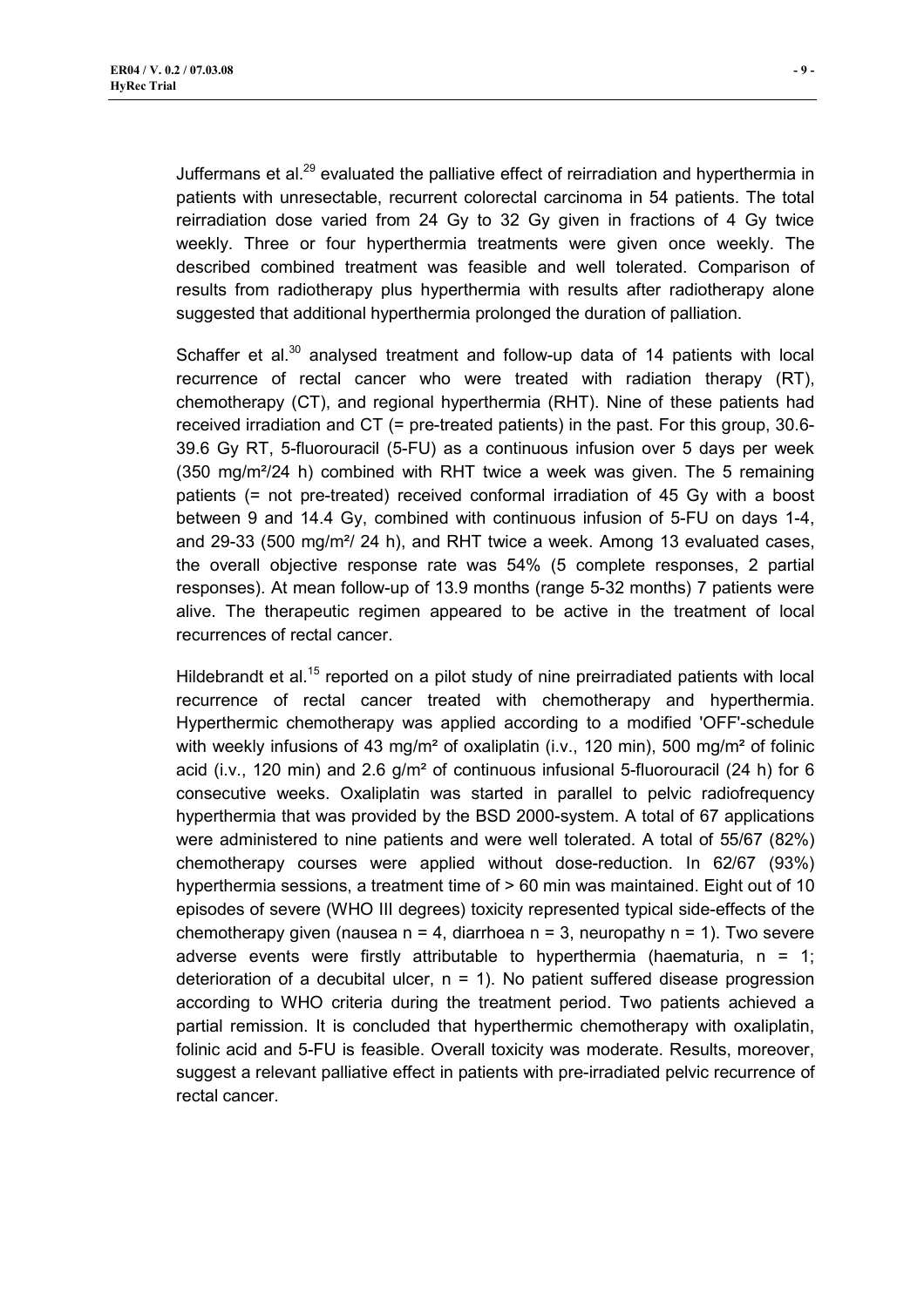Juffermans et al.[29] evaluated the palliative effect of reirradiation and hyperthermia in patients with unresectable, recurrent colorectal carcinoma in 54 patients. The total reirradiation dose varied from 24 Gy to 32 Gy given in fractions of 4 Gy twice weekly. Three or four hyperthermia treatments were given once weekly. The described combined treatment was feasible and well tolerated. Comparison of results from radiotherapy plus hyperthermia with results after radiotherapy alone suggested that additional hyperthermia prolonged the duration of palliation.

Schaffer et al.[30] analysed treatment and follow-up data of 14 patients with local recurrence of rectal cancer who were treated with radiation therapy (RT), chemotherapy (CT), and regional hyperthermia (RHT). Nine of these patients had received irradiation and CT (= pre-treated patients) in the past. For this group, 30.6-39.6 Gy RT, 5-fluorouracil (5-FU) as a continuous infusion over 5 days per week (350 mg/m²/24 h) combined with RHT twice a week was given. The 5 remaining patients (= not pre-treated) received conformal irradiation of 45 Gy with a boost between 9 and 14.4 Gy, combined with continuous infusion of 5-FU on days 1-4, and 29-33 (500 mg/m²/ 24 h), and RHT twice a week. Among 13 evaluated cases, the overall objective response rate was 54% (5 complete responses, 2 partial responses). At mean follow-up of 13.9 months (range 5-32 months) 7 patients were alive. The therapeutic regimen appeared to be active in the treatment of local recurrences of rectal cancer.

Hildebrandt et al.[15] reported on a pilot study of nine preirradiated patients with local recurrence of rectal cancer treated with chemotherapy and hyperthermia. Hyperthermic chemotherapy was applied according to a modified 'OFF'-schedule with weekly infusions of 43 mg/m² of oxaliplatin (i.v., 120 min), 500 mg/m² of folinic acid (i.v., 120 min) and 2.6 g/m² of continuous infusional 5-fluorouracil (24 h) for 6 consecutive weeks. Oxaliplatin was started in parallel to pelvic radiofrequency hyperthermia that was provided by the BSD 2000-system. A total of 67 applications were administered to nine patients and were well tolerated. A total of 55/67 (82%) chemotherapy courses were applied without dose-reduction. In 62/67 (93%) hyperthermia sessions, a treatment time of > 60 min was maintained. Eight out of 10 episodes of severe (WHO III degrees) toxicity represented typical side-effects of the chemotherapy given (nausea n = 4, diarrhoea n = 3, neuropathy n = 1). Two severe adverse events were firstly attributable to hyperthermia (haematuria, n = 1; deterioration of a decubital ulcer, n = 1). No patient suffered disease progression according to WHO criteria during the treatment period. Two patients achieved a partial remission. It is concluded that hyperthermic chemotherapy with oxaliplatin, folinic acid and 5-FU is feasible. Overall toxicity was moderate. Results, moreover, suggest a relevant palliative effect in patients with pre-irradiated pelvic recurrence of rectal cancer.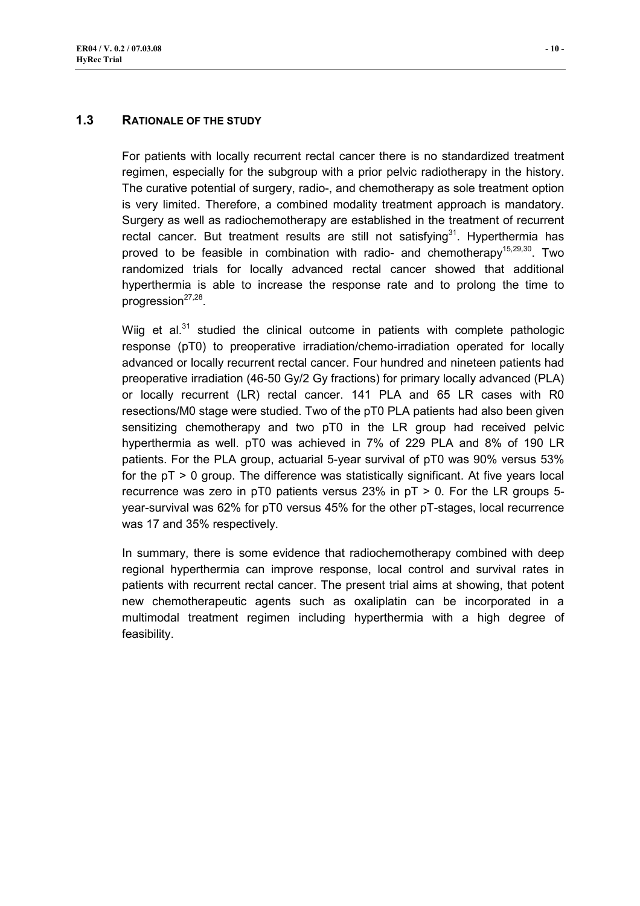## 1.3 RATIONALE OF THE STUDY

For patients with locally recurrent rectal cancer there is no standardized treatment regimen, especially for the subgroup with a prior pelvic radiotherapy in the history. The curative potential of surgery, radio-, and chemotherapy as sole treatment option is very limited. Therefore, a combined modality treatment approach is mandatory. Surgery as well as radiochemotherapy are established in the treatment of recurrent rectal cancer. But treatment results are still not satisfying[31]. Hyperthermia has proved to be feasible in combination with radio- and chemotherapy[15,29,30]. Two randomized trials for locally advanced rectal cancer showed that additional hyperthermia is able to increase the response rate and to prolong the time to progression[27,28].

Wiig et al.[31] studied the clinical outcome in patients with complete pathologic response (pT0) to preoperative irradiation/chemo-irradiation operated for locally advanced or locally recurrent rectal cancer. Four hundred and nineteen patients had preoperative irradiation (46-50 Gy/2 Gy fractions) for primary locally advanced (PLA) or locally recurrent (LR) rectal cancer. 141 PLA and 65 LR cases with R0 resections/M0 stage were studied. Two of the pT0 PLA patients had also been given sensitizing chemotherapy and two pT0 in the LR group had received pelvic hyperthermia as well. pT0 was achieved in 7% of 229 PLA and 8% of 190 LR patients. For the PLA group, actuarial 5-year survival of pT0 was 90% versus 53% for the pT > 0 group. The difference was statistically significant. At five years local recurrence was zero in pT0 patients versus 23% in pT > 0. For the LR groups 5-year-survival was 62% for pT0 versus 45% for the other pT-stages, local recurrence was 17 and 35% respectively.

In summary, there is some evidence that radiochemotherapy combined with deep regional hyperthermia can improve response, local control and survival rates in patients with recurrent rectal cancer. The present trial aims at showing, that potent new chemotherapeutic agents such as oxaliplatin can be incorporated in a multimodal treatment regimen including hyperthermia with a high degree of feasibility.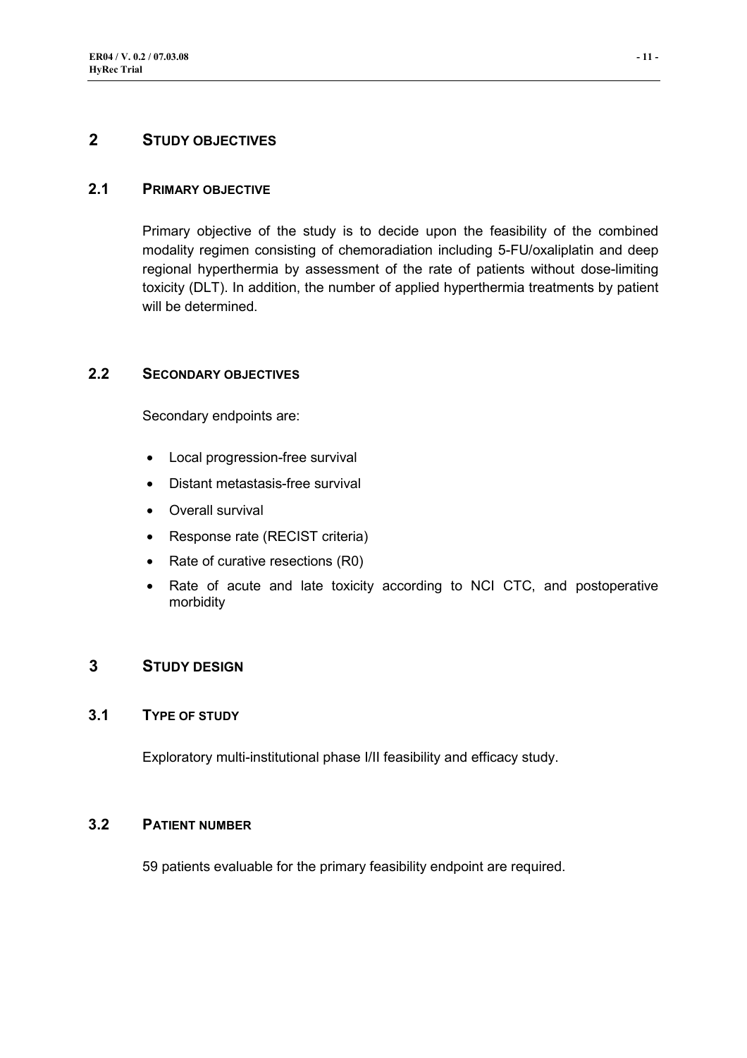# 2 STUDY OBJECTIVES

## 2.1 PRIMARY OBJECTIVE

Primary objective of the study is to decide upon the feasibility of the combined modality regimen consisting of chemoradiation including 5-FU/oxaliplatin and deep regional hyperthermia by assessment of the rate of patients without dose-limiting toxicity (DLT). In addition, the number of applied hyperthermia treatments by patient will be determined.

## 2.2 SECONDARY OBJECTIVES

Secondary endpoints are:

- Local progression-free survival
- Distant metastasis-free survival
- Overall survival
- Response rate (RECIST criteria)
- Rate of curative resections (R0)
- Rate of acute and late toxicity according to NCI CTC, and postoperative morbidity

# 3 STUDY DESIGN

## 3.1 TYPE OF STUDY

Exploratory multi-institutional phase I/II feasibility and efficacy study.

## 3.2 PATIENT NUMBER

59 patients evaluable for the primary feasibility endpoint are required.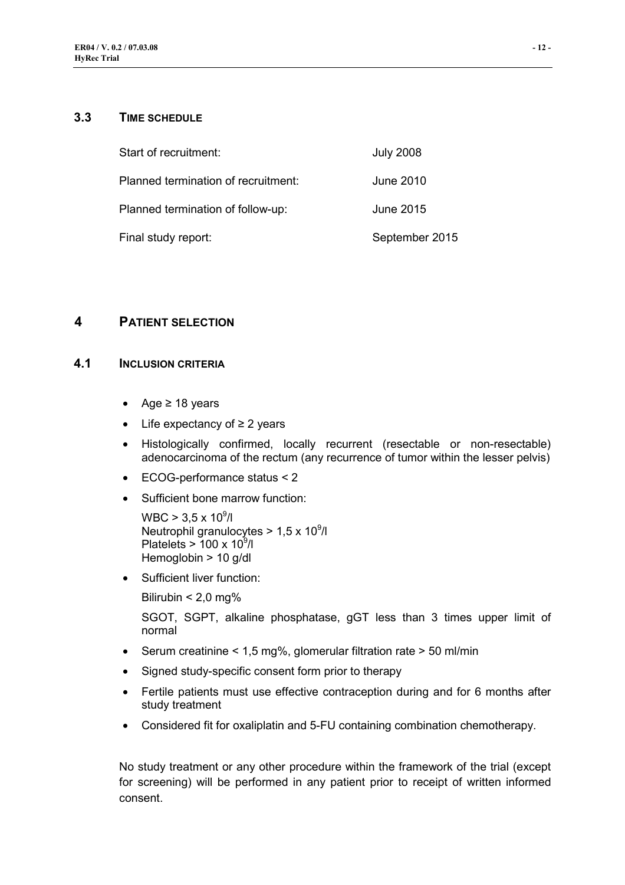## 3.3 TIME SCHEDULE

| | |
|---|---|
| Start of recruitment: | July 2008 |
| Planned termination of recruitment: | June 2010 |
| Planned termination of follow-up: | June 2015 |
| Final study report: | September 2015 |

# 4 PATIENT SELECTION

## 4.1 INCLUSION CRITERIA

- Age ≥ 18 years
- Life expectancy of ≥ 2 years
- Histologically confirmed, locally recurrent (resectable or non-resectable) adenocarcinoma of the rectum (any recurrence of tumor within the lesser pelvis)
- ECOG-performance status < 2
- Sufficient bone marrow function:

  WBC > 3,5 x $10^9$/l
  Neutrophil granulocytes > 1,5 x $10^9$/l
  Platelets > 100 x $10^9$/l
  Hemoglobin > 10 g/dl

- Sufficient liver function:

  Bilirubin < 2,0 mg%

  SGOT, SGPT, alkaline phosphatase, gGT less than 3 times upper limit of normal

- Serum creatinine < 1,5 mg%, glomerular filtration rate > 50 ml/min
- Signed study-specific consent form prior to therapy
- Fertile patients must use effective contraception during and for 6 months after study treatment
- Considered fit for oxaliplatin and 5-FU containing combination chemotherapy.

No study treatment or any other procedure within the framework of the trial (except for screening) will be performed in any patient prior to receipt of written informed consent.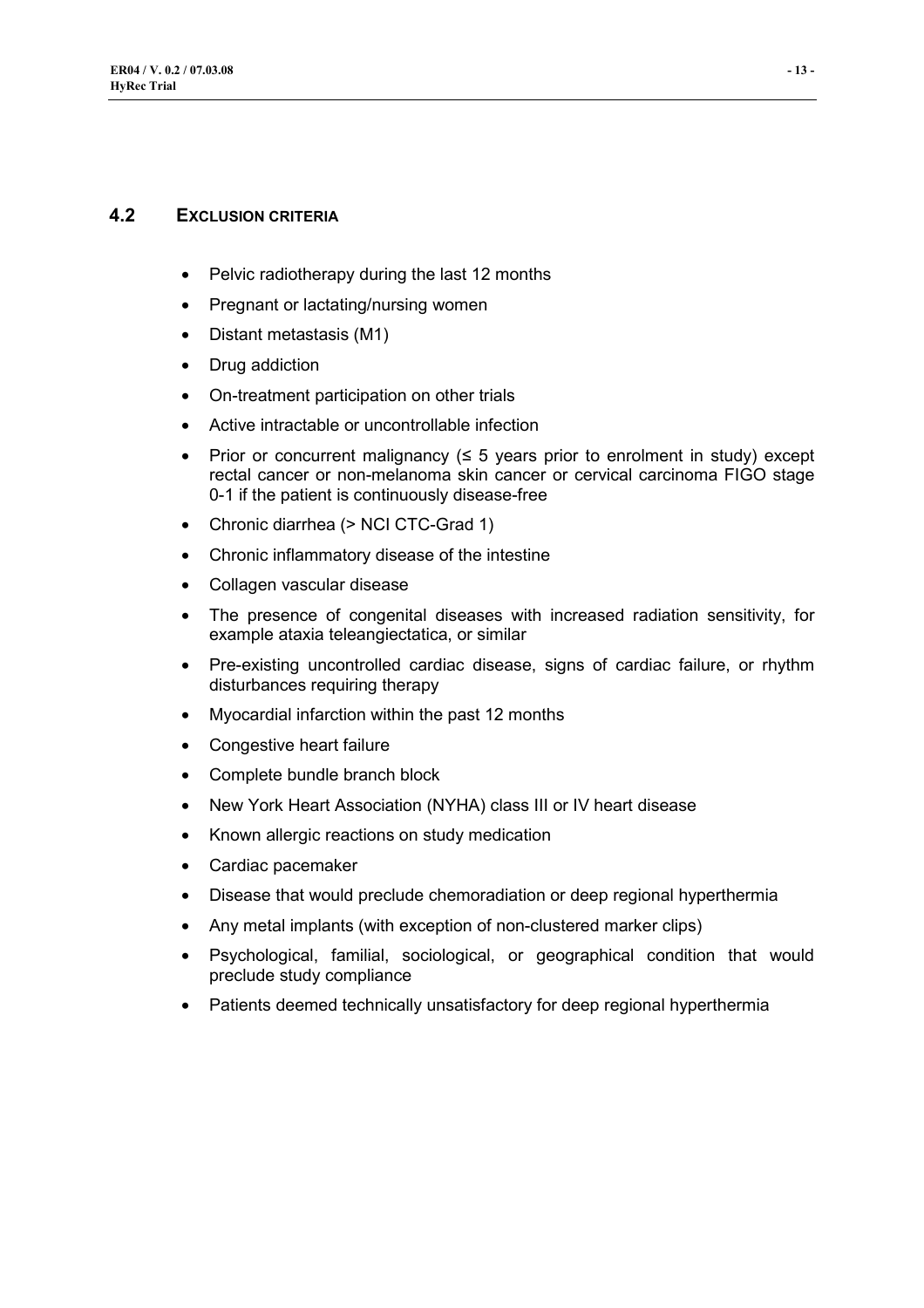## 4.2 EXCLUSION CRITERIA

- Pelvic radiotherapy during the last 12 months
- Pregnant or lactating/nursing women
- Distant metastasis (M1)
- Drug addiction
- On-treatment participation on other trials
- Active intractable or uncontrollable infection
- Prior or concurrent malignancy (≤ 5 years prior to enrolment in study) except rectal cancer or non-melanoma skin cancer or cervical carcinoma FIGO stage 0-1 if the patient is continuously disease-free
- Chronic diarrhea (> NCI CTC-Grad 1)
- Chronic inflammatory disease of the intestine
- Collagen vascular disease
- The presence of congenital diseases with increased radiation sensitivity, for example ataxia teleangiectatica, or similar
- Pre-existing uncontrolled cardiac disease, signs of cardiac failure, or rhythm disturbances requiring therapy
- Myocardial infarction within the past 12 months
- Congestive heart failure
- Complete bundle branch block
- New York Heart Association (NYHA) class III or IV heart disease
- Known allergic reactions on study medication
- Cardiac pacemaker
- Disease that would preclude chemoradiation or deep regional hyperthermia
- Any metal implants (with exception of non-clustered marker clips)
- Psychological, familial, sociological, or geographical condition that would preclude study compliance
- Patients deemed technically unsatisfactory for deep regional hyperthermia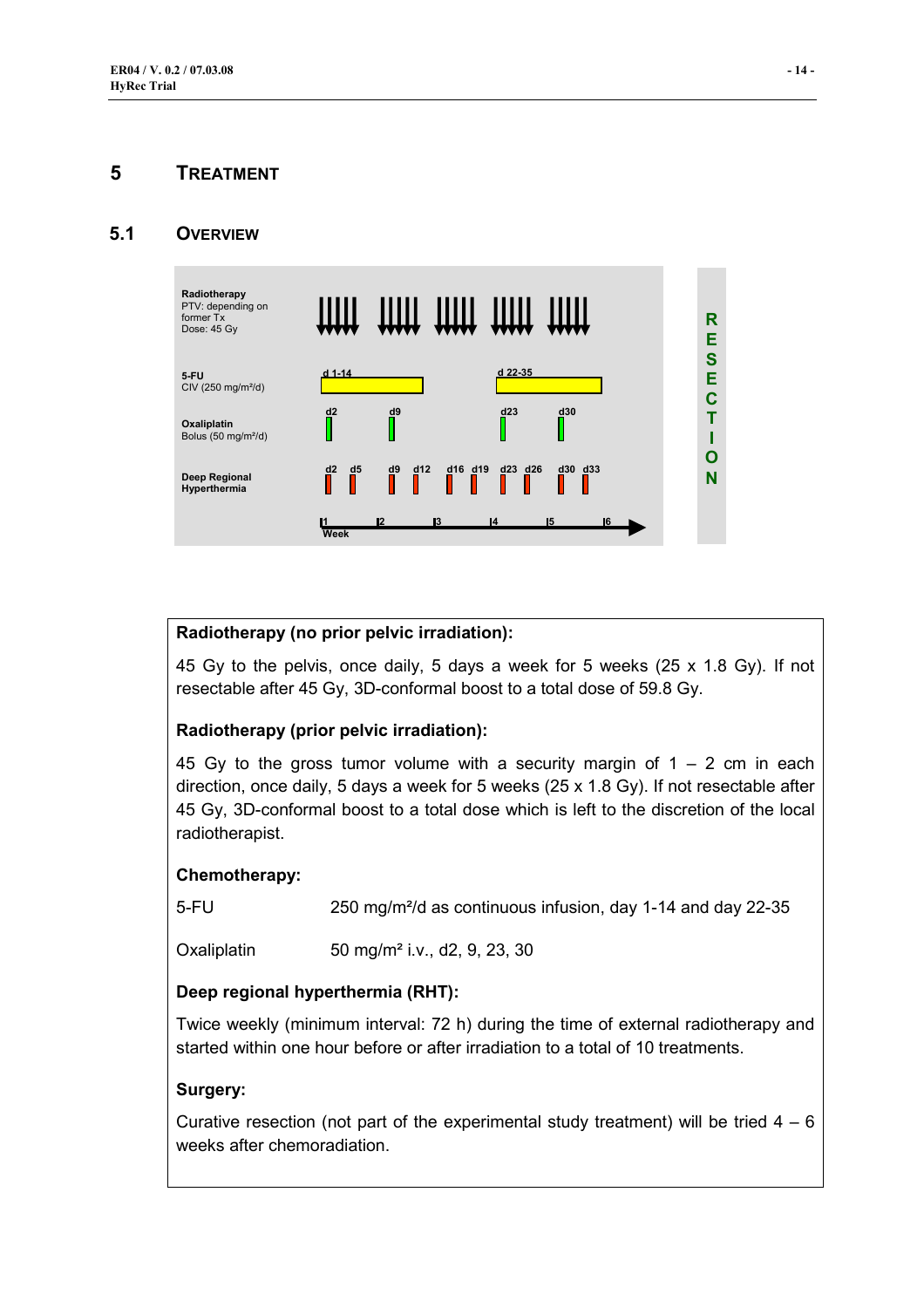# 5 TREATMENT

## 5.1 OVERVIEW

Radiotherapy
PTV: depending on former Tx
Dose: 45 Gy

5-FU
CIV (250 mg/m²/d)
d 1-14
d 22-35

Oxaliplatin
Bolus (50 mg/m²/d)
d2 d9 d23 d30

Deep Regional Hyperthermia
d2 d5 d9 d12 d16 d19 d23 d26 d30 d33

1 2 3 4 5 6
Week

RESECTION

**Radiotherapy (no prior pelvic irradiation):**

45 Gy to the pelvis, once daily, 5 days a week for 5 weeks (25 x 1.8 Gy). If not resectable after 45 Gy, 3D-conformal boost to a total dose of 59.8 Gy.

**Radiotherapy (prior pelvic irradiation):**

45 Gy to the gross tumor volume with a security margin of 1 – 2 cm in each direction, once daily, 5 days a week for 5 weeks (25 x 1.8 Gy). If not resectable after 45 Gy, 3D-conformal boost to a total dose which is left to the discretion of the local radiotherapist.

**Chemotherapy:**

| | |
|---|---|
| 5-FU | 250 mg/m²/d as continuous infusion, day 1-14 and day 22-35 |
| Oxaliplatin | 50 mg/m² i.v., d2, 9, 23, 30 |

**Deep regional hyperthermia (RHT):**

Twice weekly (minimum interval: 72 h) during the time of external radiotherapy and started within one hour before or after irradiation to a total of 10 treatments.

**Surgery:**

Curative resection (not part of the experimental study treatment) will be tried 4 – 6 weeks after chemoradiation.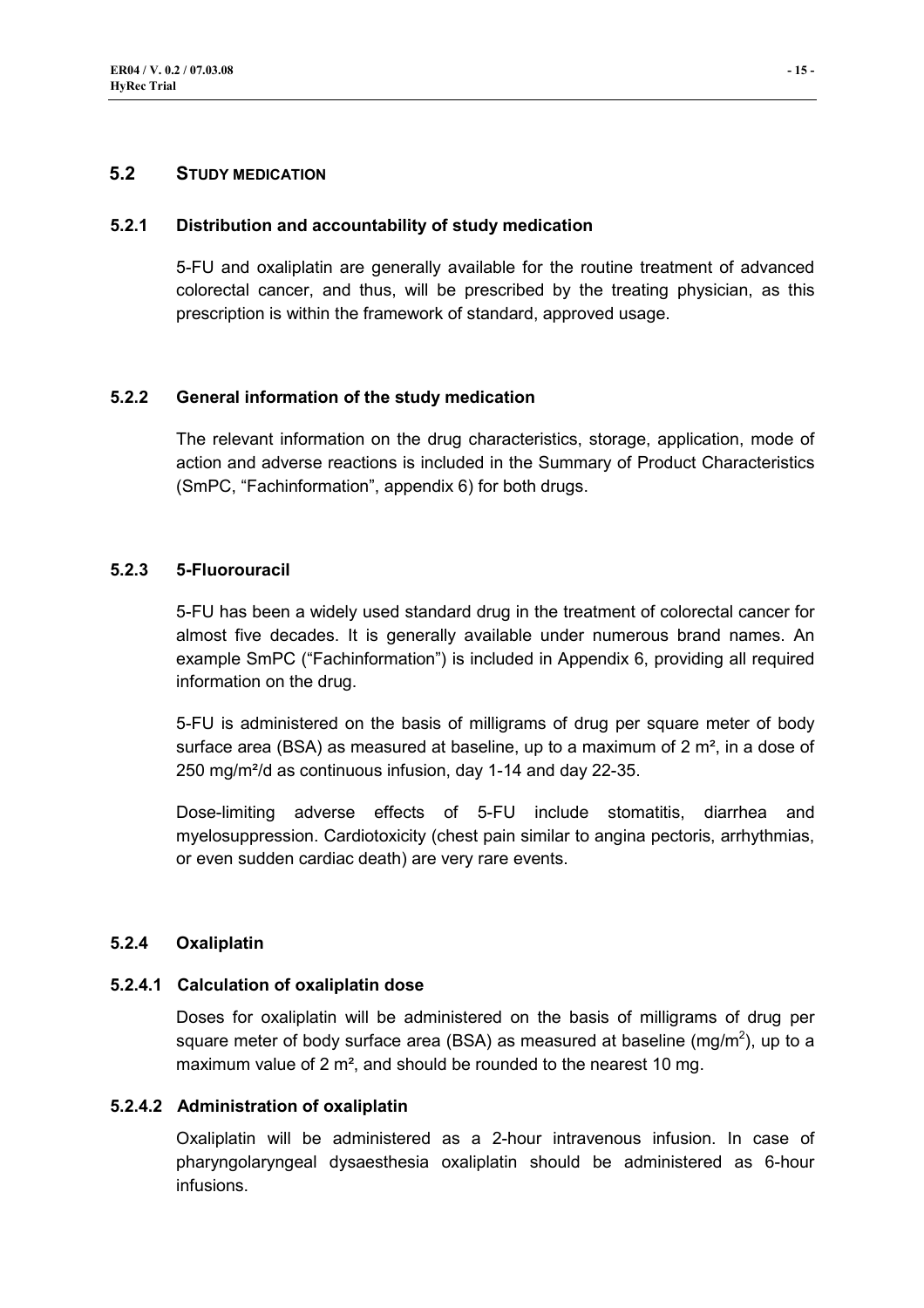## 5.2 STUDY MEDICATION

### 5.2.1 Distribution and accountability of study medication

5-FU and oxaliplatin are generally available for the routine treatment of advanced colorectal cancer, and thus, will be prescribed by the treating physician, as this prescription is within the framework of standard, approved usage.

### 5.2.2 General information of the study medication

The relevant information on the drug characteristics, storage, application, mode of action and adverse reactions is included in the Summary of Product Characteristics (SmPC, "Fachinformation", appendix 6) for both drugs.

### 5.2.3 5-Fluorouracil

5-FU has been a widely used standard drug in the treatment of colorectal cancer for almost five decades. It is generally available under numerous brand names. An example SmPC ("Fachinformation") is included in Appendix 6, providing all required information on the drug.

5-FU is administered on the basis of milligrams of drug per square meter of body surface area (BSA) as measured at baseline, up to a maximum of 2 m², in a dose of 250 mg/m²/d as continuous infusion, day 1-14 and day 22-35.

Dose-limiting adverse effects of 5-FU include stomatitis, diarrhea and myelosuppression. Cardiotoxicity (chest pain similar to angina pectoris, arrhythmias, or even sudden cardiac death) are very rare events.

### 5.2.4 Oxaliplatin

#### 5.2.4.1 Calculation of oxaliplatin dose

Doses for oxaliplatin will be administered on the basis of milligrams of drug per square meter of body surface area (BSA) as measured at baseline ($mg/m^2$), up to a maximum value of 2 m², and should be rounded to the nearest 10 mg.

#### 5.2.4.2 Administration of oxaliplatin

Oxaliplatin will be administered as a 2-hour intravenous infusion. In case of pharyngolaryngeal dysaesthesia oxaliplatin should be administered as 6-hour infusions.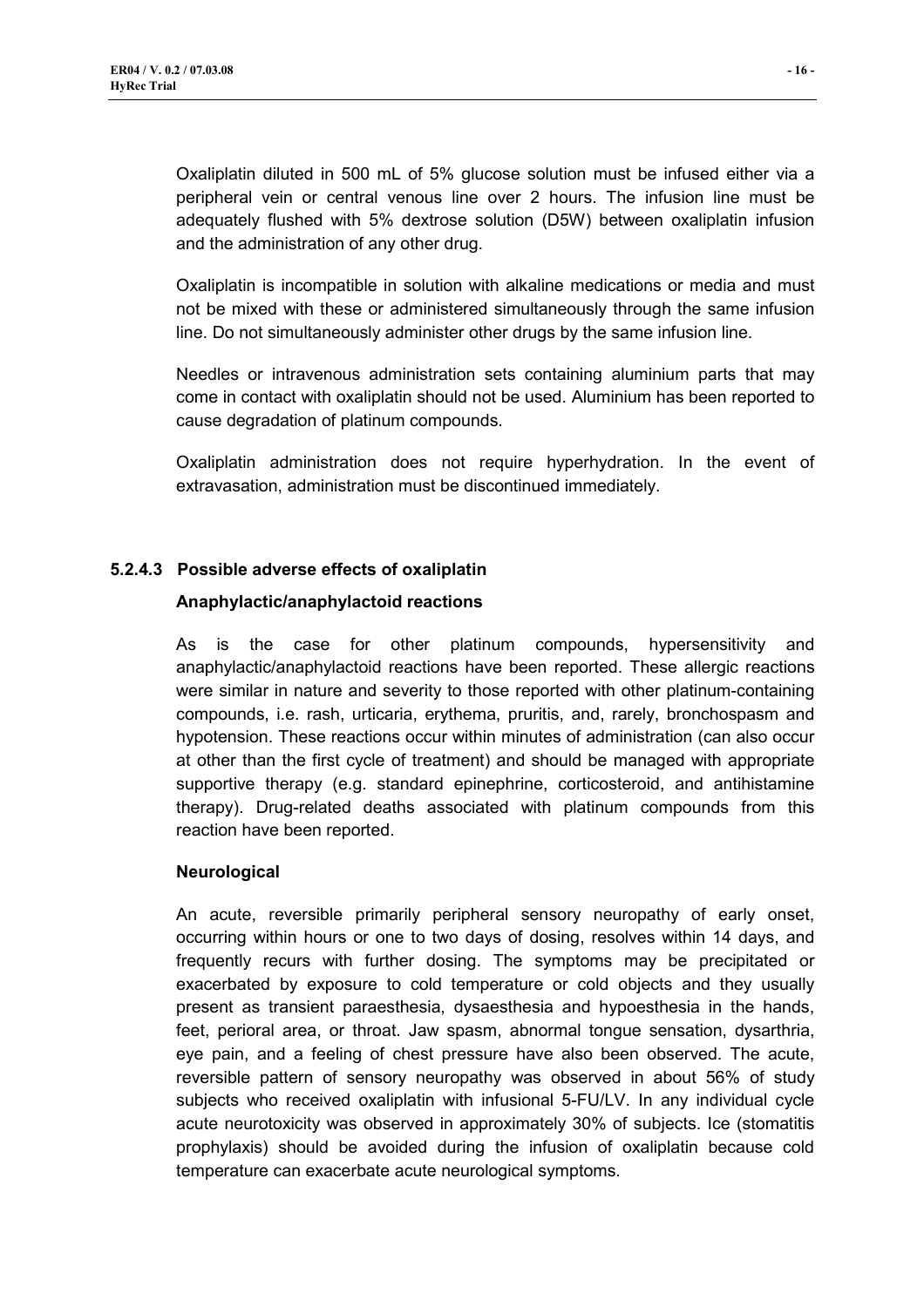Oxaliplatin diluted in 500 mL of 5% glucose solution must be infused either via a peripheral vein or central venous line over 2 hours. The infusion line must be adequately flushed with 5% dextrose solution (D5W) between oxaliplatin infusion and the administration of any other drug.

Oxaliplatin is incompatible in solution with alkaline medications or media and must not be mixed with these or administered simultaneously through the same infusion line. Do not simultaneously administer other drugs by the same infusion line.

Needles or intravenous administration sets containing aluminium parts that may come in contact with oxaliplatin should not be used. Aluminium has been reported to cause degradation of platinum compounds.

Oxaliplatin administration does not require hyperhydration. In the event of extravasation, administration must be discontinued immediately.

#### 5.2.4.3 Possible adverse effects of oxaliplatin

**Anaphylactic/anaphylactoid reactions**

As is the case for other platinum compounds, hypersensitivity and anaphylactic/anaphylactoid reactions have been reported. These allergic reactions were similar in nature and severity to those reported with other platinum-containing compounds, i.e. rash, urticaria, erythema, pruritis, and, rarely, bronchospasm and hypotension. These reactions occur within minutes of administration (can also occur at other than the first cycle of treatment) and should be managed with appropriate supportive therapy (e.g. standard epinephrine, corticosteroid, and antihistamine therapy). Drug-related deaths associated with platinum compounds from this reaction have been reported.

**Neurological**

An acute, reversible primarily peripheral sensory neuropathy of early onset, occurring within hours or one to two days of dosing, resolves within 14 days, and frequently recurs with further dosing. The symptoms may be precipitated or exacerbated by exposure to cold temperature or cold objects and they usually present as transient paraesthesia, dysaesthesia and hypoesthesia in the hands, feet, perioral area, or throat. Jaw spasm, abnormal tongue sensation, dysarthria, eye pain, and a feeling of chest pressure have also been observed. The acute, reversible pattern of sensory neuropathy was observed in about 56% of study subjects who received oxaliplatin with infusional 5-FU/LV. In any individual cycle acute neurotoxicity was observed in approximately 30% of subjects. Ice (stomatitis prophylaxis) should be avoided during the infusion of oxaliplatin because cold temperature can exacerbate acute neurological symptoms.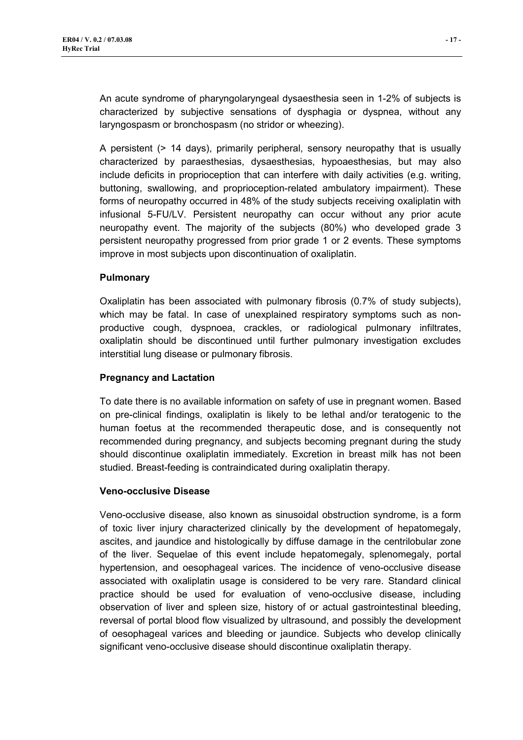An acute syndrome of pharyngolaryngeal dysaesthesia seen in 1-2% of subjects is characterized by subjective sensations of dysphagia or dyspnea, without any laryngospasm or bronchospasm (no stridor or wheezing).

A persistent (> 14 days), primarily peripheral, sensory neuropathy that is usually characterized by paraesthesias, dysaesthesias, hypoaesthesias, but may also include deficits in proprioception that can interfere with daily activities (e.g. writing, buttoning, swallowing, and proprioception-related ambulatory impairment). These forms of neuropathy occurred in 48% of the study subjects receiving oxaliplatin with infusional 5-FU/LV. Persistent neuropathy can occur without any prior acute neuropathy event. The majority of the subjects (80%) who developed grade 3 persistent neuropathy progressed from prior grade 1 or 2 events. These symptoms improve in most subjects upon discontinuation of oxaliplatin.

**Pulmonary**

Oxaliplatin has been associated with pulmonary fibrosis (0.7% of study subjects), which may be fatal. In case of unexplained respiratory symptoms such as non-productive cough, dyspnoea, crackles, or radiological pulmonary infiltrates, oxaliplatin should be discontinued until further pulmonary investigation excludes interstitial lung disease or pulmonary fibrosis.

**Pregnancy and Lactation**

To date there is no available information on safety of use in pregnant women. Based on pre-clinical findings, oxaliplatin is likely to be lethal and/or teratogenic to the human foetus at the recommended therapeutic dose, and is consequently not recommended during pregnancy, and subjects becoming pregnant during the study should discontinue oxaliplatin immediately. Excretion in breast milk has not been studied. Breast-feeding is contraindicated during oxaliplatin therapy.

**Veno-occlusive Disease**

Veno-occlusive disease, also known as sinusoidal obstruction syndrome, is a form of toxic liver injury characterized clinically by the development of hepatomegaly, ascites, and jaundice and histologically by diffuse damage in the centrilobular zone of the liver. Sequelae of this event include hepatomegaly, splenomegaly, portal hypertension, and oesophageal varices. The incidence of veno-occlusive disease associated with oxaliplatin usage is considered to be very rare. Standard clinical practice should be used for evaluation of veno-occlusive disease, including observation of liver and spleen size, history of or actual gastrointestinal bleeding, reversal of portal blood flow visualized by ultrasound, and possibly the development of oesophageal varices and bleeding or jaundice. Subjects who develop clinically significant veno-occlusive disease should discontinue oxaliplatin therapy.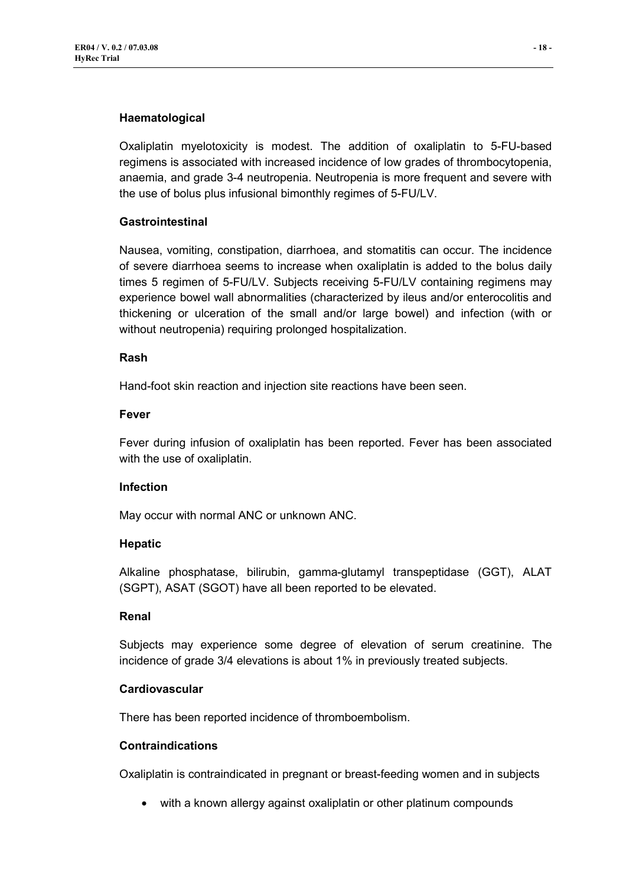#### Haematological

Oxaliplatin myelotoxicity is modest. The addition of oxaliplatin to 5-FU-based regimens is associated with increased incidence of low grades of thrombocytopenia, anaemia, and grade 3-4 neutropenia. Neutropenia is more frequent and severe with the use of bolus plus infusional bimonthly regimes of 5-FU/LV.

#### Gastrointestinal

Nausea, vomiting, constipation, diarrhoea, and stomatitis can occur. The incidence of severe diarrhoea seems to increase when oxaliplatin is added to the bolus daily times 5 regimen of 5-FU/LV. Subjects receiving 5-FU/LV containing regimens may experience bowel wall abnormalities (characterized by ileus and/or enterocolitis and thickening or ulceration of the small and/or large bowel) and infection (with or without neutropenia) requiring prolonged hospitalization.

#### Rash

Hand-foot skin reaction and injection site reactions have been seen.

#### Fever

Fever during infusion of oxaliplatin has been reported. Fever has been associated with the use of oxaliplatin.

#### Infection

May occur with normal ANC or unknown ANC.

#### Hepatic

Alkaline phosphatase, bilirubin, gamma-glutamyl transpeptidase (GGT), ALAT (SGPT), ASAT (SGOT) have all been reported to be elevated.

#### Renal

Subjects may experience some degree of elevation of serum creatinine. The incidence of grade 3/4 elevations is about 1% in previously treated subjects.

#### Cardiovascular

There has been reported incidence of thromboembolism.

#### Contraindications

Oxaliplatin is contraindicated in pregnant or breast-feeding women and in subjects

- with a known allergy against oxaliplatin or other platinum compounds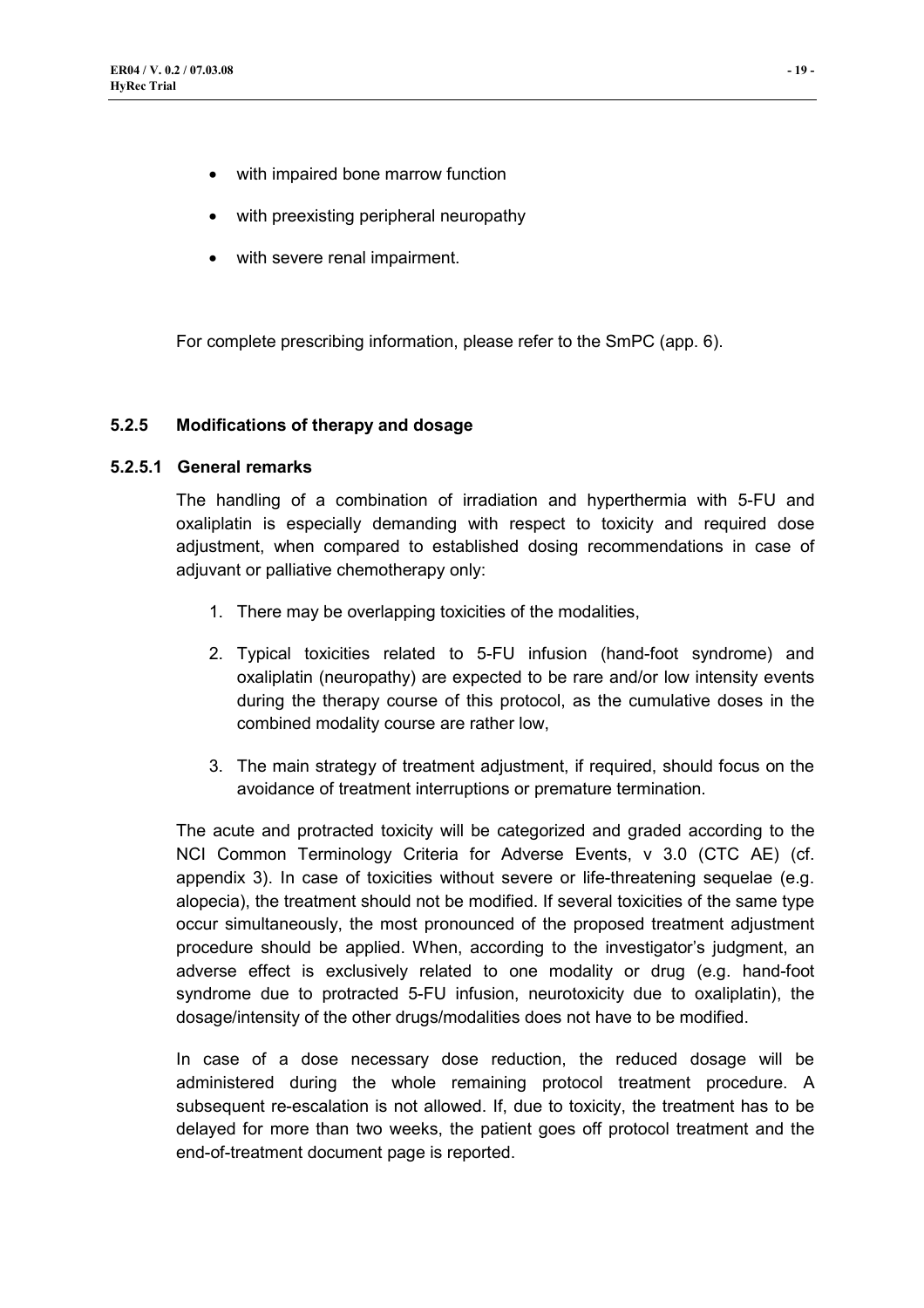- with impaired bone marrow function
- with preexisting peripheral neuropathy
- with severe renal impairment.

For complete prescribing information, please refer to the SmPC (app. 6).

### 5.2.5 Modifications of therapy and dosage

#### 5.2.5.1 General remarks

The handling of a combination of irradiation and hyperthermia with 5-FU and oxaliplatin is especially demanding with respect to toxicity and required dose adjustment, when compared to established dosing recommendations in case of adjuvant or palliative chemotherapy only:

1. There may be overlapping toxicities of the modalities,
2. Typical toxicities related to 5-FU infusion (hand-foot syndrome) and oxaliplatin (neuropathy) are expected to be rare and/or low intensity events during the therapy course of this protocol, as the cumulative doses in the combined modality course are rather low,
3. The main strategy of treatment adjustment, if required, should focus on the avoidance of treatment interruptions or premature termination.

The acute and protracted toxicity will be categorized and graded according to the NCI Common Terminology Criteria for Adverse Events, v 3.0 (CTC AE) (cf. appendix 3). In case of toxicities without severe or life-threatening sequelae (e.g. alopecia), the treatment should not be modified. If several toxicities of the same type occur simultaneously, the most pronounced of the proposed treatment adjustment procedure should be applied. When, according to the investigator's judgment, an adverse effect is exclusively related to one modality or drug (e.g. hand-foot syndrome due to protracted 5-FU infusion, neurotoxicity due to oxaliplatin), the dosage/intensity of the other drugs/modalities does not have to be modified.

In case of a dose necessary dose reduction, the reduced dosage will be administered during the whole remaining protocol treatment procedure. A subsequent re-escalation is not allowed. If, due to toxicity, the treatment has to be delayed for more than two weeks, the patient goes off protocol treatment and the end-of-treatment document page is reported.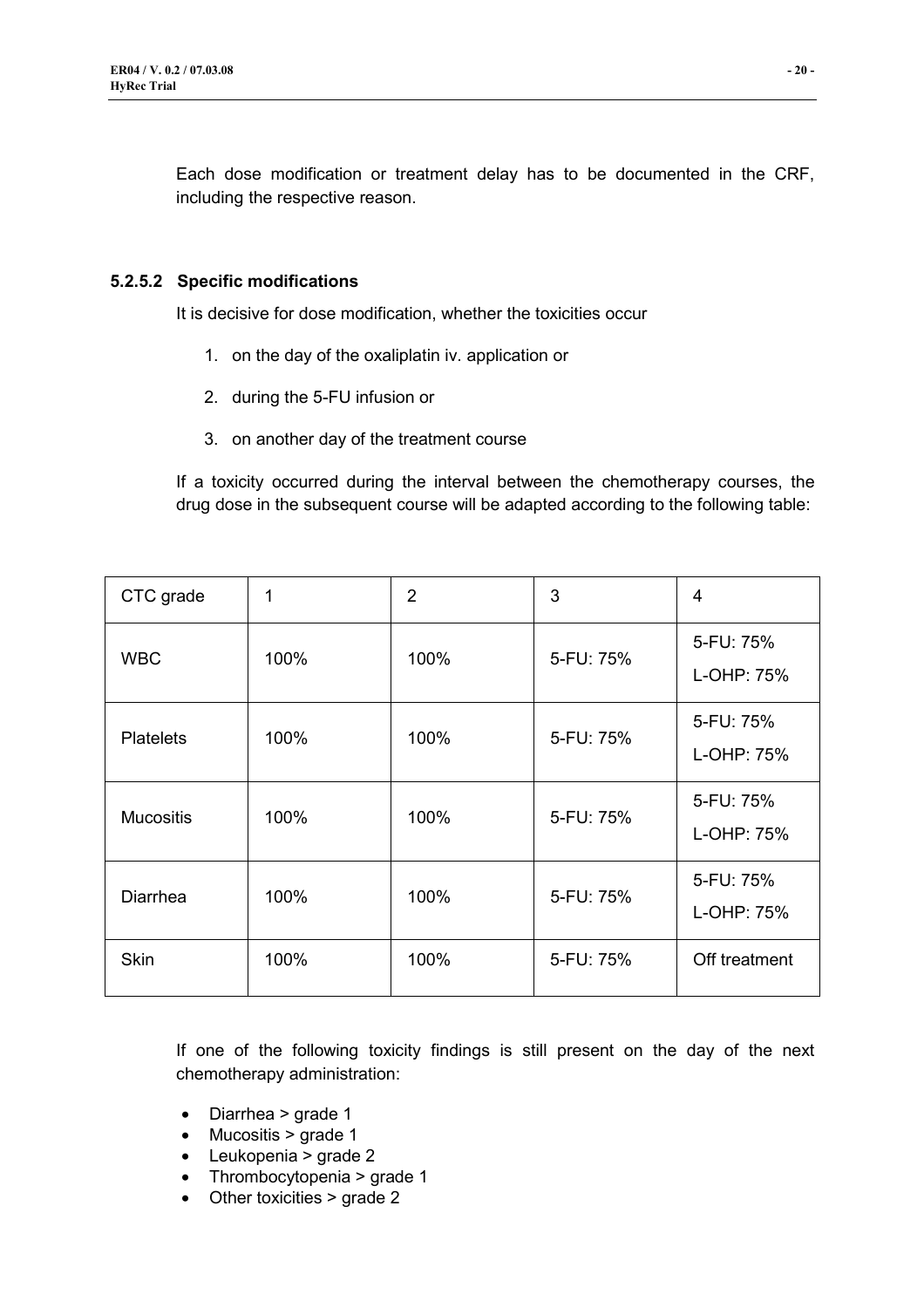Each dose modification or treatment delay has to be documented in the CRF, including the respective reason.

### 5.2.5.2 Specific modifications

It is decisive for dose modification, whether the toxicities occur

1. on the day of the oxaliplatin iv. application or
2. during the 5-FU infusion or
3. on another day of the treatment course

If a toxicity occurred during the interval between the chemotherapy courses, the drug dose in the subsequent course will be adapted according to the following table:

| CTC grade | 1 | 2 | 3 | 4 |
|---|---|---|---|---|
| WBC | 100% | 100% | 5-FU: 75% | 5-FU: 75%<br>L-OHP: 75% |
| Platelets | 100% | 100% | 5-FU: 75% | 5-FU: 75%<br>L-OHP: 75% |
| Mucositis | 100% | 100% | 5-FU: 75% | 5-FU: 75%<br>L-OHP: 75% |
| Diarrhea | 100% | 100% | 5-FU: 75% | 5-FU: 75%<br>L-OHP: 75% |
| Skin | 100% | 100% | 5-FU: 75% | Off treatment |

If one of the following toxicity findings is still present on the day of the next chemotherapy administration:

- Diarrhea > grade 1
- Mucositis > grade 1
- Leukopenia > grade 2
- Thrombocytopenia > grade 1
- Other toxicities > grade 2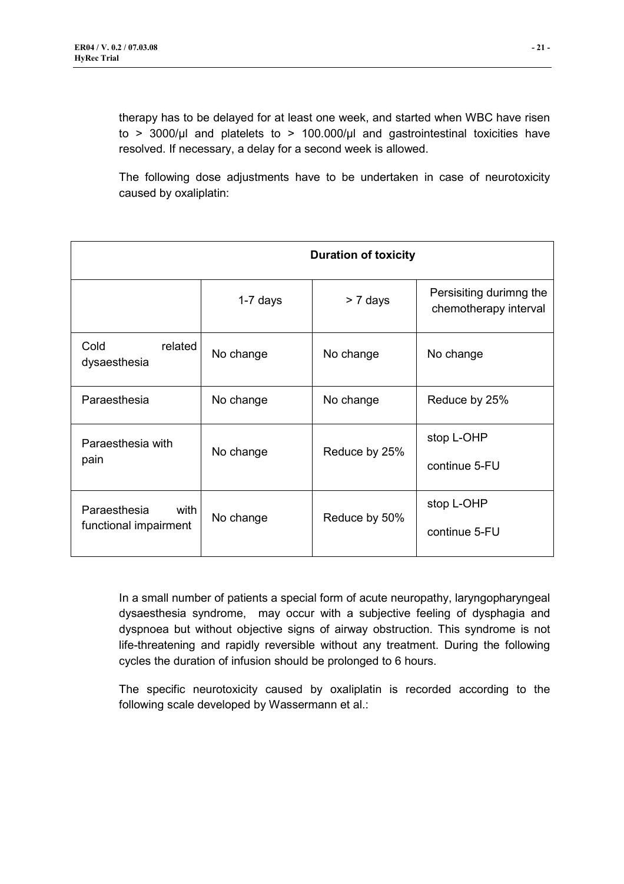therapy has to be delayed for at least one week, and started when WBC have risen to > 3000/µl and platelets to > 100.000/µl and gastrointestinal toxicities have resolved. If necessary, a delay for a second week is allowed.

The following dose adjustments have to be undertaken in case of neurotoxicity caused by oxaliplatin:

| | Duration of toxicity | | |
|---|---|---|---|
| | 1-7 days | > 7 days | Persisiting durimng the chemotherapy interval |
| Cold related dysaesthesia | No change | No change | No change |
| Paraesthesia | No change | No change | Reduce by 25% |
| Paraesthesia with pain | No change | Reduce by 25% | stop L-OHP continue 5-FU |
| Paraesthesia with functional impairment | No change | Reduce by 50% | stop L-OHP continue 5-FU |

In a small number of patients a special form of acute neuropathy, laryngopharyngeal dysaesthesia syndrome, may occur with a subjective feeling of dysphagia and dyspnoea but without objective signs of airway obstruction. This syndrome is not life-threatening and rapidly reversible without any treatment. During the following cycles the duration of infusion should be prolonged to 6 hours.

The specific neurotoxicity caused by oxaliplatin is recorded according to the following scale developed by Wassermann et al.: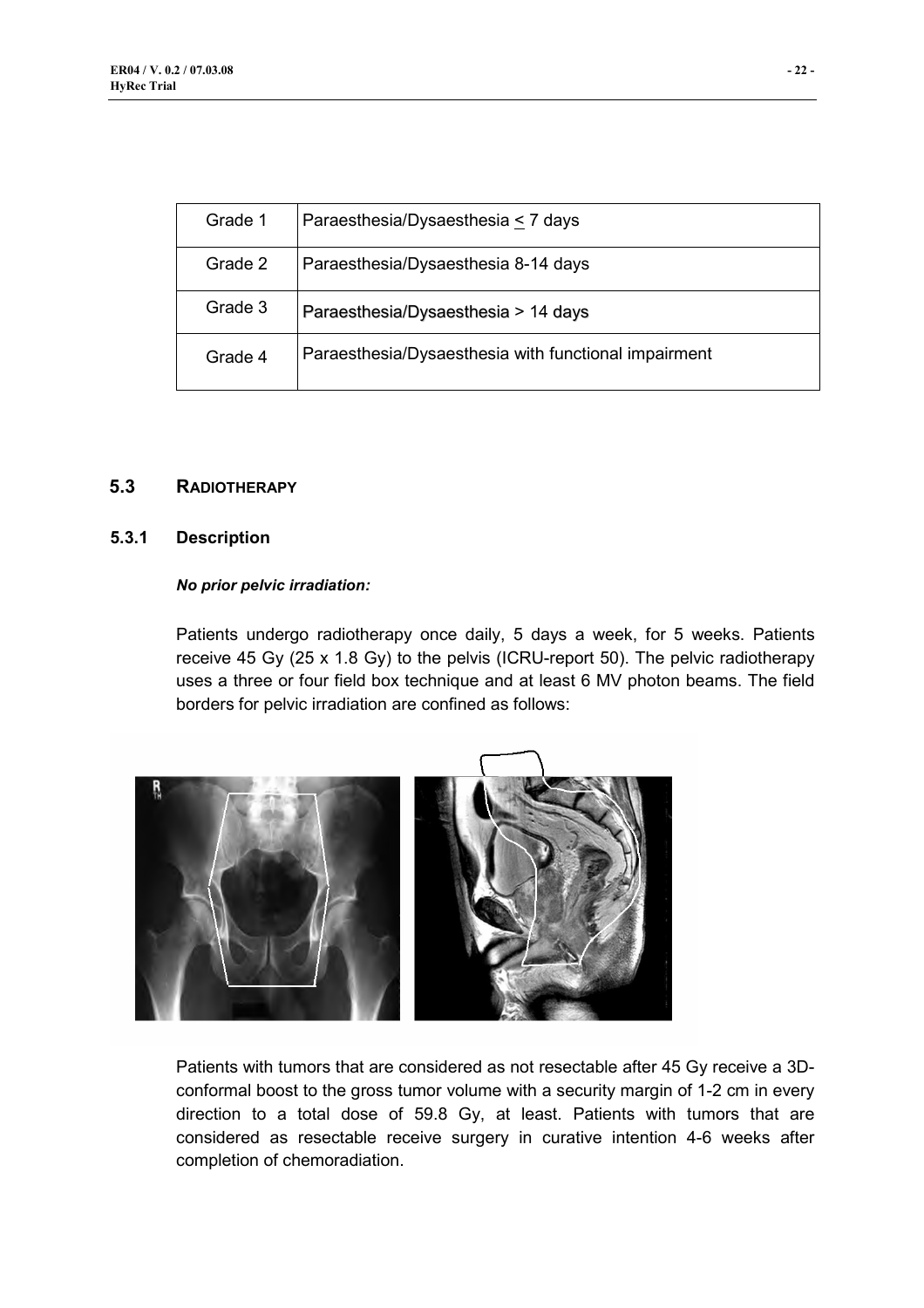| | |
|---|---|
| Grade 1 | Paraesthesia/Dysaesthesia ≤ 7 days |
| Grade 2 | Paraesthesia/Dysaesthesia 8-14 days |
| Grade 3 | Paraesthesia/Dysaesthesia > 14 days |
| Grade 4 | Paraesthesia/Dysaesthesia with functional impairment |

## 5.3 RADIOTHERAPY

### 5.3.1 Description

***No prior pelvic irradiation:***

Patients undergo radiotherapy once daily, 5 days a week, for 5 weeks. Patients receive 45 Gy (25 x 1.8 Gy) to the pelvis (ICRU-report 50). The pelvic radiotherapy uses a three or four field box technique and at least 6 MV photon beams. The field borders for pelvic irradiation are confined as follows:

Patients with tumors that are considered as not resectable after 45 Gy receive a 3D-conformal boost to the gross tumor volume with a security margin of 1-2 cm in every direction to a total dose of 59.8 Gy, at least. Patients with tumors that are considered as resectable receive surgery in curative intention 4-6 weeks after completion of chemoradiation.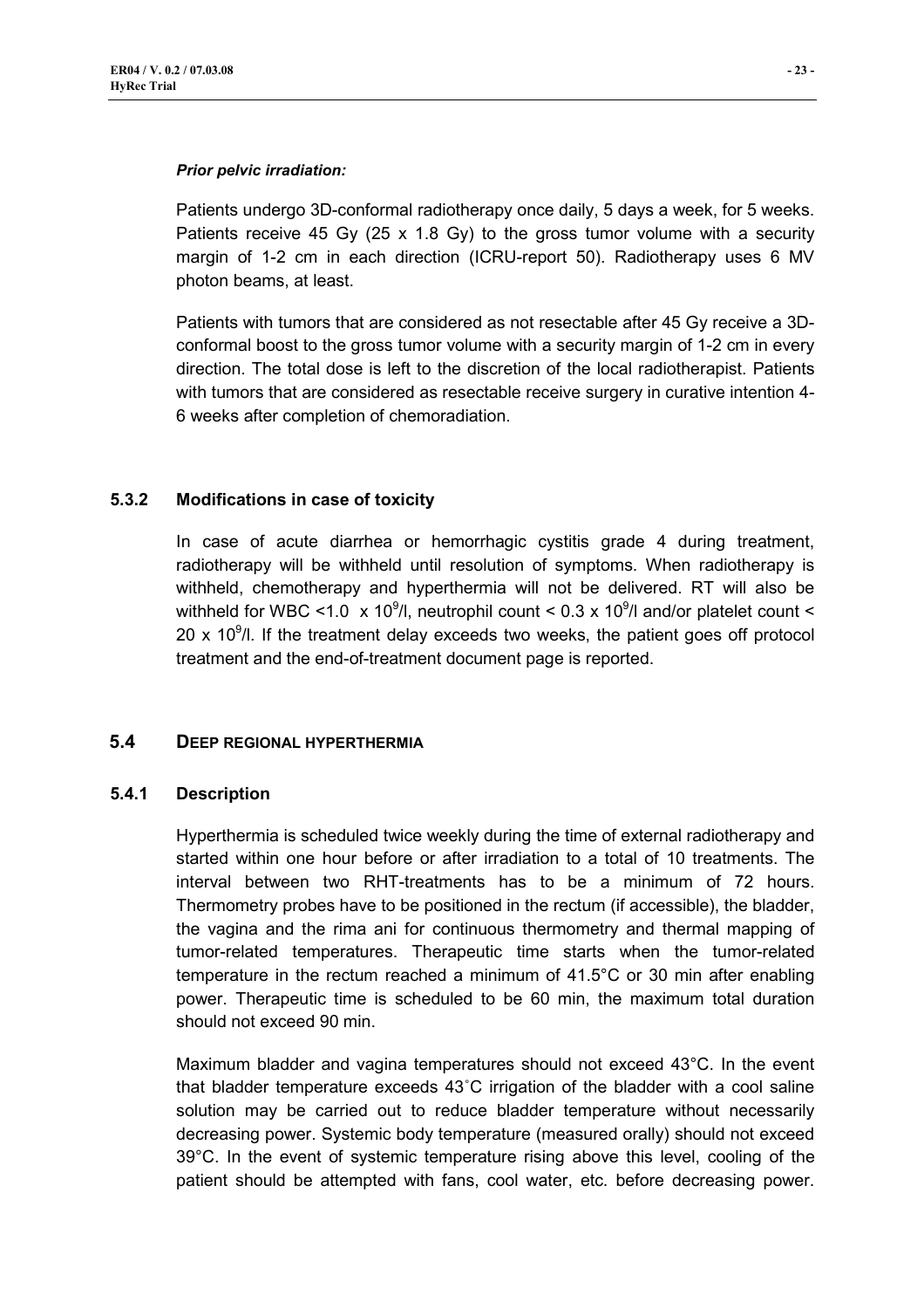***Prior pelvic irradiation:***

Patients undergo 3D-conformal radiotherapy once daily, 5 days a week, for 5 weeks. Patients receive 45 Gy (25 x 1.8 Gy) to the gross tumor volume with a security margin of 1-2 cm in each direction (ICRU-report 50). Radiotherapy uses 6 MV photon beams, at least.

Patients with tumors that are considered as not resectable after 45 Gy receive a 3D-conformal boost to the gross tumor volume with a security margin of 1-2 cm in every direction. The total dose is left to the discretion of the local radiotherapist. Patients with tumors that are considered as resectable receive surgery in curative intention 4-6 weeks after completion of chemoradiation.

### 5.3.2 Modifications in case of toxicity

In case of acute diarrhea or hemorrhagic cystitis grade 4 during treatment, radiotherapy will be withheld until resolution of symptoms. When radiotherapy is withheld, chemotherapy and hyperthermia will not be delivered. RT will also be withheld for WBC <1.0 x $10^9$/l, neutrophil count < 0.3 x $10^9$/l and/or platelet count < 20 x $10^9$/l. If the treatment delay exceeds two weeks, the patient goes off protocol treatment and the end-of-treatment document page is reported.

## 5.4 DEEP REGIONAL HYPERTHERMIA

### 5.4.1 Description

Hyperthermia is scheduled twice weekly during the time of external radiotherapy and started within one hour before or after irradiation to a total of 10 treatments. The interval between two RHT-treatments has to be a minimum of 72 hours. Thermometry probes have to be positioned in the rectum (if accessible), the bladder, the vagina and the rima ani for continuous thermometry and thermal mapping of tumor-related temperatures. Therapeutic time starts when the tumor-related temperature in the rectum reached a minimum of 41.5°C or 30 min after enabling power. Therapeutic time is scheduled to be 60 min, the maximum total duration should not exceed 90 min.

Maximum bladder and vagina temperatures should not exceed 43°C. In the event that bladder temperature exceeds 43˚C irrigation of the bladder with a cool saline solution may be carried out to reduce bladder temperature without necessarily decreasing power. Systemic body temperature (measured orally) should not exceed 39°C. In the event of systemic temperature rising above this level, cooling of the patient should be attempted with fans, cool water, etc. before decreasing power.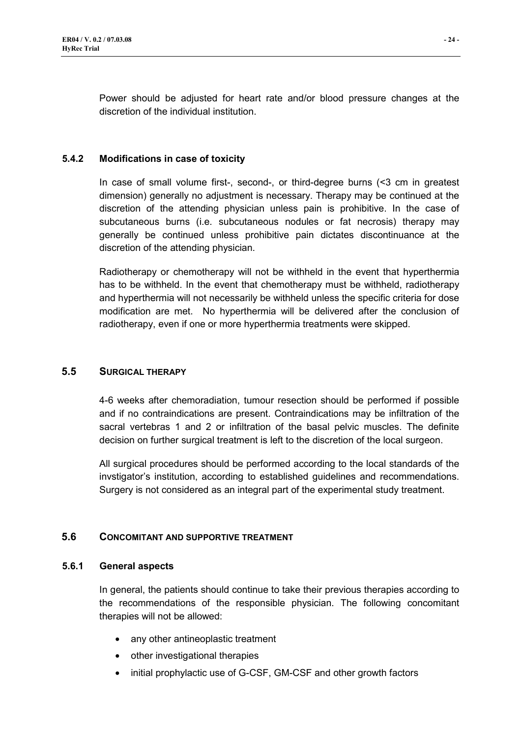Power should be adjusted for heart rate and/or blood pressure changes at the discretion of the individual institution.

### 5.4.2 Modifications in case of toxicity

In case of small volume first-, second-, or third-degree burns (<3 cm in greatest dimension) generally no adjustment is necessary. Therapy may be continued at the discretion of the attending physician unless pain is prohibitive. In the case of subcutaneous burns (i.e. subcutaneous nodules or fat necrosis) therapy may generally be continued unless prohibitive pain dictates discontinuance at the discretion of the attending physician.

Radiotherapy or chemotherapy will not be withheld in the event that hyperthermia has to be withheld. In the event that chemotherapy must be withheld, radiotherapy and hyperthermia will not necessarily be withheld unless the specific criteria for dose modification are met. No hyperthermia will be delivered after the conclusion of radiotherapy, even if one or more hyperthermia treatments were skipped.

## 5.5 SURGICAL THERAPY

4-6 weeks after chemoradiation, tumour resection should be performed if possible and if no contraindications are present. Contraindications may be infiltration of the sacral vertebras 1 and 2 or infiltration of the basal pelvic muscles. The definite decision on further surgical treatment is left to the discretion of the local surgeon.

All surgical procedures should be performed according to the local standards of the invstigator's institution, according to established guidelines and recommendations. Surgery is not considered as an integral part of the experimental study treatment.

## 5.6 CONCOMITANT AND SUPPORTIVE TREATMENT

### 5.6.1 General aspects

In general, the patients should continue to take their previous therapies according to the recommendations of the responsible physician. The following concomitant therapies will not be allowed:

- any other antineoplastic treatment
- other investigational therapies
- initial prophylactic use of G-CSF, GM-CSF and other growth factors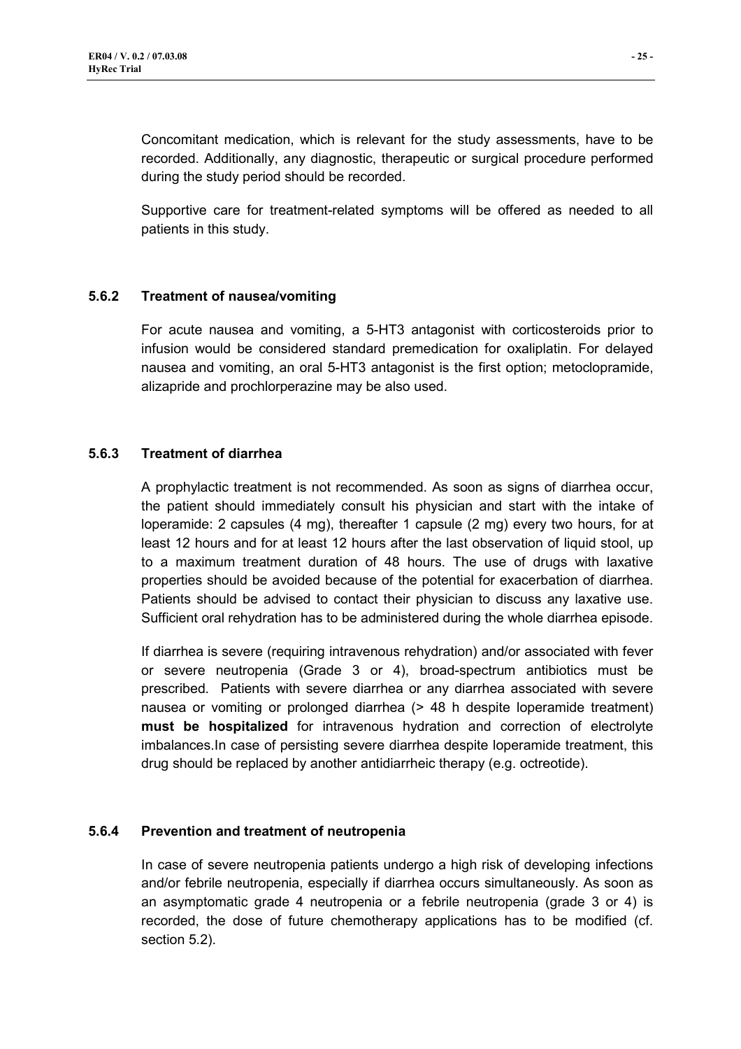Concomitant medication, which is relevant for the study assessments, have to be recorded. Additionally, any diagnostic, therapeutic or surgical procedure performed during the study period should be recorded.

Supportive care for treatment-related symptoms will be offered as needed to all patients in this study.

### 5.6.2 Treatment of nausea/vomiting

For acute nausea and vomiting, a 5-HT3 antagonist with corticosteroids prior to infusion would be considered standard premedication for oxaliplatin. For delayed nausea and vomiting, an oral 5-HT3 antagonist is the first option; metoclopramide, alizapride and prochlorperazine may be also used.

### 5.6.3 Treatment of diarrhea

A prophylactic treatment is not recommended. As soon as signs of diarrhea occur, the patient should immediately consult his physician and start with the intake of loperamide: 2 capsules (4 mg), thereafter 1 capsule (2 mg) every two hours, for at least 12 hours and for at least 12 hours after the last observation of liquid stool, up to a maximum treatment duration of 48 hours. The use of drugs with laxative properties should be avoided because of the potential for exacerbation of diarrhea. Patients should be advised to contact their physician to discuss any laxative use. Sufficient oral rehydration has to be administered during the whole diarrhea episode.

If diarrhea is severe (requiring intravenous rehydration) and/or associated with fever or severe neutropenia (Grade 3 or 4), broad-spectrum antibiotics must be prescribed. Patients with severe diarrhea or any diarrhea associated with severe nausea or vomiting or prolonged diarrhea (> 48 h despite loperamide treatment) **must be hospitalized** for intravenous hydration and correction of electrolyte imbalances.In case of persisting severe diarrhea despite loperamide treatment, this drug should be replaced by another antidiarrheic therapy (e.g. octreotide).

### 5.6.4 Prevention and treatment of neutropenia

In case of severe neutropenia patients undergo a high risk of developing infections and/or febrile neutropenia, especially if diarrhea occurs simultaneously. As soon as an asymptomatic grade 4 neutropenia or a febrile neutropenia (grade 3 or 4) is recorded, the dose of future chemotherapy applications has to be modified (cf. section 5.2).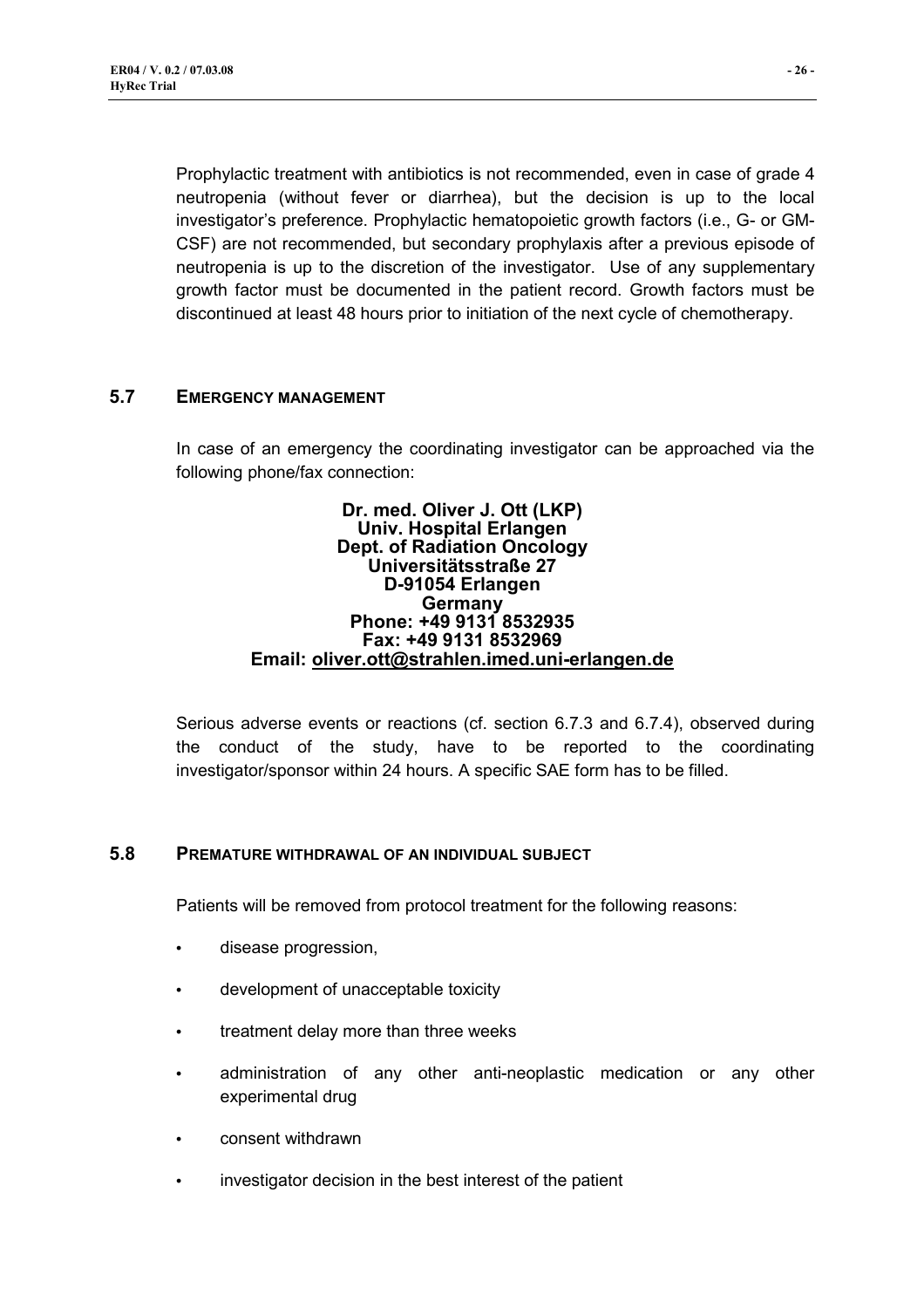Prophylactic treatment with antibiotics is not recommended, even in case of grade 4 neutropenia (without fever or diarrhea), but the decision is up to the local investigator's preference. Prophylactic hematopoietic growth factors (i.e., G- or GM-CSF) are not recommended, but secondary prophylaxis after a previous episode of neutropenia is up to the discretion of the investigator. Use of any supplementary growth factor must be documented in the patient record. Growth factors must be discontinued at least 48 hours prior to initiation of the next cycle of chemotherapy.

## 5.7 EMERGENCY MANAGEMENT

In case of an emergency the coordinating investigator can be approached via the following phone/fax connection:

**Dr. med. Oliver J. Ott (LKP)**
**Univ. Hospital Erlangen**
**Dept. of Radiation Oncology**
**Universitätsstraße 27**
**D-91054 Erlangen**
**Germany**
**Phone: +49 9131 8532935**
**Fax: +49 9131 8532969**
**Email: oliver.ott@strahlen.imed.uni-erlangen.de**

Serious adverse events or reactions (cf. section 6.7.3 and 6.7.4), observed during the conduct of the study, have to be reported to the coordinating investigator/sponsor within 24 hours. A specific SAE form has to be filled.

## 5.8 PREMATURE WITHDRAWAL OF AN INDIVIDUAL SUBJECT

Patients will be removed from protocol treatment for the following reasons:

- disease progression,
- development of unacceptable toxicity
- treatment delay more than three weeks
- administration of any other anti-neoplastic medication or any other experimental drug
- consent withdrawn
- investigator decision in the best interest of the patient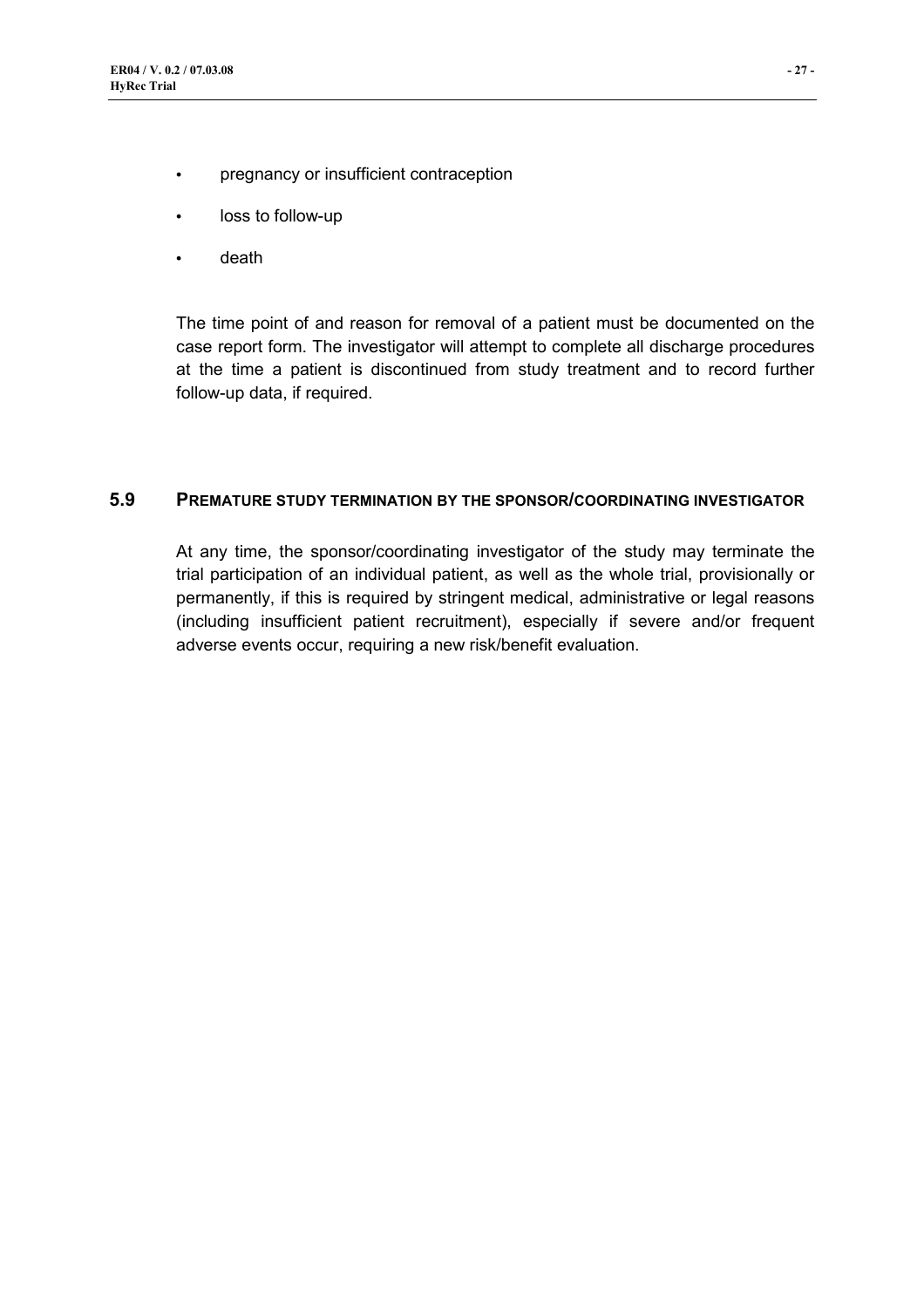- pregnancy or insufficient contraception
- loss to follow-up
- death

The time point of and reason for removal of a patient must be documented on the case report form. The investigator will attempt to complete all discharge procedures at the time a patient is discontinued from study treatment and to record further follow-up data, if required.

## 5.9 PREMATURE STUDY TERMINATION BY THE SPONSOR/COORDINATING INVESTIGATOR

At any time, the sponsor/coordinating investigator of the study may terminate the trial participation of an individual patient, as well as the whole trial, provisionally or permanently, if this is required by stringent medical, administrative or legal reasons (including insufficient patient recruitment), especially if severe and/or frequent adverse events occur, requiring a new risk/benefit evaluation.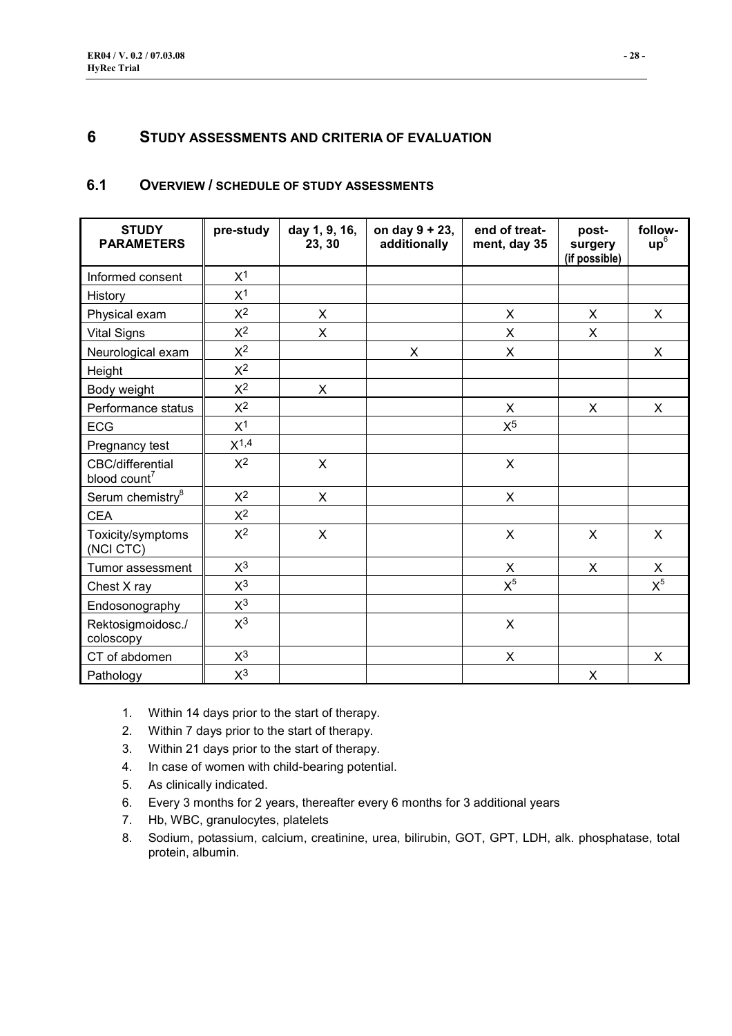# 6 STUDY ASSESSMENTS AND CRITERIA OF EVALUATION

## 6.1 OVERVIEW / SCHEDULE OF STUDY ASSESSMENTS

| STUDY PARAMETERS | pre-study | day 1, 9, 16, 23, 30 | on day 9 + 23, additionally | end of treat-ment, day 35 | post-surgery (if possible) | follow-up[6] |
|---|---|---|---|---|---|---|
| Informed consent | X[1] | | | | | |
| History | X[1] | | | | | |
| Physical exam | X[2] | X | | X | X | X |
| Vital Signs | X[2] | X | | X | X | |
| Neurological exam | X[2] | | X | X | | X |
| Height | X[2] | | | | | |
| Body weight | X[2] | X | | | | |
| Performance status | X[2] | | | X | X | X |
| ECG | X[1] | | | X[5] | | |
| Pregnancy test | X[1,4] | | | | | |
| CBC/differential blood count[7] | X[2] | X | | X | | |
| Serum chemistry[8] | X[2] | X | | X | | |
| CEA | X[2] | | | | | |
| Toxicity/symptoms (NCI CTC) | X[2] | X | | X | X | X |
| Tumor assessment | X[3] | | | X | X | X |
| Chest X ray | X[3] | | | X[5] | | X[5] |
| Endosonography | X[3] | | | | | |
| Rektosigmoidosc./ coloscopy | X[3] | | | X | | |
| CT of abdomen | X[3] | | | X | | X |
| Pathology | X[3] | | | | X | |

1. Within 14 days prior to the start of therapy.
2. Within 7 days prior to the start of therapy.
3. Within 21 days prior to the start of therapy.
4. In case of women with child-bearing potential.
5. As clinically indicated.
6. Every 3 months for 2 years, thereafter every 6 months for 3 additional years
7. Hb, WBC, granulocytes, platelets
8. Sodium, potassium, calcium, creatinine, urea, bilirubin, GOT, GPT, LDH, alk. phosphatase, total protein, albumin.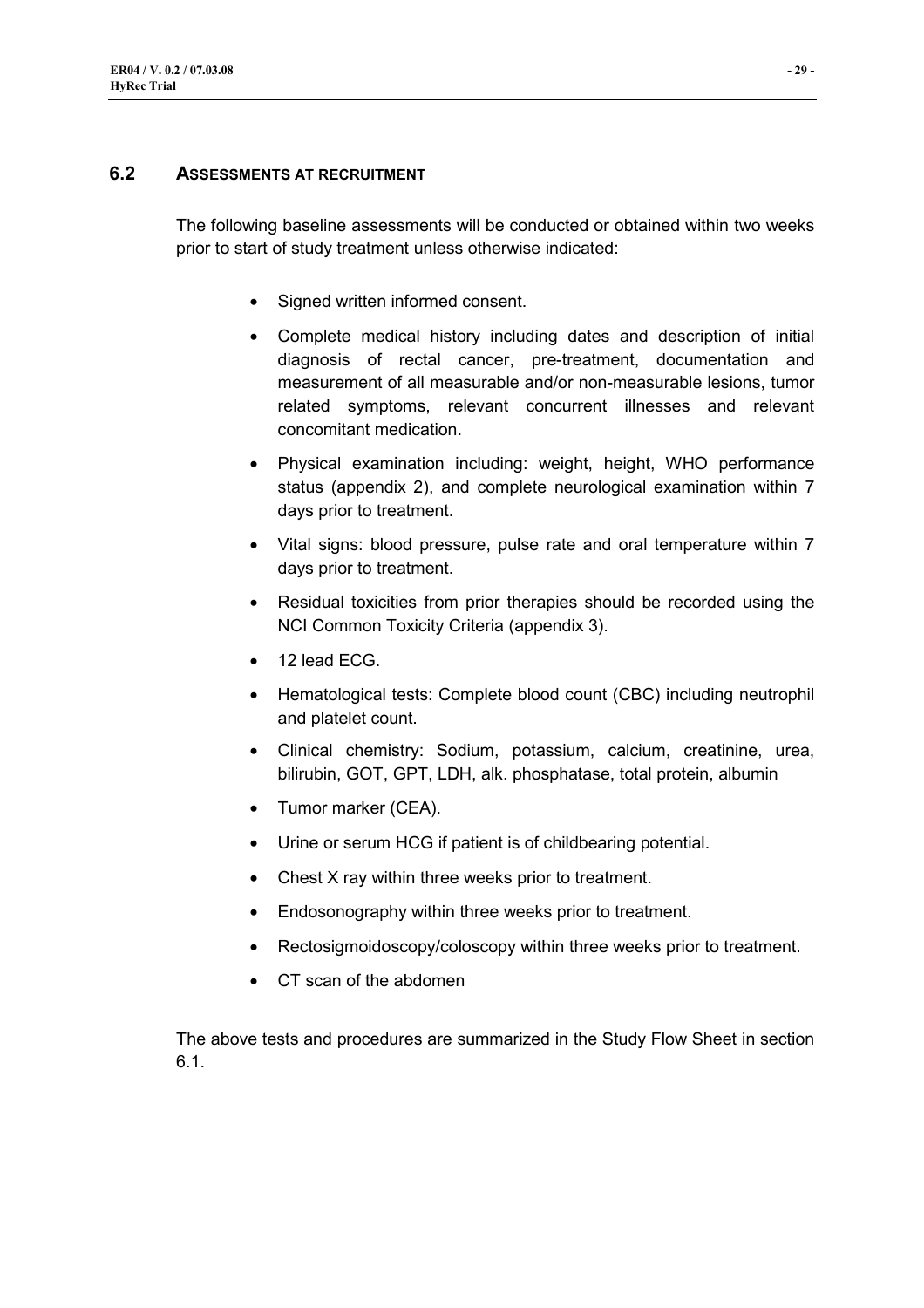## 6.2 Assessments at recruitment

The following baseline assessments will be conducted or obtained within two weeks prior to start of study treatment unless otherwise indicated:

- Signed written informed consent.
- Complete medical history including dates and description of initial diagnosis of rectal cancer, pre-treatment, documentation and measurement of all measurable and/or non-measurable lesions, tumor related symptoms, relevant concurrent illnesses and relevant concomitant medication.
- Physical examination including: weight, height, WHO performance status (appendix 2), and complete neurological examination within 7 days prior to treatment.
- Vital signs: blood pressure, pulse rate and oral temperature within 7 days prior to treatment.
- Residual toxicities from prior therapies should be recorded using the NCI Common Toxicity Criteria (appendix 3).
- 12 lead ECG.
- Hematological tests: Complete blood count (CBC) including neutrophil and platelet count.
- Clinical chemistry: Sodium, potassium, calcium, creatinine, urea, bilirubin, GOT, GPT, LDH, alk. phosphatase, total protein, albumin
- Tumor marker (CEA).
- Urine or serum HCG if patient is of childbearing potential.
- Chest X ray within three weeks prior to treatment.
- Endosonography within three weeks prior to treatment.
- Rectosigmoidoscopy/coloscopy within three weeks prior to treatment.
- CT scan of the abdomen

The above tests and procedures are summarized in the Study Flow Sheet in section 6.1.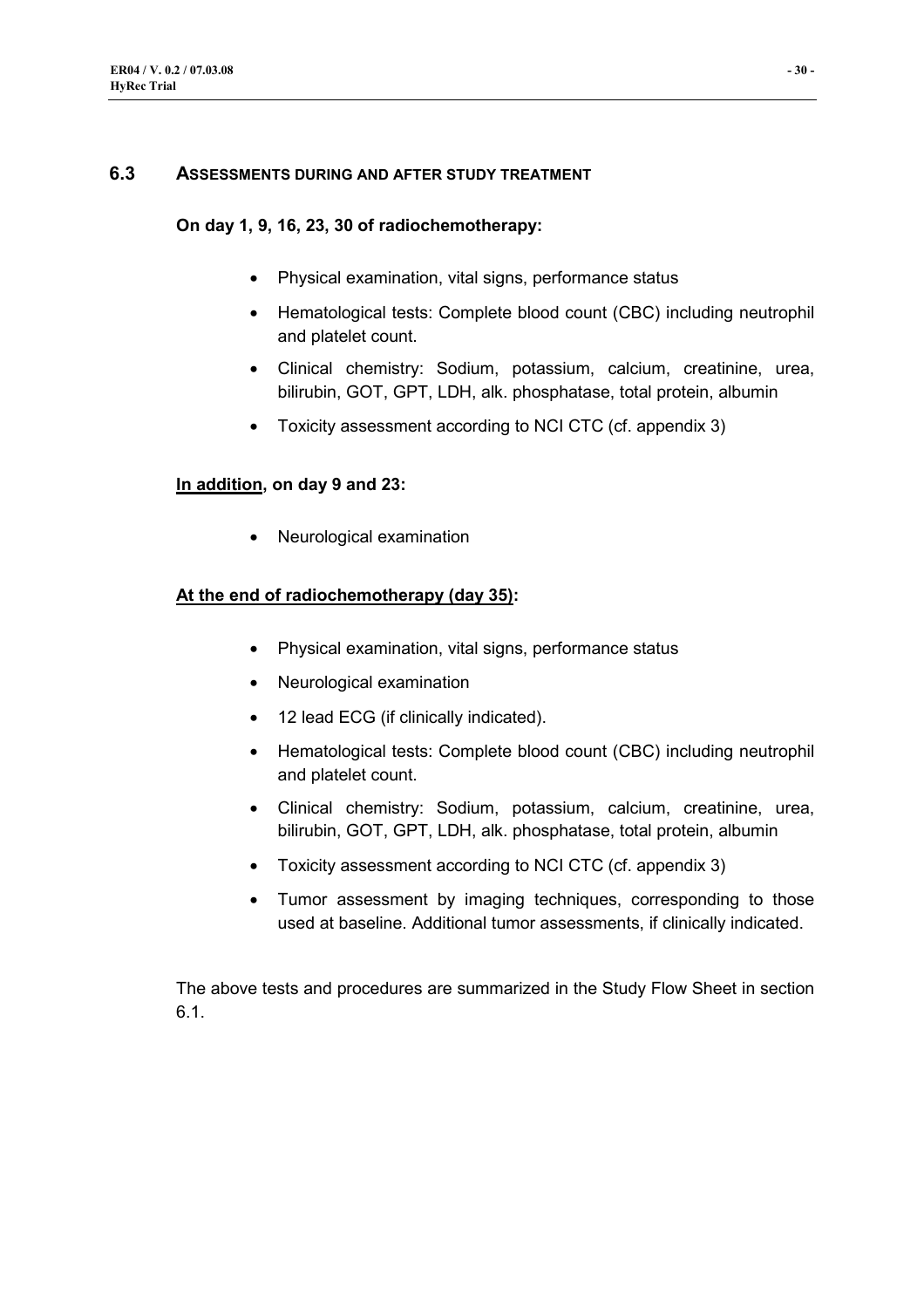## 6.3 ASSESSMENTS DURING AND AFTER STUDY TREATMENT

**On day 1, 9, 16, 23, 30 of radiochemotherapy:**

- Physical examination, vital signs, performance status
- Hematological tests: Complete blood count (CBC) including neutrophil and platelet count.
- Clinical chemistry: Sodium, potassium, calcium, creatinine, urea, bilirubin, GOT, GPT, LDH, alk. phosphatase, total protein, albumin
- Toxicity assessment according to NCI CTC (cf. appendix 3)

**In addition, on day 9 and 23:**

- Neurological examination

**At the end of radiochemotherapy (day 35):**

- Physical examination, vital signs, performance status
- Neurological examination
- 12 lead ECG (if clinically indicated).
- Hematological tests: Complete blood count (CBC) including neutrophil and platelet count.
- Clinical chemistry: Sodium, potassium, calcium, creatinine, urea, bilirubin, GOT, GPT, LDH, alk. phosphatase, total protein, albumin
- Toxicity assessment according to NCI CTC (cf. appendix 3)
- Tumor assessment by imaging techniques, corresponding to those used at baseline. Additional tumor assessments, if clinically indicated.

The above tests and procedures are summarized in the Study Flow Sheet in section 6.1.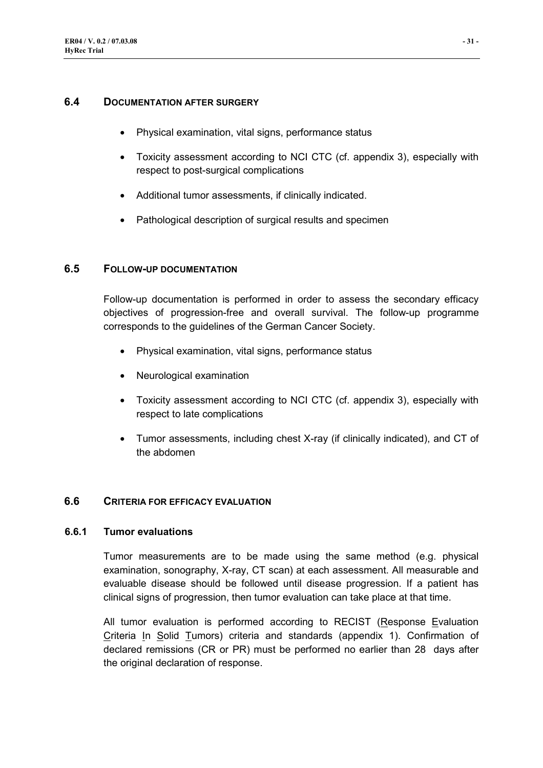## 6.4 Documentation after surgery

- Physical examination, vital signs, performance status
- Toxicity assessment according to NCI CTC (cf. appendix 3), especially with respect to post-surgical complications
- Additional tumor assessments, if clinically indicated.
- Pathological description of surgical results and specimen

## 6.5 Follow-up documentation

Follow-up documentation is performed in order to assess the secondary efficacy objectives of progression-free and overall survival. The follow-up programme corresponds to the guidelines of the German Cancer Society.

- Physical examination, vital signs, performance status
- Neurological examination
- Toxicity assessment according to NCI CTC (cf. appendix 3), especially with respect to late complications
- Tumor assessments, including chest X-ray (if clinically indicated), and CT of the abdomen

## 6.6 Criteria for efficacy evaluation

### 6.6.1 Tumor evaluations

Tumor measurements are to be made using the same method (e.g. physical examination, sonography, X-ray, CT scan) at each assessment. All measurable and evaluable disease should be followed until disease progression. If a patient has clinical signs of progression, then tumor evaluation can take place at that time.

All tumor evaluation is performed according to RECIST (Response Evaluation Criteria In Solid Tumors) criteria and standards (appendix 1). Confirmation of declared remissions (CR or PR) must be performed no earlier than 28 days after the original declaration of response.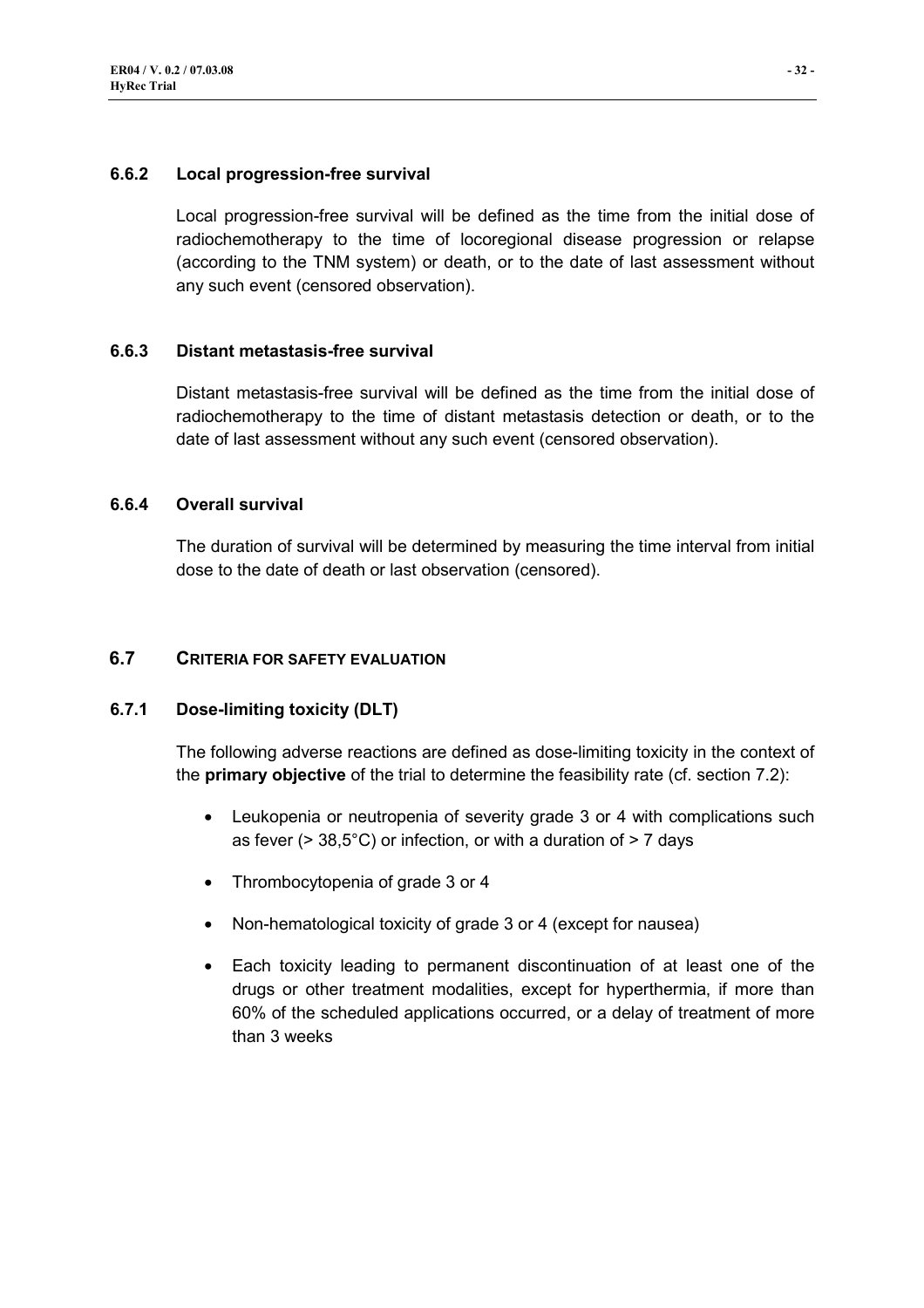### 6.6.2 Local progression-free survival

Local progression-free survival will be defined as the time from the initial dose of radiochemotherapy to the time of locoregional disease progression or relapse (according to the TNM system) or death, or to the date of last assessment without any such event (censored observation).

### 6.6.3 Distant metastasis-free survival

Distant metastasis-free survival will be defined as the time from the initial dose of radiochemotherapy to the time of distant metastasis detection or death, or to the date of last assessment without any such event (censored observation).

### 6.6.4 Overall survival

The duration of survival will be determined by measuring the time interval from initial dose to the date of death or last observation (censored).

## 6.7 CRITERIA FOR SAFETY EVALUATION

### 6.7.1 Dose-limiting toxicity (DLT)

The following adverse reactions are defined as dose-limiting toxicity in the context of the **primary objective** of the trial to determine the feasibility rate (cf. section 7.2):

- Leukopenia or neutropenia of severity grade 3 or 4 with complications such as fever (> 38,5°C) or infection, or with a duration of > 7 days
- Thrombocytopenia of grade 3 or 4
- Non-hematological toxicity of grade 3 or 4 (except for nausea)
- Each toxicity leading to permanent discontinuation of at least one of the drugs or other treatment modalities, except for hyperthermia, if more than 60% of the scheduled applications occurred, or a delay of treatment of more than 3 weeks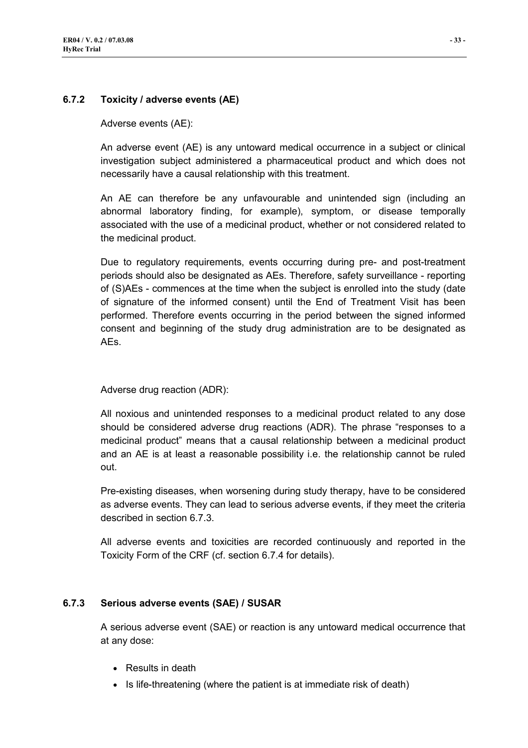### 6.7.2 Toxicity / adverse events (AE)

Adverse events (AE):

An adverse event (AE) is any untoward medical occurrence in a subject or clinical investigation subject administered a pharmaceutical product and which does not necessarily have a causal relationship with this treatment.

An AE can therefore be any unfavourable and unintended sign (including an abnormal laboratory finding, for example), symptom, or disease temporally associated with the use of a medicinal product, whether or not considered related to the medicinal product.

Due to regulatory requirements, events occurring during pre- and post-treatment periods should also be designated as AEs. Therefore, safety surveillance - reporting of (S)AEs - commences at the time when the subject is enrolled into the study (date of signature of the informed consent) until the End of Treatment Visit has been performed. Therefore events occurring in the period between the signed informed consent and beginning of the study drug administration are to be designated as AEs.

Adverse drug reaction (ADR):

All noxious and unintended responses to a medicinal product related to any dose should be considered adverse drug reactions (ADR). The phrase "responses to a medicinal product" means that a causal relationship between a medicinal product and an AE is at least a reasonable possibility i.e. the relationship cannot be ruled out.

Pre-existing diseases, when worsening during study therapy, have to be considered as adverse events. They can lead to serious adverse events, if they meet the criteria described in section 6.7.3.

All adverse events and toxicities are recorded continuously and reported in the Toxicity Form of the CRF (cf. section 6.7.4 for details).

### 6.7.3 Serious adverse events (SAE) / SUSAR

A serious adverse event (SAE) or reaction is any untoward medical occurrence that at any dose:

- Results in death
- Is life-threatening (where the patient is at immediate risk of death)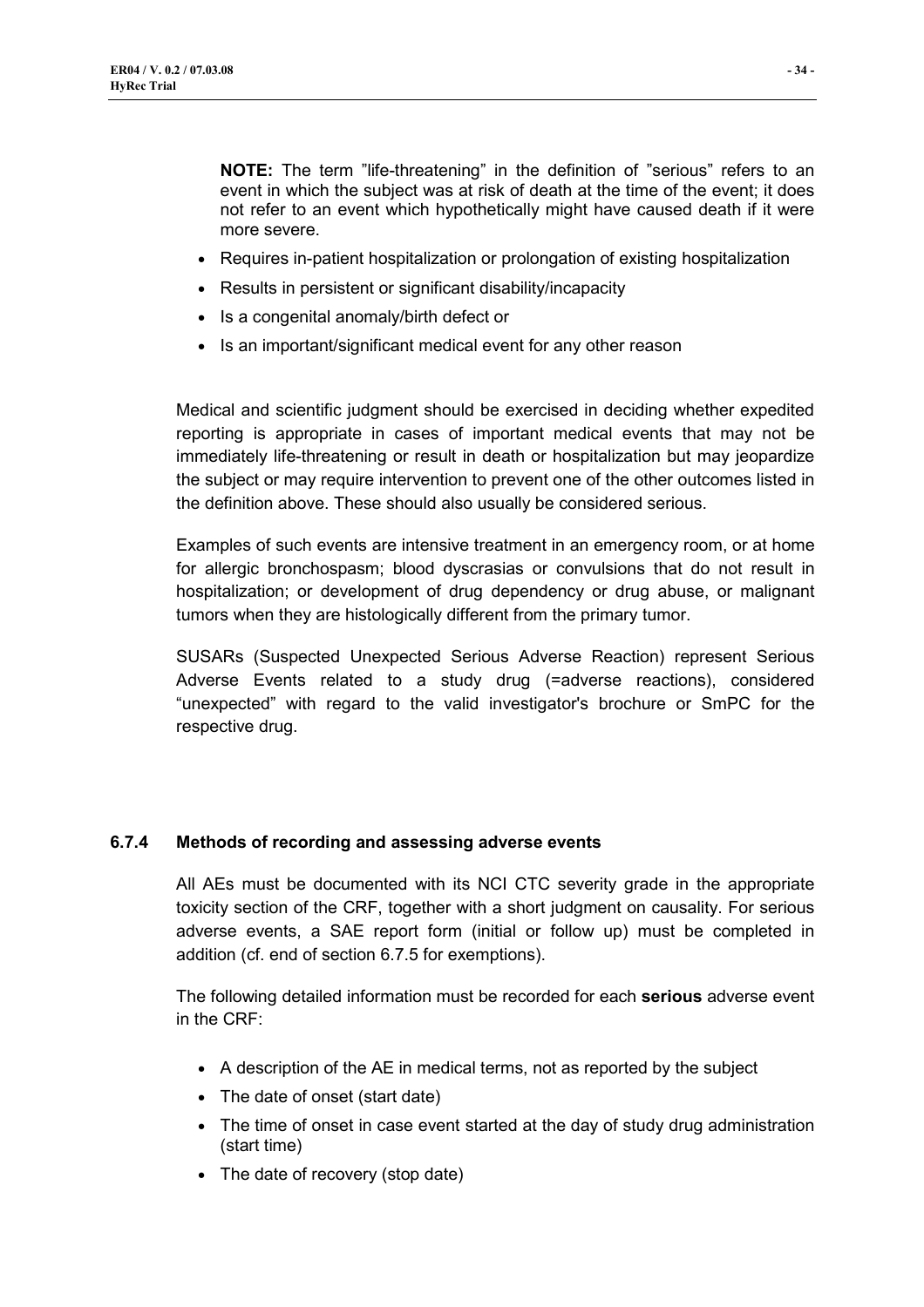**NOTE:** The term "life-threatening" in the definition of "serious" refers to an event in which the subject was at risk of death at the time of the event; it does not refer to an event which hypothetically might have caused death if it were more severe.

- Requires in-patient hospitalization or prolongation of existing hospitalization
- Results in persistent or significant disability/incapacity
- Is a congenital anomaly/birth defect or
- Is an important/significant medical event for any other reason

Medical and scientific judgment should be exercised in deciding whether expedited reporting is appropriate in cases of important medical events that may not be immediately life-threatening or result in death or hospitalization but may jeopardize the subject or may require intervention to prevent one of the other outcomes listed in the definition above. These should also usually be considered serious.

Examples of such events are intensive treatment in an emergency room, or at home for allergic bronchospasm; blood dyscrasias or convulsions that do not result in hospitalization; or development of drug dependency or drug abuse, or malignant tumors when they are histologically different from the primary tumor.

SUSARs (Suspected Unexpected Serious Adverse Reaction) represent Serious Adverse Events related to a study drug (=adverse reactions), considered "unexpected" with regard to the valid investigator's brochure or SmPC for the respective drug.

### 6.7.4 Methods of recording and assessing adverse events

All AEs must be documented with its NCI CTC severity grade in the appropriate toxicity section of the CRF, together with a short judgment on causality. For serious adverse events, a SAE report form (initial or follow up) must be completed in addition (cf. end of section 6.7.5 for exemptions).

The following detailed information must be recorded for each **serious** adverse event in the CRF:

- A description of the AE in medical terms, not as reported by the subject
- The date of onset (start date)
- The time of onset in case event started at the day of study drug administration (start time)
- The date of recovery (stop date)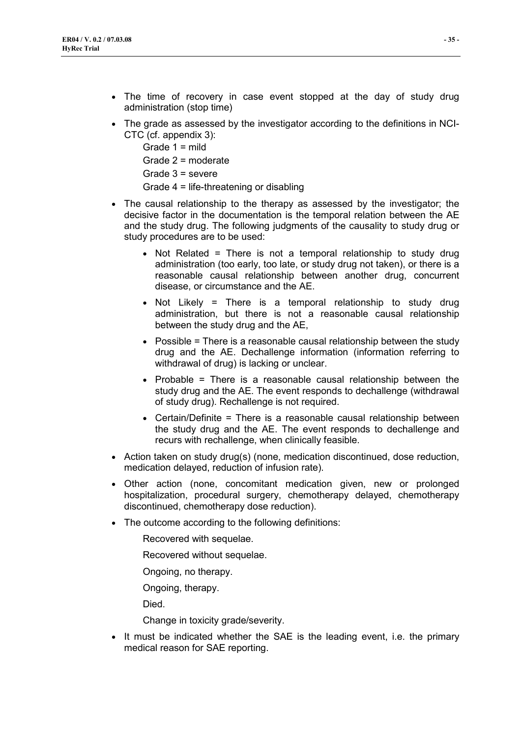- The time of recovery in case event stopped at the day of study drug administration (stop time)
- The grade as assessed by the investigator according to the definitions in NCI-CTC (cf. appendix 3):

  Grade 1 = mild

  Grade 2 = moderate

  Grade 3 = severe

  Grade 4 = life-threatening or disabling
- The causal relationship to the therapy as assessed by the investigator; the decisive factor in the documentation is the temporal relation between the AE and the study drug. The following judgments of the causality to study drug or study procedures are to be used:
  - Not Related = There is not a temporal relationship to study drug administration (too early, too late, or study drug not taken), or there is a reasonable causal relationship between another drug, concurrent disease, or circumstance and the AE.
  - Not Likely = There is a temporal relationship to study drug administration, but there is not a reasonable causal relationship between the study drug and the AE,
  - Possible = There is a reasonable causal relationship between the study drug and the AE. Dechallenge information (information referring to withdrawal of drug) is lacking or unclear.
  - Probable = There is a reasonable causal relationship between the study drug and the AE. The event responds to dechallenge (withdrawal of study drug). Rechallenge is not required.
  - Certain/Definite = There is a reasonable causal relationship between the study drug and the AE. The event responds to dechallenge and recurs with rechallenge, when clinically feasible.
- Action taken on study drug(s) (none, medication discontinued, dose reduction, medication delayed, reduction of infusion rate).
- Other action (none, concomitant medication given, new or prolonged hospitalization, procedural surgery, chemotherapy delayed, chemotherapy discontinued, chemotherapy dose reduction).
- The outcome according to the following definitions:

  Recovered with sequelae.

  Recovered without sequelae.

  Ongoing, no therapy.

  Ongoing, therapy.

  Died.

  Change in toxicity grade/severity.
- It must be indicated whether the SAE is the leading event, i.e. the primary medical reason for SAE reporting.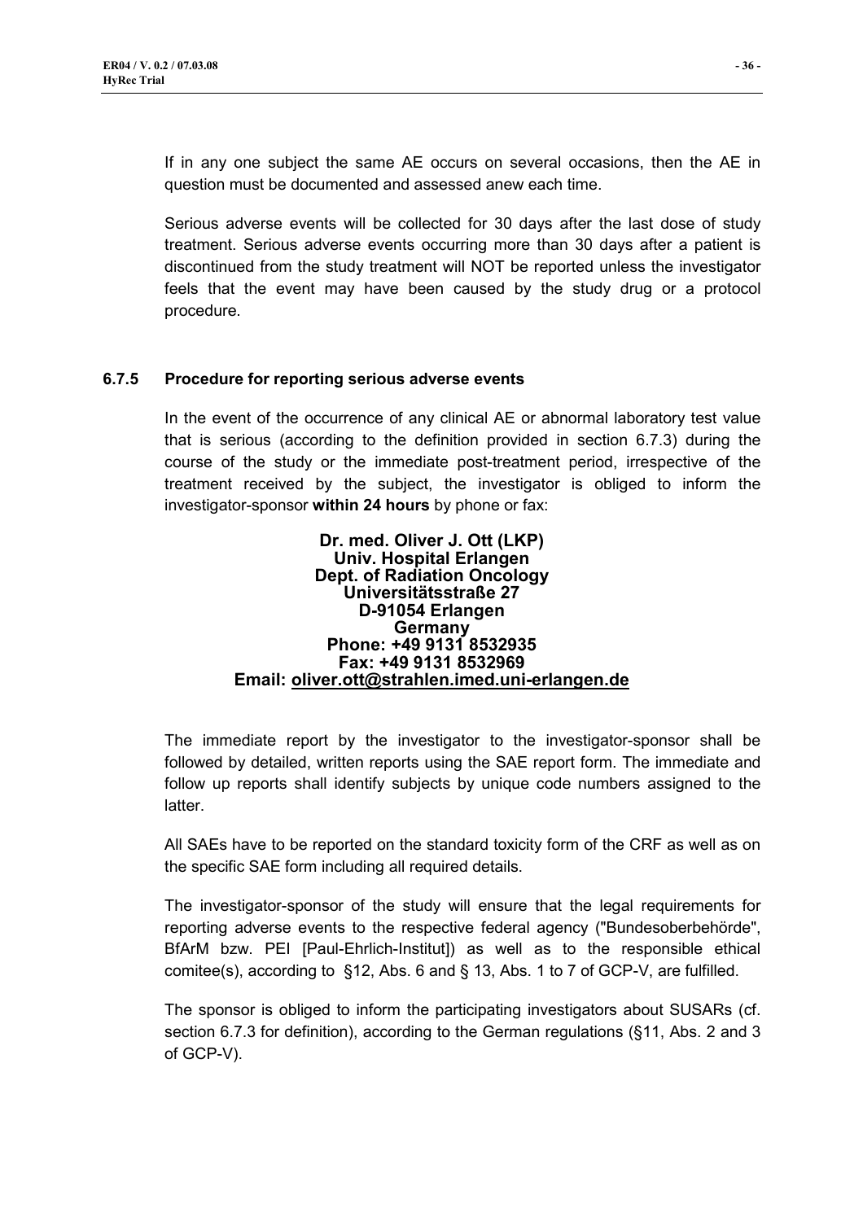If in any one subject the same AE occurs on several occasions, then the AE in question must be documented and assessed anew each time.

Serious adverse events will be collected for 30 days after the last dose of study treatment. Serious adverse events occurring more than 30 days after a patient is discontinued from the study treatment will NOT be reported unless the investigator feels that the event may have been caused by the study drug or a protocol procedure.

### 6.7.5 Procedure for reporting serious adverse events

In the event of the occurrence of any clinical AE or abnormal laboratory test value that is serious (according to the definition provided in section 6.7.3) during the course of the study or the immediate post-treatment period, irrespective of the treatment received by the subject, the investigator is obliged to inform the investigator-sponsor **within 24 hours** by phone or fax:

**Dr. med. Oliver J. Ott (LKP)**
**Univ. Hospital Erlangen**
**Dept. of Radiation Oncology**
**Universitätsstraße 27**
**D-91054 Erlangen**
**Germany**
**Phone: +49 9131 8532935**
**Fax: +49 9131 8532969**
**Email: oliver.ott@strahlen.imed.uni-erlangen.de**

The immediate report by the investigator to the investigator-sponsor shall be followed by detailed, written reports using the SAE report form. The immediate and follow up reports shall identify subjects by unique code numbers assigned to the latter.

All SAEs have to be reported on the standard toxicity form of the CRF as well as on the specific SAE form including all required details.

The investigator-sponsor of the study will ensure that the legal requirements for reporting adverse events to the respective federal agency ("Bundesoberbehörde", BfArM bzw. PEI [Paul-Ehrlich-Institut]) as well as to the responsible ethical comitee(s), according to §12, Abs. 6 and § 13, Abs. 1 to 7 of GCP-V, are fulfilled.

The sponsor is obliged to inform the participating investigators about SUSARs (cf. section 6.7.3 for definition), according to the German regulations (§11, Abs. 2 and 3 of GCP-V).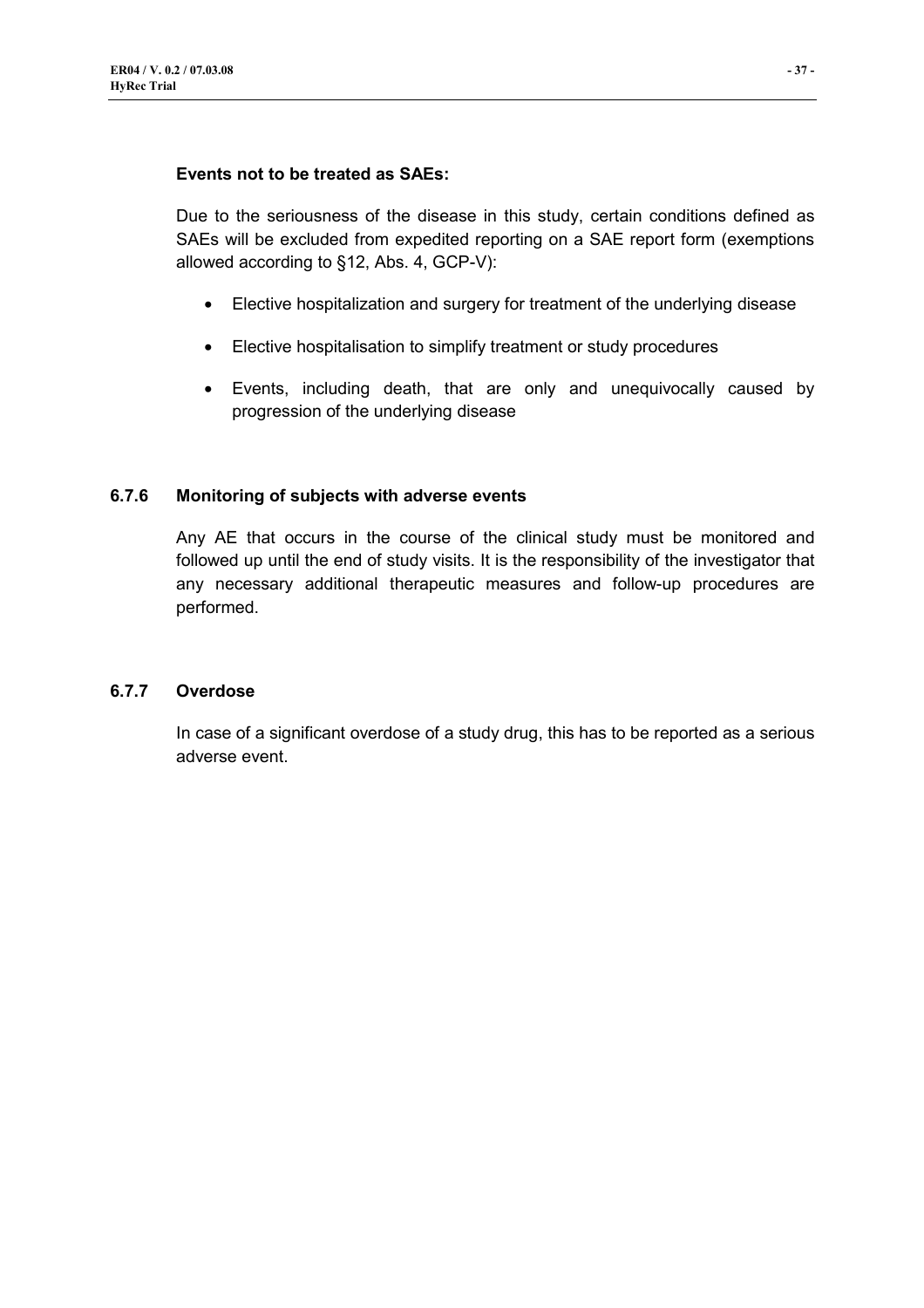**Events not to be treated as SAEs:**

Due to the seriousness of the disease in this study, certain conditions defined as SAEs will be excluded from expedited reporting on a SAE report form (exemptions allowed according to §12, Abs. 4, GCP-V):

- Elective hospitalization and surgery for treatment of the underlying disease
- Elective hospitalisation to simplify treatment or study procedures
- Events, including death, that are only and unequivocally caused by progression of the underlying disease

### 6.7.6 Monitoring of subjects with adverse events

Any AE that occurs in the course of the clinical study must be monitored and followed up until the end of study visits. It is the responsibility of the investigator that any necessary additional therapeutic measures and follow-up procedures are performed.

### 6.7.7 Overdose

In case of a significant overdose of a study drug, this has to be reported as a serious adverse event.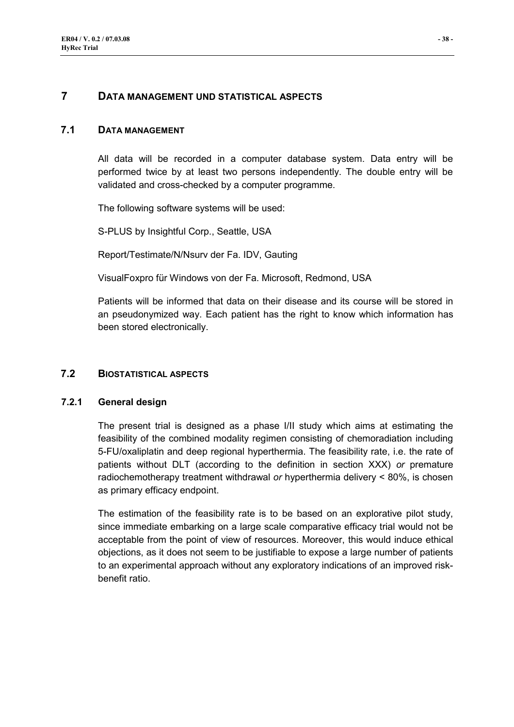# 7 DATA MANAGEMENT UND STATISTICAL ASPECTS

## 7.1 DATA MANAGEMENT

All data will be recorded in a computer database system. Data entry will be performed twice by at least two persons independently. The double entry will be validated and cross-checked by a computer programme.

The following software systems will be used:

S-PLUS by Insightful Corp., Seattle, USA

Report/Testimate/N/Nsurv der Fa. IDV, Gauting

VisualFoxpro für Windows von der Fa. Microsoft, Redmond, USA

Patients will be informed that data on their disease and its course will be stored in an pseudonymized way. Each patient has the right to know which information has been stored electronically.

## 7.2 BIOSTATISTICAL ASPECTS

### 7.2.1 General design

The present trial is designed as a phase I/II study which aims at estimating the feasibility of the combined modality regimen consisting of chemoradiation including 5-FU/oxaliplatin and deep regional hyperthermia. The feasibility rate, i.e. the rate of patients without DLT (according to the definition in section XXX) *or* premature radiochemotherapy treatment withdrawal *or* hyperthermia delivery < 80%, is chosen as primary efficacy endpoint.

The estimation of the feasibility rate is to be based on an explorative pilot study, since immediate embarking on a large scale comparative efficacy trial would not be acceptable from the point of view of resources. Moreover, this would induce ethical objections, as it does not seem to be justifiable to expose a large number of patients to an experimental approach without any exploratory indications of an improved risk-benefit ratio.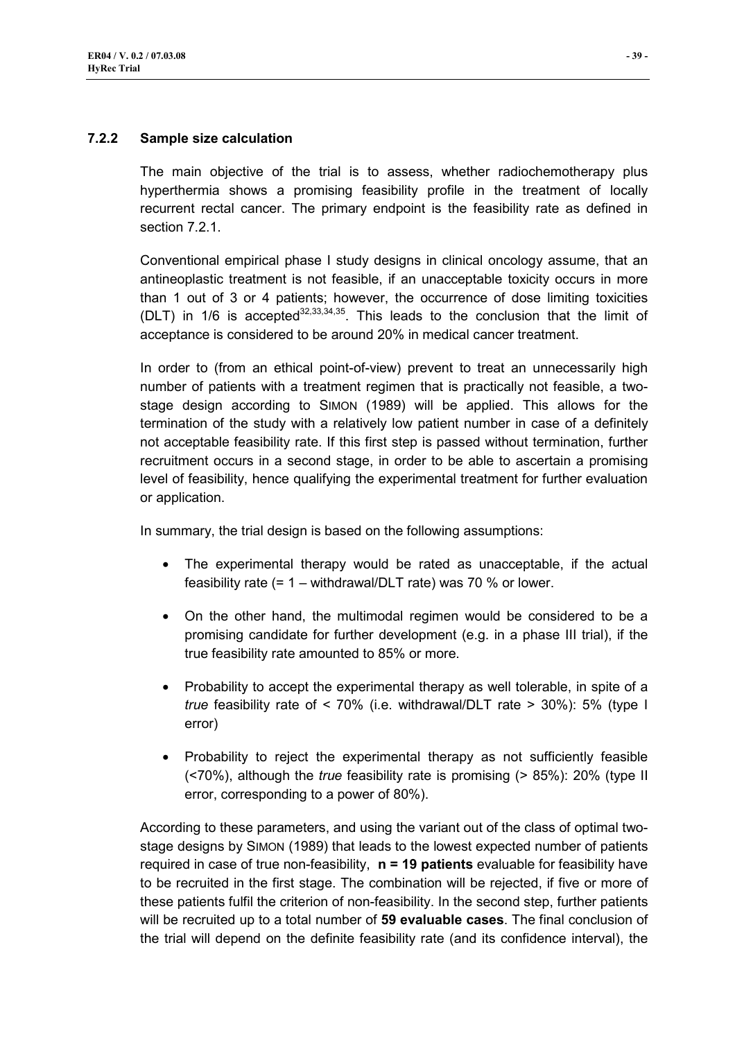### 7.2.2 Sample size calculation

The main objective of the trial is to assess, whether radiochemotherapy plus hyperthermia shows a promising feasibility profile in the treatment of locally recurrent rectal cancer. The primary endpoint is the feasibility rate as defined in section 7.2.1.

Conventional empirical phase I study designs in clinical oncology assume, that an antineoplastic treatment is not feasible, if an unacceptable toxicity occurs in more than 1 out of 3 or 4 patients; however, the occurrence of dose limiting toxicities (DLT) in 1/6 is accepted[32,33,34,35]. This leads to the conclusion that the limit of acceptance is considered to be around 20% in medical cancer treatment.

In order to (from an ethical point-of-view) prevent to treat an unnecessarily high number of patients with a treatment regimen that is practically not feasible, a two-stage design according to SIMON (1989) will be applied. This allows for the termination of the study with a relatively low patient number in case of a definitely not acceptable feasibility rate. If this first step is passed without termination, further recruitment occurs in a second stage, in order to be able to ascertain a promising level of feasibility, hence qualifying the experimental treatment for further evaluation or application.

In summary, the trial design is based on the following assumptions:

- The experimental therapy would be rated as unacceptable, if the actual feasibility rate (= 1 – withdrawal/DLT rate) was 70 % or lower.
- On the other hand, the multimodal regimen would be considered to be a promising candidate for further development (e.g. in a phase III trial), if the true feasibility rate amounted to 85% or more.
- Probability to accept the experimental therapy as well tolerable, in spite of a *true* feasibility rate of < 70% (i.e. withdrawal/DLT rate > 30%): 5% (type I error)
- Probability to reject the experimental therapy as not sufficiently feasible (<70%), although the *true* feasibility rate is promising (> 85%): 20% (type II error, corresponding to a power of 80%).

According to these parameters, and using the variant out of the class of optimal two-stage designs by SIMON (1989) that leads to the lowest expected number of patients required in case of true non-feasibility, **n = 19 patients** evaluable for feasibility have to be recruited in the first stage. The combination will be rejected, if five or more of these patients fulfil the criterion of non-feasibility. In the second step, further patients will be recruited up to a total number of **59 evaluable cases**. The final conclusion of the trial will depend on the definite feasibility rate (and its confidence interval), the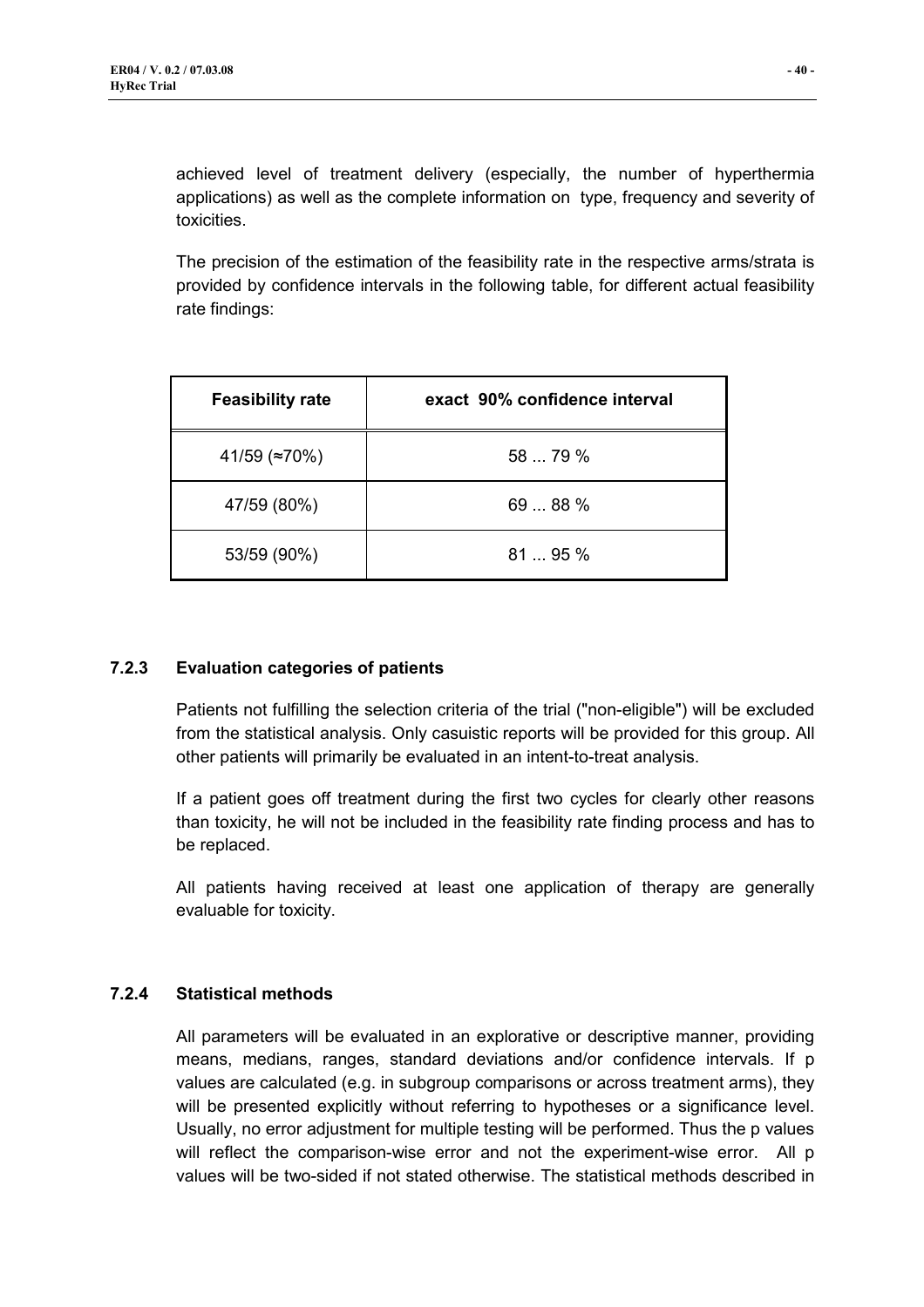achieved level of treatment delivery (especially, the number of hyperthermia applications) as well as the complete information on type, frequency and severity of toxicities.

The precision of the estimation of the feasibility rate in the respective arms/strata is provided by confidence intervals in the following table, for different actual feasibility rate findings:

| Feasibility rate | exact 90% confidence interval |
| --- | --- |
| 41/59 (≈70%) | 58 ... 79 % |
| 47/59 (80%) | 69 ... 88 % |
| 53/59 (90%) | 81 ... 95 % |

### 7.2.3 Evaluation categories of patients

Patients not fulfilling the selection criteria of the trial ("non-eligible") will be excluded from the statistical analysis. Only casuistic reports will be provided for this group. All other patients will primarily be evaluated in an intent-to-treat analysis.

If a patient goes off treatment during the first two cycles for clearly other reasons than toxicity, he will not be included in the feasibility rate finding process and has to be replaced.

All patients having received at least one application of therapy are generally evaluable for toxicity.

### 7.2.4 Statistical methods

All parameters will be evaluated in an explorative or descriptive manner, providing means, medians, ranges, standard deviations and/or confidence intervals. If p values are calculated (e.g. in subgroup comparisons or across treatment arms), they will be presented explicitly without referring to hypotheses or a significance level. Usually, no error adjustment for multiple testing will be performed. Thus the p values will reflect the comparison-wise error and not the experiment-wise error. All p values will be two-sided if not stated otherwise. The statistical methods described in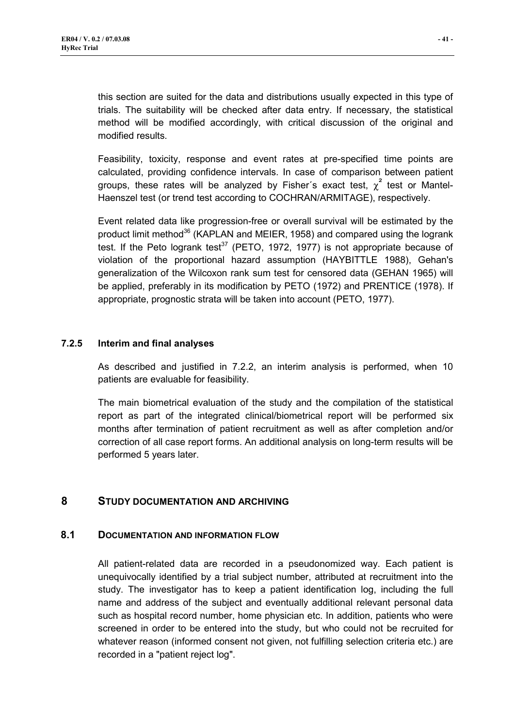this section are suited for the data and distributions usually expected in this type of trials. The suitability will be checked after data entry. If necessary, the statistical method will be modified accordingly, with critical discussion of the original and modified results.

Feasibility, toxicity, response and event rates at pre-specified time points are calculated, providing confidence intervals. In case of comparison between patient groups, these rates will be analyzed by Fisher´s exact test, $\chi^2$ test or Mantel-Haenszel test (or trend test according to COCHRAN/ARMITAGE), respectively.

Event related data like progression-free or overall survival will be estimated by the product limit method[36] (KAPLAN and MEIER, 1958) and compared using the logrank test. If the Peto logrank test[37] (PETO, 1972, 1977) is not appropriate because of violation of the proportional hazard assumption (HAYBITTLE 1988), Gehan's generalization of the Wilcoxon rank sum test for censored data (GEHAN 1965) will be applied, preferably in its modification by PETO (1972) and PRENTICE (1978). If appropriate, prognostic strata will be taken into account (PETO, 1977).

### 7.2.5 Interim and final analyses

As described and justified in 7.2.2, an interim analysis is performed, when 10 patients are evaluable for feasibility.

The main biometrical evaluation of the study and the compilation of the statistical report as part of the integrated clinical/biometrical report will be performed six months after termination of patient recruitment as well as after completion and/or correction of all case report forms. An additional analysis on long-term results will be performed 5 years later.

# 8 Study Documentation and Archiving

## 8.1 Documentation and Information Flow

All patient-related data are recorded in a pseudonomized way. Each patient is unequivocally identified by a trial subject number, attributed at recruitment into the study. The investigator has to keep a patient identification log, including the full name and address of the subject and eventually additional relevant personal data such as hospital record number, home physician etc. In addition, patients who were screened in order to be entered into the study, but who could not be recruited for whatever reason (informed consent not given, not fulfilling selection criteria etc.) are recorded in a "patient reject log".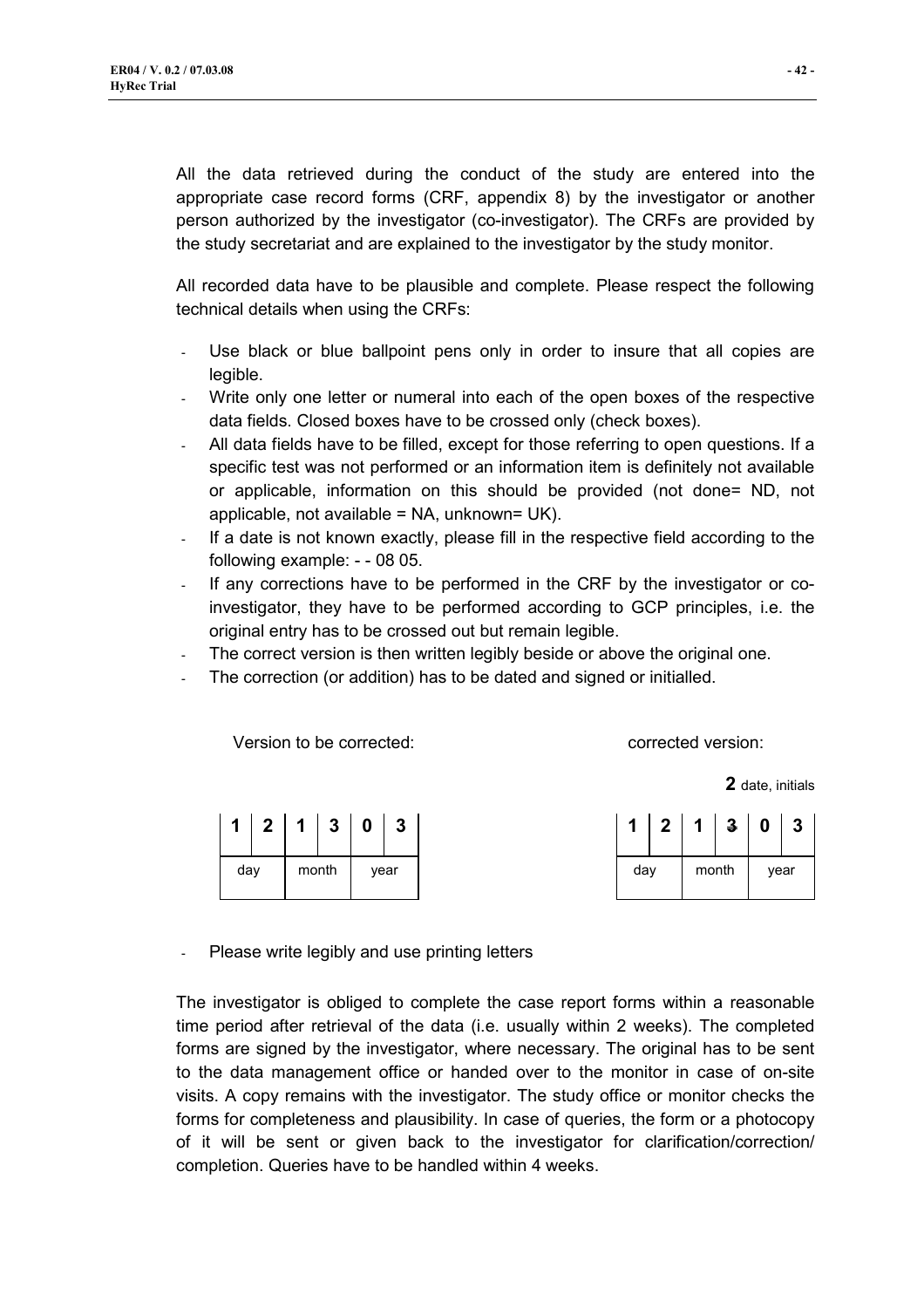All the data retrieved during the conduct of the study are entered into the appropriate case record forms (CRF, appendix 8) by the investigator or another person authorized by the investigator (co-investigator). The CRFs are provided by the study secretariat and are explained to the investigator by the study monitor.

All recorded data have to be plausible and complete. Please respect the following technical details when using the CRFs:

- Use black or blue ballpoint pens only in order to insure that all copies are legible.
- Write only one letter or numeral into each of the open boxes of the respective data fields. Closed boxes have to be crossed only (check boxes).
- All data fields have to be filled, except for those referring to open questions. If a specific test was not performed or an information item is definitely not available or applicable, information on this should be provided (not done= ND, not applicable, not available = NA, unknown= UK).
- If a date is not known exactly, please fill in the respective field according to the following example: - - 08 05.
- If any corrections have to be performed in the CRF by the investigator or co-investigator, they have to be performed according to GCP principles, i.e. the original entry has to be crossed out but remain legible.
- The correct version is then written legibly beside or above the original one.
- The correction (or addition) has to be dated and signed or initialled.

Version to be corrected:

| 1 | 2 | 1 | 3 | 0 | 3 |
|---|---|---|---|---|---|
| day | | month | | year | |

corrected version:

**2** date, initials

| 1 | 2 | 1 | ~~3~~ | 0 | 3 |
|---|---|---|---|---|---|
| day | | month | | year | |

- Please write legibly and use printing letters

The investigator is obliged to complete the case report forms within a reasonable time period after retrieval of the data (i.e. usually within 2 weeks). The completed forms are signed by the investigator, where necessary. The original has to be sent to the data management office or handed over to the monitor in case of on-site visits. A copy remains with the investigator. The study office or monitor checks the forms for completeness and plausibility. In case of queries, the form or a photocopy of it will be sent or given back to the investigator for clarification/correction/ completion. Queries have to be handled within 4 weeks.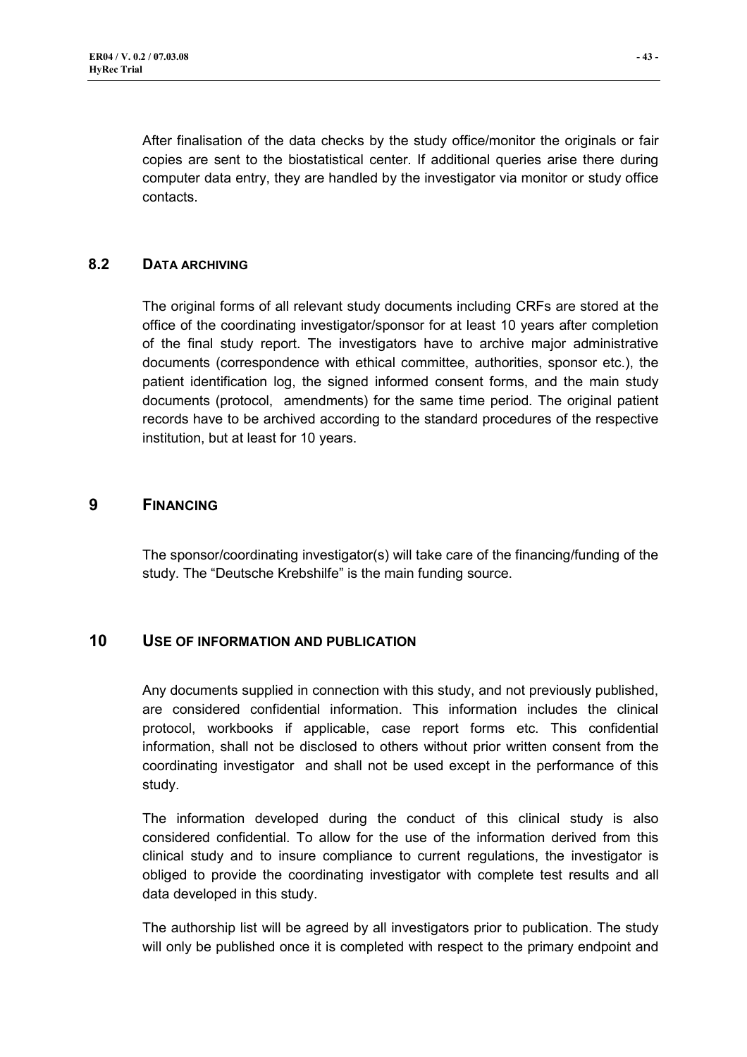After finalisation of the data checks by the study office/monitor the originals or fair copies are sent to the biostatistical center. If additional queries arise there during computer data entry, they are handled by the investigator via monitor or study office contacts.

## 8.2 DATA ARCHIVING

The original forms of all relevant study documents including CRFs are stored at the office of the coordinating investigator/sponsor for at least 10 years after completion of the final study report. The investigators have to archive major administrative documents (correspondence with ethical committee, authorities, sponsor etc.), the patient identification log, the signed informed consent forms, and the main study documents (protocol, amendments) for the same time period. The original patient records have to be archived according to the standard procedures of the respective institution, but at least for 10 years.

# 9 FINANCING

The sponsor/coordinating investigator(s) will take care of the financing/funding of the study. The "Deutsche Krebshilfe" is the main funding source.

# 10 USE OF INFORMATION AND PUBLICATION

Any documents supplied in connection with this study, and not previously published, are considered confidential information. This information includes the clinical protocol, workbooks if applicable, case report forms etc. This confidential information, shall not be disclosed to others without prior written consent from the coordinating investigator and shall not be used except in the performance of this study.

The information developed during the conduct of this clinical study is also considered confidential. To allow for the use of the information derived from this clinical study and to insure compliance to current regulations, the investigator is obliged to provide the coordinating investigator with complete test results and all data developed in this study.

The authorship list will be agreed by all investigators prior to publication. The study will only be published once it is completed with respect to the primary endpoint and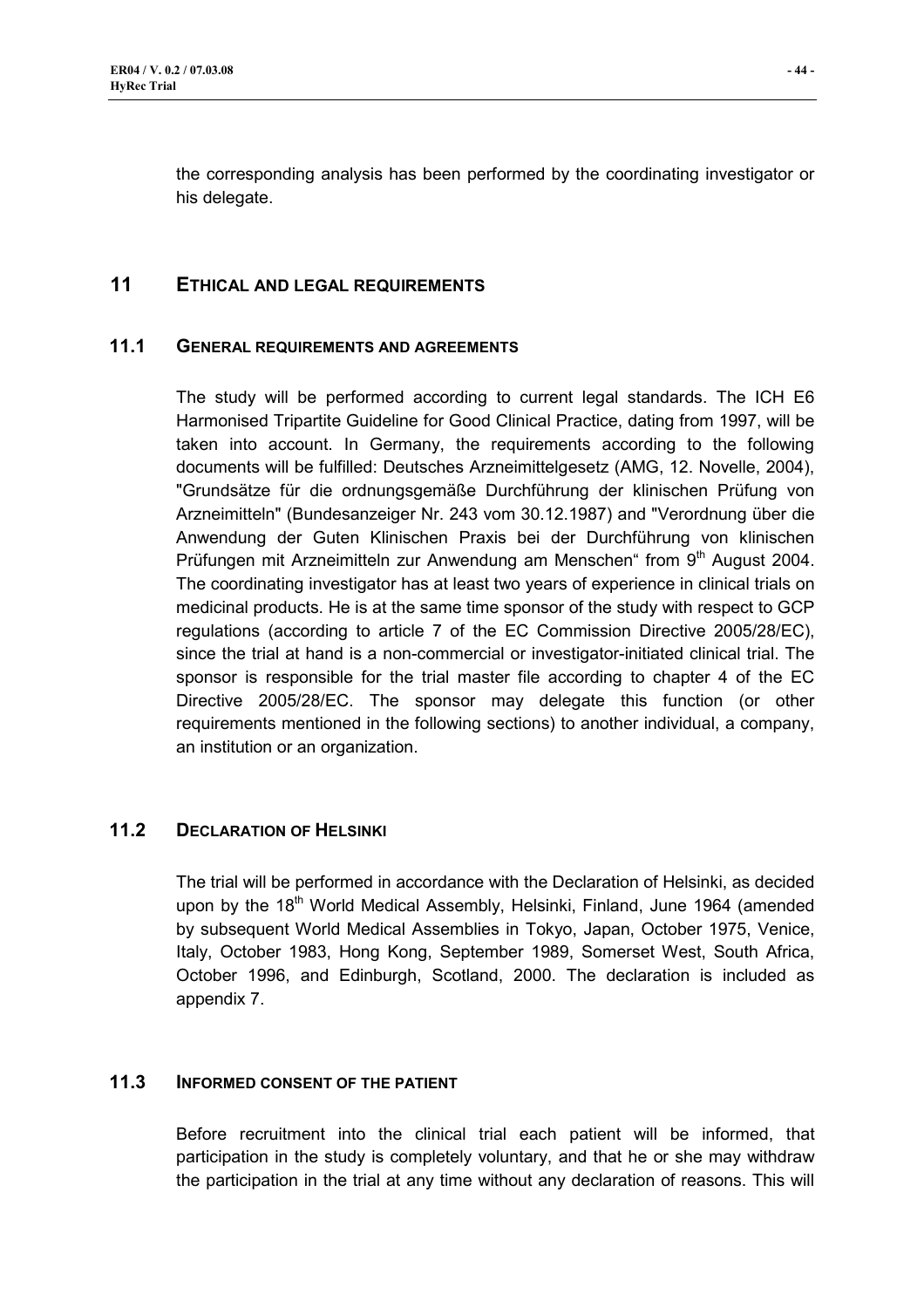the corresponding analysis has been performed by the coordinating investigator or his delegate.

# 11 ETHICAL AND LEGAL REQUIREMENTS

## 11.1 GENERAL REQUIREMENTS AND AGREEMENTS

The study will be performed according to current legal standards. The ICH E6 Harmonised Tripartite Guideline for Good Clinical Practice, dating from 1997, will be taken into account. In Germany, the requirements according to the following documents will be fulfilled: Deutsches Arzneimittelgesetz (AMG, 12. Novelle, 2004), "Grundsätze für die ordnungsgemäße Durchführung der klinischen Prüfung von Arzneimitteln" (Bundesanzeiger Nr. 243 vom 30.12.1987) and "Verordnung über die Anwendung der Guten Klinischen Praxis bei der Durchführung von klinischen Prüfungen mit Arzneimitteln zur Anwendung am Menschen" from 9th August 2004. The coordinating investigator has at least two years of experience in clinical trials on medicinal products. He is at the same time sponsor of the study with respect to GCP regulations (according to article 7 of the EC Commission Directive 2005/28/EC), since the trial at hand is a non-commercial or investigator-initiated clinical trial. The sponsor is responsible for the trial master file according to chapter 4 of the EC Directive 2005/28/EC. The sponsor may delegate this function (or other requirements mentioned in the following sections) to another individual, a company, an institution or an organization.

## 11.2 DECLARATION OF HELSINKI

The trial will be performed in accordance with the Declaration of Helsinki, as decided upon by the 18th World Medical Assembly, Helsinki, Finland, June 1964 (amended by subsequent World Medical Assemblies in Tokyo, Japan, October 1975, Venice, Italy, October 1983, Hong Kong, September 1989, Somerset West, South Africa, October 1996, and Edinburgh, Scotland, 2000. The declaration is included as appendix 7.

## 11.3 INFORMED CONSENT OF THE PATIENT

Before recruitment into the clinical trial each patient will be informed, that participation in the study is completely voluntary, and that he or she may withdraw the participation in the trial at any time without any declaration of reasons. This will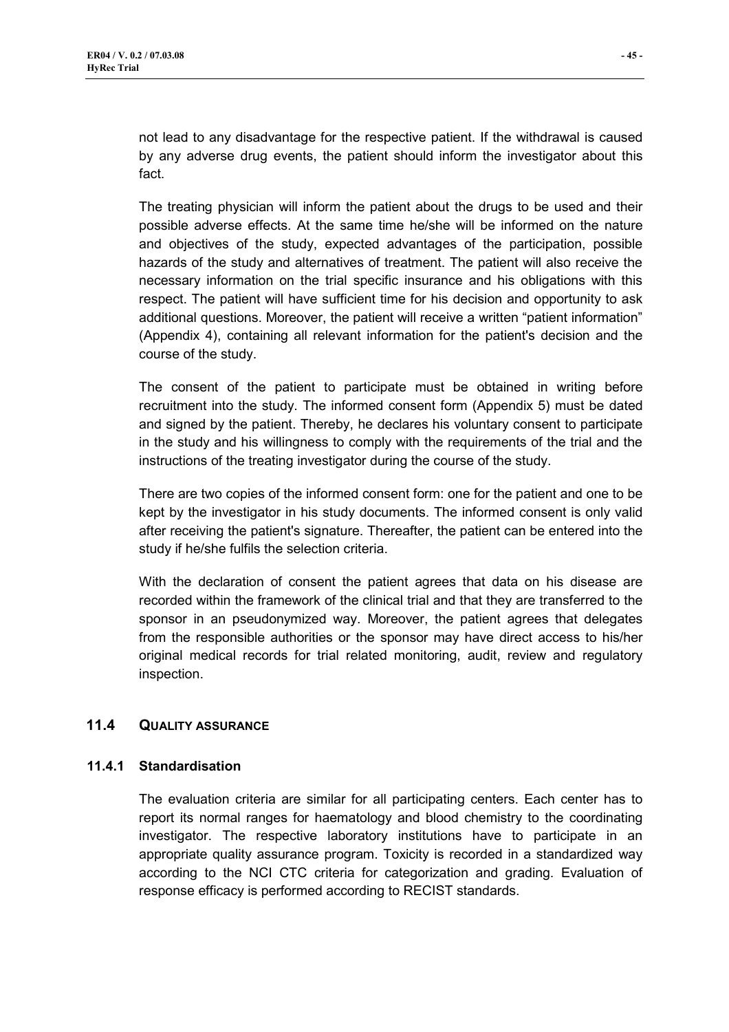not lead to any disadvantage for the respective patient. If the withdrawal is caused by any adverse drug events, the patient should inform the investigator about this fact.

The treating physician will inform the patient about the drugs to be used and their possible adverse effects. At the same time he/she will be informed on the nature and objectives of the study, expected advantages of the participation, possible hazards of the study and alternatives of treatment. The patient will also receive the necessary information on the trial specific insurance and his obligations with this respect. The patient will have sufficient time for his decision and opportunity to ask additional questions. Moreover, the patient will receive a written "patient information" (Appendix 4), containing all relevant information for the patient's decision and the course of the study.

The consent of the patient to participate must be obtained in writing before recruitment into the study. The informed consent form (Appendix 5) must be dated and signed by the patient. Thereby, he declares his voluntary consent to participate in the study and his willingness to comply with the requirements of the trial and the instructions of the treating investigator during the course of the study.

There are two copies of the informed consent form: one for the patient and one to be kept by the investigator in his study documents. The informed consent is only valid after receiving the patient's signature. Thereafter, the patient can be entered into the study if he/she fulfils the selection criteria.

With the declaration of consent the patient agrees that data on his disease are recorded within the framework of the clinical trial and that they are transferred to the sponsor in an pseudonymized way. Moreover, the patient agrees that delegates from the responsible authorities or the sponsor may have direct access to his/her original medical records for trial related monitoring, audit, review and regulatory inspection.

## 11.4 QUALITY ASSURANCE

### 11.4.1 Standardisation

The evaluation criteria are similar for all participating centers. Each center has to report its normal ranges for haematology and blood chemistry to the coordinating investigator. The respective laboratory institutions have to participate in an appropriate quality assurance program. Toxicity is recorded in a standardized way according to the NCI CTC criteria for categorization and grading. Evaluation of response efficacy is performed according to RECIST standards.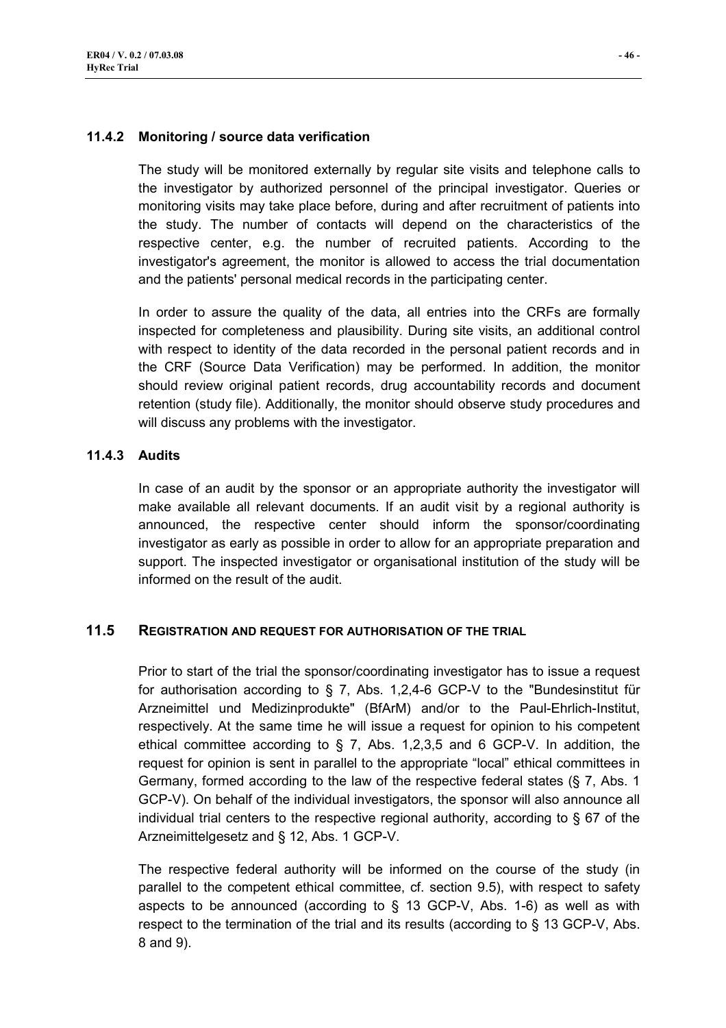### 11.4.2 Monitoring / source data verification

The study will be monitored externally by regular site visits and telephone calls to the investigator by authorized personnel of the principal investigator. Queries or monitoring visits may take place before, during and after recruitment of patients into the study. The number of contacts will depend on the characteristics of the respective center, e.g. the number of recruited patients. According to the investigator's agreement, the monitor is allowed to access the trial documentation and the patients' personal medical records in the participating center.

In order to assure the quality of the data, all entries into the CRFs are formally inspected for completeness and plausibility. During site visits, an additional control with respect to identity of the data recorded in the personal patient records and in the CRF (Source Data Verification) may be performed. In addition, the monitor should review original patient records, drug accountability records and document retention (study file). Additionally, the monitor should observe study procedures and will discuss any problems with the investigator.

### 11.4.3 Audits

In case of an audit by the sponsor or an appropriate authority the investigator will make available all relevant documents. If an audit visit by a regional authority is announced, the respective center should inform the sponsor/coordinating investigator as early as possible in order to allow for an appropriate preparation and support. The inspected investigator or organisational institution of the study will be informed on the result of the audit.

## 11.5 REGISTRATION AND REQUEST FOR AUTHORISATION OF THE TRIAL

Prior to start of the trial the sponsor/coordinating investigator has to issue a request for authorisation according to § 7, Abs. 1,2,4-6 GCP-V to the "Bundesinstitut für Arzneimittel und Medizinprodukte" (BfArM) and/or to the Paul-Ehrlich-Institut, respectively. At the same time he will issue a request for opinion to his competent ethical committee according to § 7, Abs. 1,2,3,5 and 6 GCP-V. In addition, the request for opinion is sent in parallel to the appropriate "local" ethical committees in Germany, formed according to the law of the respective federal states (§ 7, Abs. 1 GCP-V). On behalf of the individual investigators, the sponsor will also announce all individual trial centers to the respective regional authority, according to § 67 of the Arzneimittelgesetz and § 12, Abs. 1 GCP-V.

The respective federal authority will be informed on the course of the study (in parallel to the competent ethical committee, cf. section 9.5), with respect to safety aspects to be announced (according to § 13 GCP-V, Abs. 1-6) as well as with respect to the termination of the trial and its results (according to § 13 GCP-V, Abs. 8 and 9).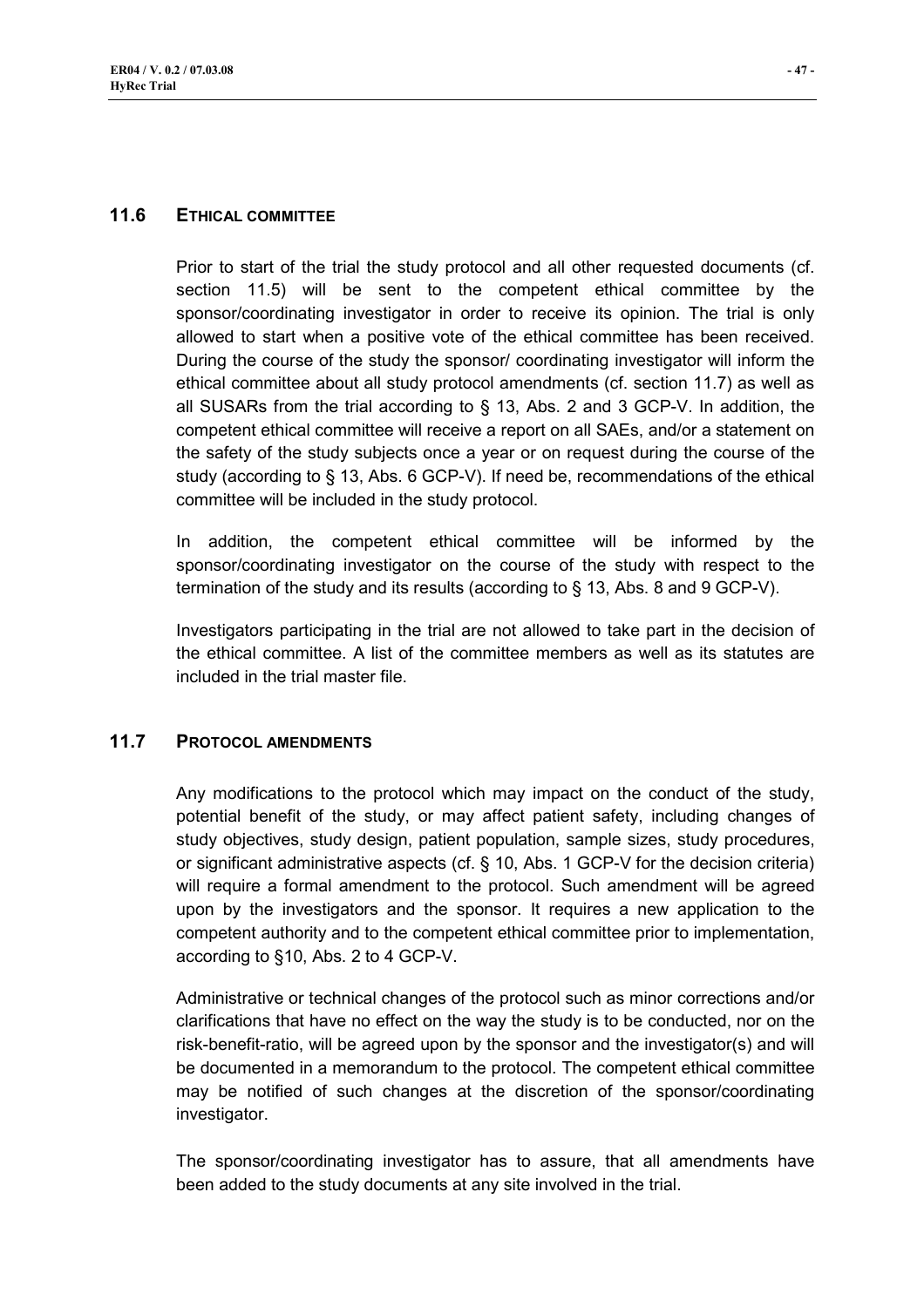## 11.6 ETHICAL COMMITTEE

Prior to start of the trial the study protocol and all other requested documents (cf. section 11.5) will be sent to the competent ethical committee by the sponsor/coordinating investigator in order to receive its opinion. The trial is only allowed to start when a positive vote of the ethical committee has been received. During the course of the study the sponsor/ coordinating investigator will inform the ethical committee about all study protocol amendments (cf. section 11.7) as well as all SUSARs from the trial according to § 13, Abs. 2 and 3 GCP-V. In addition, the competent ethical committee will receive a report on all SAEs, and/or a statement on the safety of the study subjects once a year or on request during the course of the study (according to § 13, Abs. 6 GCP-V). If need be, recommendations of the ethical committee will be included in the study protocol.

In addition, the competent ethical committee will be informed by the sponsor/coordinating investigator on the course of the study with respect to the termination of the study and its results (according to § 13, Abs. 8 and 9 GCP-V).

Investigators participating in the trial are not allowed to take part in the decision of the ethical committee. A list of the committee members as well as its statutes are included in the trial master file.

## 11.7 PROTOCOL AMENDMENTS

Any modifications to the protocol which may impact on the conduct of the study, potential benefit of the study, or may affect patient safety, including changes of study objectives, study design, patient population, sample sizes, study procedures, or significant administrative aspects (cf. § 10, Abs. 1 GCP-V for the decision criteria) will require a formal amendment to the protocol. Such amendment will be agreed upon by the investigators and the sponsor. It requires a new application to the competent authority and to the competent ethical committee prior to implementation, according to §10, Abs. 2 to 4 GCP-V.

Administrative or technical changes of the protocol such as minor corrections and/or clarifications that have no effect on the way the study is to be conducted, nor on the risk-benefit-ratio, will be agreed upon by the sponsor and the investigator(s) and will be documented in a memorandum to the protocol. The competent ethical committee may be notified of such changes at the discretion of the sponsor/coordinating investigator.

The sponsor/coordinating investigator has to assure, that all amendments have been added to the study documents at any site involved in the trial.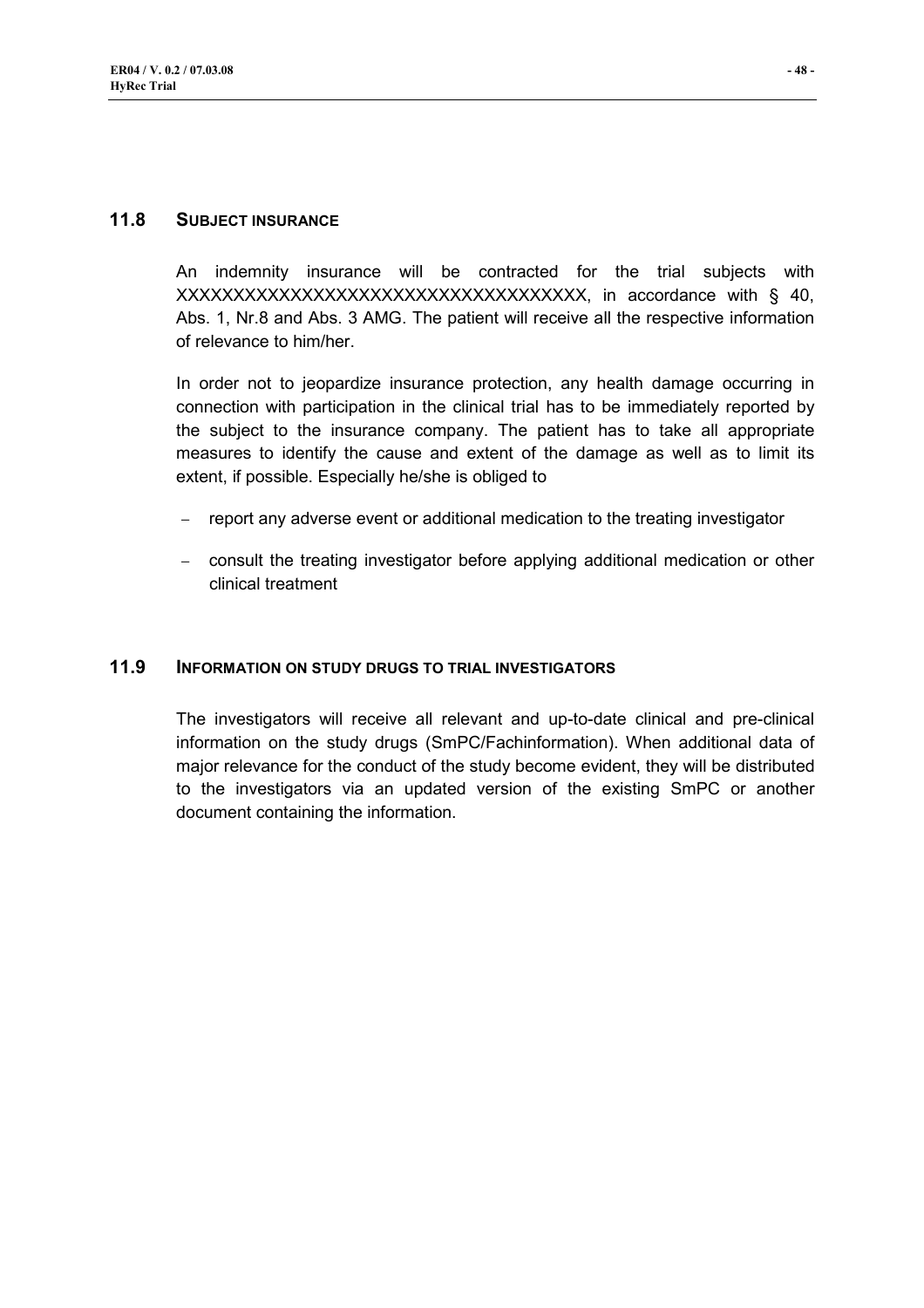## 11.8 SUBJECT INSURANCE

An indemnity insurance will be contracted for the trial subjects with XXXXXXXXXXXXXXXXXXXXXXXXXXXXXXXXXXXX, in accordance with § 40, Abs. 1, Nr.8 and Abs. 3 AMG. The patient will receive all the respective information of relevance to him/her.

In order not to jeopardize insurance protection, any health damage occurring in connection with participation in the clinical trial has to be immediately reported by the subject to the insurance company. The patient has to take all appropriate measures to identify the cause and extent of the damage as well as to limit its extent, if possible. Especially he/she is obliged to

- report any adverse event or additional medication to the treating investigator
- consult the treating investigator before applying additional medication or other clinical treatment

## 11.9 INFORMATION ON STUDY DRUGS TO TRIAL INVESTIGATORS

The investigators will receive all relevant and up-to-date clinical and pre-clinical information on the study drugs (SmPC/Fachinformation). When additional data of major relevance for the conduct of the study become evident, they will be distributed to the investigators via an updated version of the existing SmPC or another document containing the information.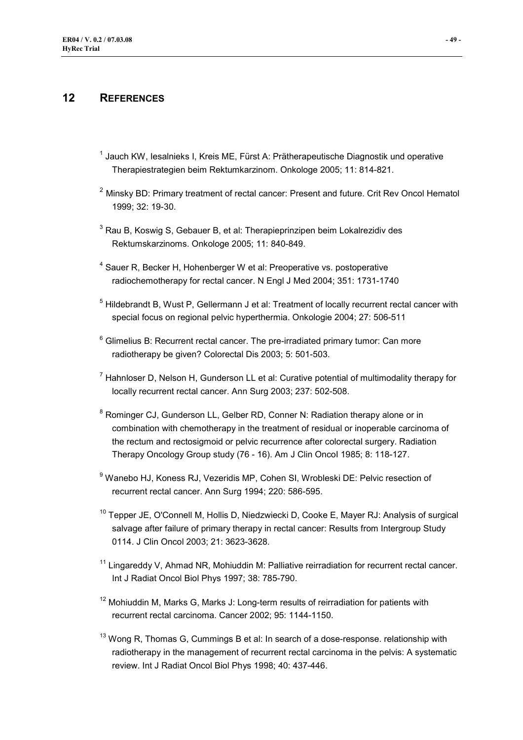# 12 REFERENCES

[1] Jauch KW, Iesalnieks I, Kreis ME, Fürst A: Prätherapeutische Diagnostik und operative Therapiestrategien beim Rektumkarzinom. Onkologe 2005; 11: 814-821.

[2] Minsky BD: Primary treatment of rectal cancer: Present and future. Crit Rev Oncol Hematol 1999; 32: 19-30.

[3] Rau B, Koswig S, Gebauer B, et al: Therapieprinzipen beim Lokalrezidiv des Rektumskarzinoms. Onkologe 2005; 11: 840-849.

[4] Sauer R, Becker H, Hohenberger W et al: Preoperative vs. postoperative radiochemotherapy for rectal cancer. N Engl J Med 2004; 351: 1731-1740

[5] Hildebrandt B, Wust P, Gellermann J et al: Treatment of locally recurrent rectal cancer with special focus on regional pelvic hyperthermia. Onkologie 2004; 27: 506-511

[6] Glimelius B: Recurrent rectal cancer. The pre-irradiated primary tumor: Can more radiotherapy be given? Colorectal Dis 2003; 5: 501-503.

[7] Hahnloser D, Nelson H, Gunderson LL et al: Curative potential of multimodality therapy for locally recurrent rectal cancer. Ann Surg 2003; 237: 502-508.

[8] Rominger CJ, Gunderson LL, Gelber RD, Conner N: Radiation therapy alone or in combination with chemotherapy in the treatment of residual or inoperable carcinoma of the rectum and rectosigmoid or pelvic recurrence after colorectal surgery. Radiation Therapy Oncology Group study (76 - 16). Am J Clin Oncol 1985; 8: 118-127.

[9] Wanebo HJ, Koness RJ, Vezeridis MP, Cohen SI, Wrobleski DE: Pelvic resection of recurrent rectal cancer. Ann Surg 1994; 220: 586-595.

[10] Tepper JE, O'Connell M, Hollis D, Niedzwiecki D, Cooke E, Mayer RJ: Analysis of surgical salvage after failure of primary therapy in rectal cancer: Results from Intergroup Study 0114. J Clin Oncol 2003; 21: 3623-3628.

[11] Lingareddy V, Ahmad NR, Mohiuddin M: Palliative reirradiation for recurrent rectal cancer. Int J Radiat Oncol Biol Phys 1997; 38: 785-790.

[12] Mohiuddin M, Marks G, Marks J: Long-term results of reirradiation for patients with recurrent rectal carcinoma. Cancer 2002; 95: 1144-1150.

[13] Wong R, Thomas G, Cummings B et al: In search of a dose-response. relationship with radiotherapy in the management of recurrent rectal carcinoma in the pelvis: A systematic review. Int J Radiat Oncol Biol Phys 1998; 40: 437-446.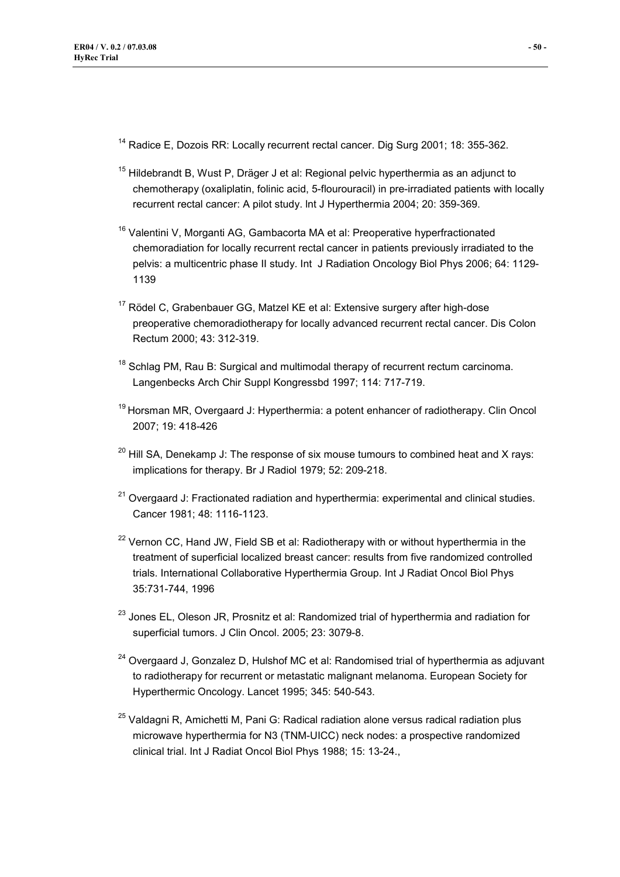[14] Radice E, Dozois RR: Locally recurrent rectal cancer. Dig Surg 2001; 18: 355-362.

[15] Hildebrandt B, Wust P, Dräger J et al: Regional pelvic hyperthermia as an adjunct to chemotherapy (oxaliplatin, folinic acid, 5-flourouracil) in pre-irradiated patients with locally recurrent rectal cancer: A pilot study. Int J Hyperthermia 2004; 20: 359-369.

[16] Valentini V, Morganti AG, Gambacorta MA et al: Preoperative hyperfractionated chemoradiation for locally recurrent rectal cancer in patients previously irradiated to the pelvis: a multicentric phase II study. Int J Radiation Oncology Biol Phys 2006; 64: 1129-1139

[17] Rödel C, Grabenbauer GG, Matzel KE et al: Extensive surgery after high-dose preoperative chemoradiotherapy for locally advanced recurrent rectal cancer. Dis Colon Rectum 2000; 43: 312-319.

[18] Schlag PM, Rau B: Surgical and multimodal therapy of recurrent rectum carcinoma. Langenbecks Arch Chir Suppl Kongressbd 1997; 114: 717-719.

[19] Horsman MR, Overgaard J: Hyperthermia: a potent enhancer of radiotherapy. Clin Oncol 2007; 19: 418-426

[20] Hill SA, Denekamp J: The response of six mouse tumours to combined heat and X rays: implications for therapy. Br J Radiol 1979; 52: 209-218.

[21] Overgaard J: Fractionated radiation and hyperthermia: experimental and clinical studies. Cancer 1981; 48: 1116-1123.

[22] Vernon CC, Hand JW, Field SB et al: Radiotherapy with or without hyperthermia in the treatment of superficial localized breast cancer: results from five randomized controlled trials. International Collaborative Hyperthermia Group. Int J Radiat Oncol Biol Phys 35:731-744, 1996

[23] Jones EL, Oleson JR, Prosnitz et al: Randomized trial of hyperthermia and radiation for superficial tumors. J Clin Oncol. 2005; 23: 3079-8.

[24] Overgaard J, Gonzalez D, Hulshof MC et al: Randomised trial of hyperthermia as adjuvant to radiotherapy for recurrent or metastatic malignant melanoma. European Society for Hyperthermic Oncology. Lancet 1995; 345: 540-543.

[25] Valdagni R, Amichetti M, Pani G: Radical radiation alone versus radical radiation plus microwave hyperthermia for N3 (TNM-UICC) neck nodes: a prospective randomized clinical trial. Int J Radiat Oncol Biol Phys 1988; 15: 13-24.,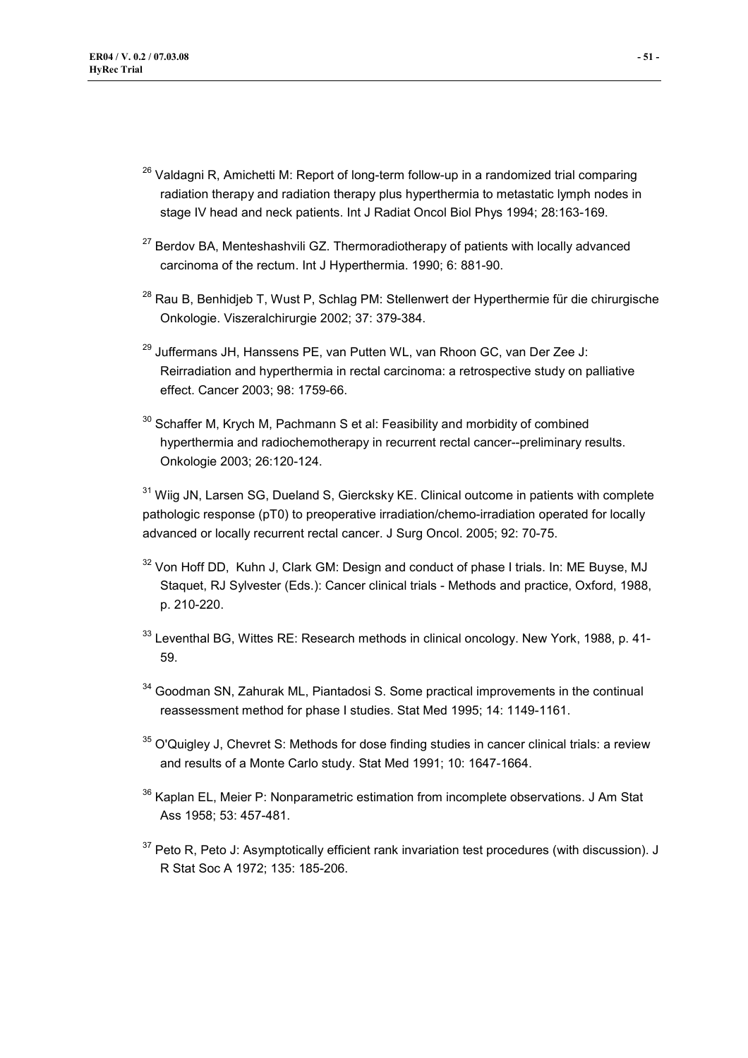[26] Valdagni R, Amichetti M: Report of long-term follow-up in a randomized trial comparing radiation therapy and radiation therapy plus hyperthermia to metastatic lymph nodes in stage IV head and neck patients. Int J Radiat Oncol Biol Phys 1994; 28:163-169.

[27] Berdov BA, Menteshashvili GZ. Thermoradiotherapy of patients with locally advanced carcinoma of the rectum. Int J Hyperthermia. 1990; 6: 881-90.

[28] Rau B, Benhidjeb T, Wust P, Schlag PM: Stellenwert der Hyperthermie für die chirurgische Onkologie. Viszeralchirurgie 2002; 37: 379-384.

[29] Juffermans JH, Hanssens PE, van Putten WL, van Rhoon GC, van Der Zee J: Reirradiation and hyperthermia in rectal carcinoma: a retrospective study on palliative effect. Cancer 2003; 98: 1759-66.

[30] Schaffer M, Krych M, Pachmann S et al: Feasibility and morbidity of combined hyperthermia and radiochemotherapy in recurrent rectal cancer--preliminary results. Onkologie 2003; 26:120-124.

[31] Wiig JN, Larsen SG, Dueland S, Giercksky KE. Clinical outcome in patients with complete pathologic response (pT0) to preoperative irradiation/chemo-irradiation operated for locally advanced or locally recurrent rectal cancer. J Surg Oncol. 2005; 92: 70-75.

[32] Von Hoff DD, Kuhn J, Clark GM: Design and conduct of phase I trials. In: ME Buyse, MJ Staquet, RJ Sylvester (Eds.): Cancer clinical trials - Methods and practice, Oxford, 1988, p. 210-220.

[33] Leventhal BG, Wittes RE: Research methods in clinical oncology. New York, 1988, p. 41-59.

[34] Goodman SN, Zahurak ML, Piantadosi S. Some practical improvements in the continual reassessment method for phase I studies. Stat Med 1995; 14: 1149-1161.

[35] O'Quigley J, Chevret S: Methods for dose finding studies in cancer clinical trials: a review and results of a Monte Carlo study. Stat Med 1991; 10: 1647-1664.

[36] Kaplan EL, Meier P: Nonparametric estimation from incomplete observations. J Am Stat Ass 1958; 53: 457-481.

[37] Peto R, Peto J: Asymptotically efficient rank invariation test procedures (with discussion). J R Stat Soc A 1972; 135: 185-206.